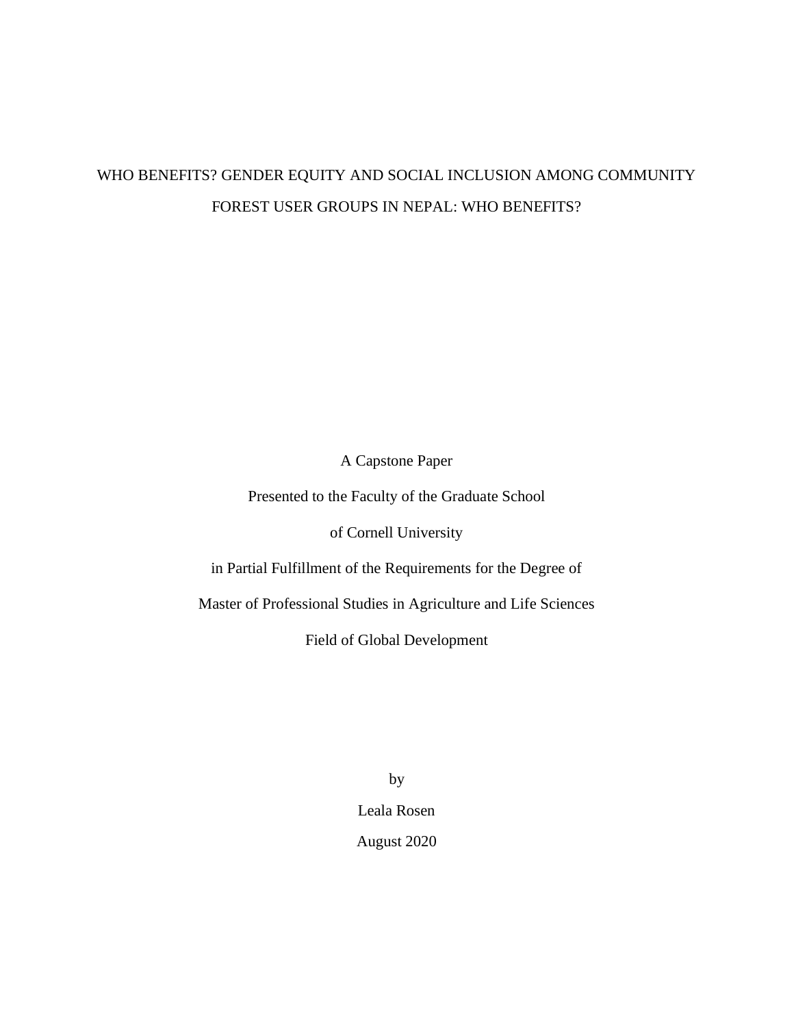# WHO BENEFITS? GENDER EQUITY AND SOCIAL INCLUSION AMONG COMMUNITY FOREST USER GROUPS IN NEPAL: WHO BENEFITS?

A Capstone Paper

Presented to the Faculty of the Graduate School

of Cornell University

in Partial Fulfillment of the Requirements for the Degree of

Master of Professional Studies in Agriculture and Life Sciences

Field of Global Development

by

Leala Rosen

August 2020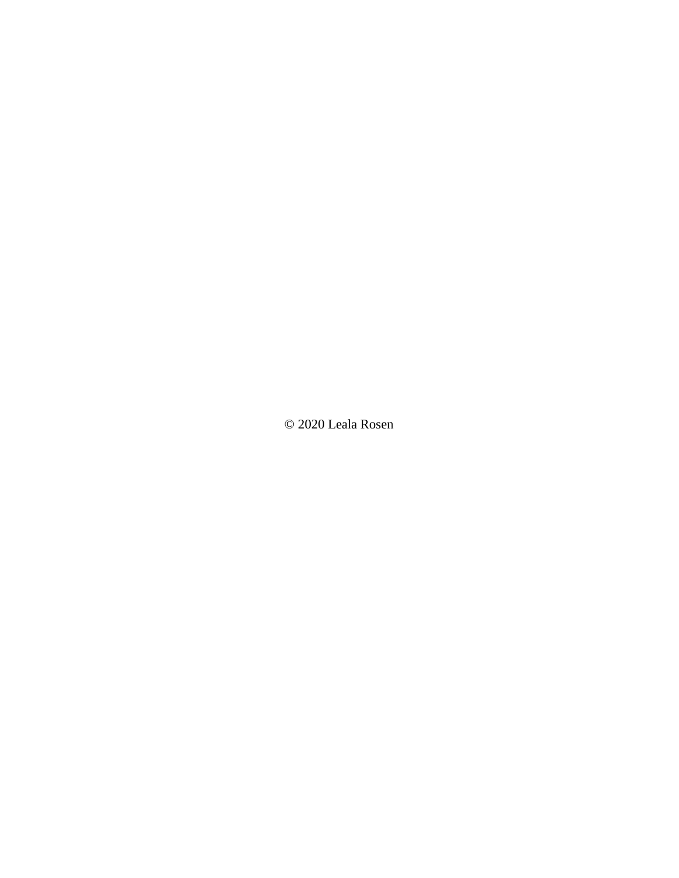© 2020 Leala Rosen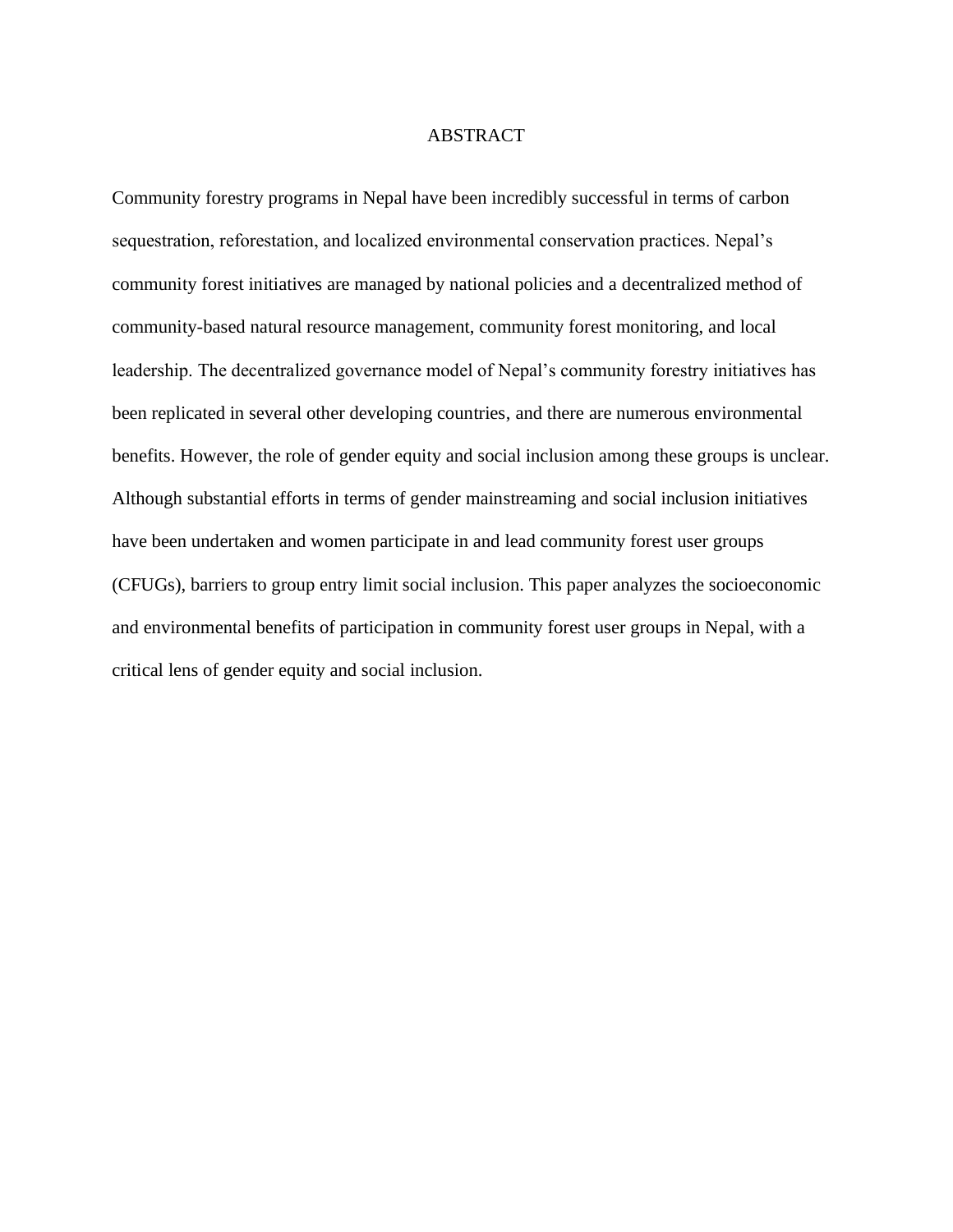# ABSTRACT

Community forestry programs in Nepal have been incredibly successful in terms of carbon sequestration, reforestation, and localized environmental conservation practices. Nepal's community forest initiatives are managed by national policies and a decentralized method of community-based natural resource management, community forest monitoring, and local leadership. The decentralized governance model of Nepal's community forestry initiatives has been replicated in several other developing countries, and there are numerous environmental benefits. However, the role of gender equity and social inclusion among these groups is unclear. Although substantial efforts in terms of gender mainstreaming and social inclusion initiatives have been undertaken and women participate in and lead community forest user groups (CFUGs), barriers to group entry limit social inclusion. This paper analyzes the socioeconomic and environmental benefits of participation in community forest user groups in Nepal, with a critical lens of gender equity and social inclusion.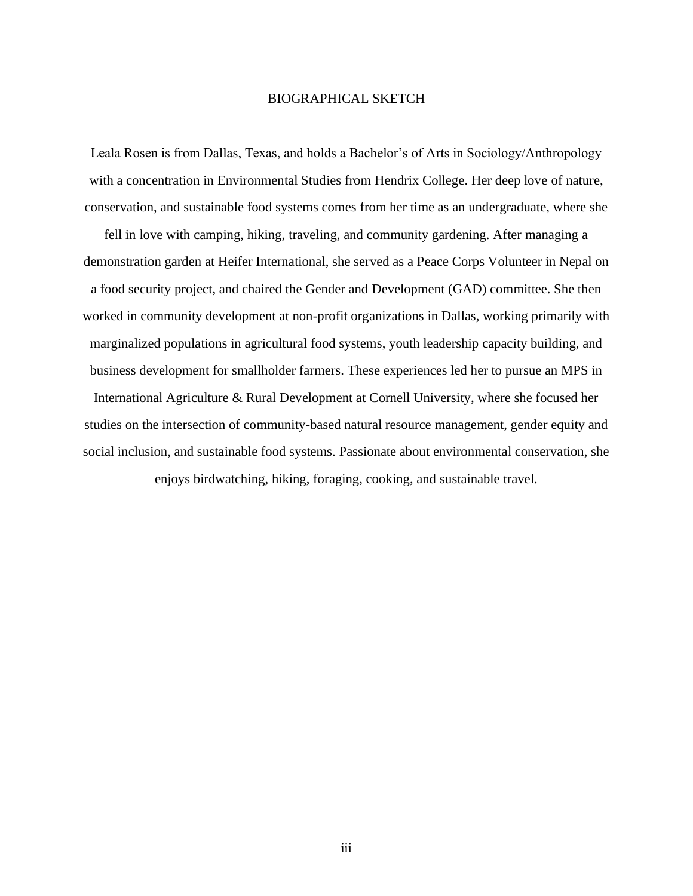# BIOGRAPHICAL SKETCH

Leala Rosen is from Dallas, Texas, and holds a Bachelor's of Arts in Sociology/Anthropology with a concentration in Environmental Studies from Hendrix College. Her deep love of nature, conservation, and sustainable food systems comes from her time as an undergraduate, where she fell in love with camping, hiking, traveling, and community gardening. After managing a demonstration garden at Heifer International, she served as a Peace Corps Volunteer in Nepal on a food security project, and chaired the Gender and Development (GAD) committee. She then worked in community development at non-profit organizations in Dallas, working primarily with marginalized populations in agricultural food systems, youth leadership capacity building, and business development for smallholder farmers. These experiences led her to pursue an MPS in International Agriculture & Rural Development at Cornell University, where she focused her studies on the intersection of community-based natural resource management, gender equity and social inclusion, and sustainable food systems. Passionate about environmental conservation, she enjoys birdwatching, hiking, foraging, cooking, and sustainable travel.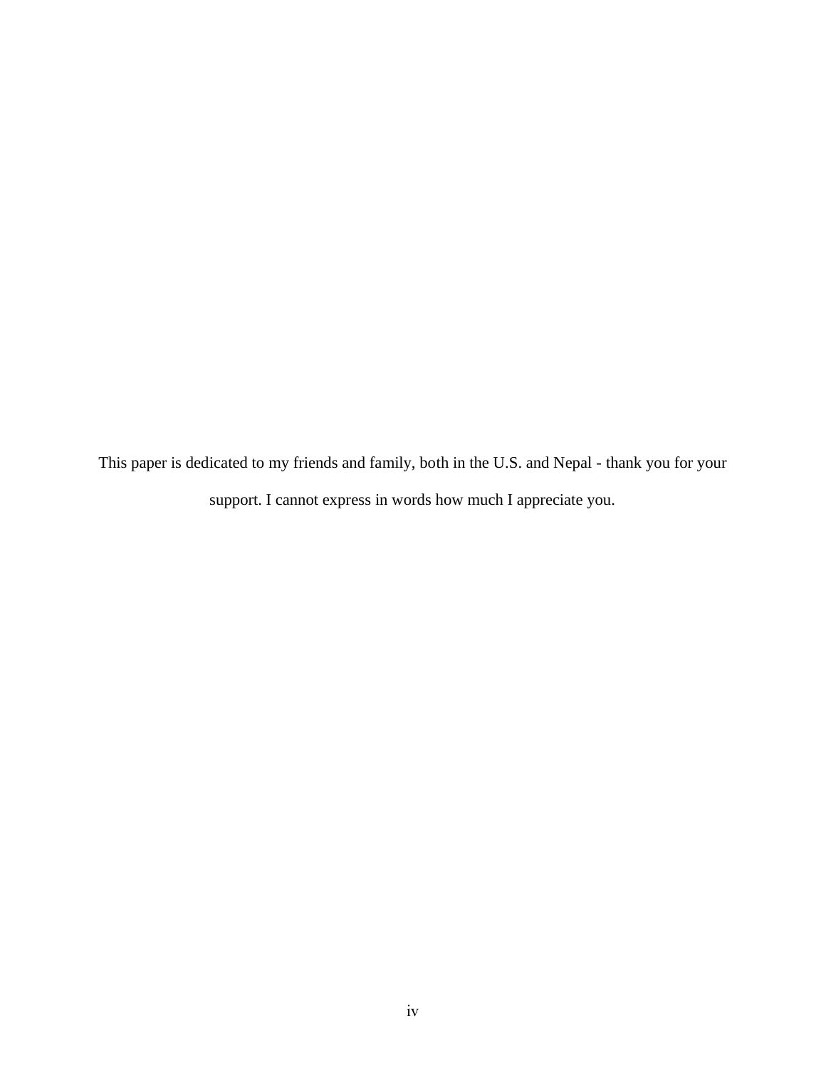This paper is dedicated to my friends and family, both in the U.S. and Nepal - thank you for your support. I cannot express in words how much I appreciate you.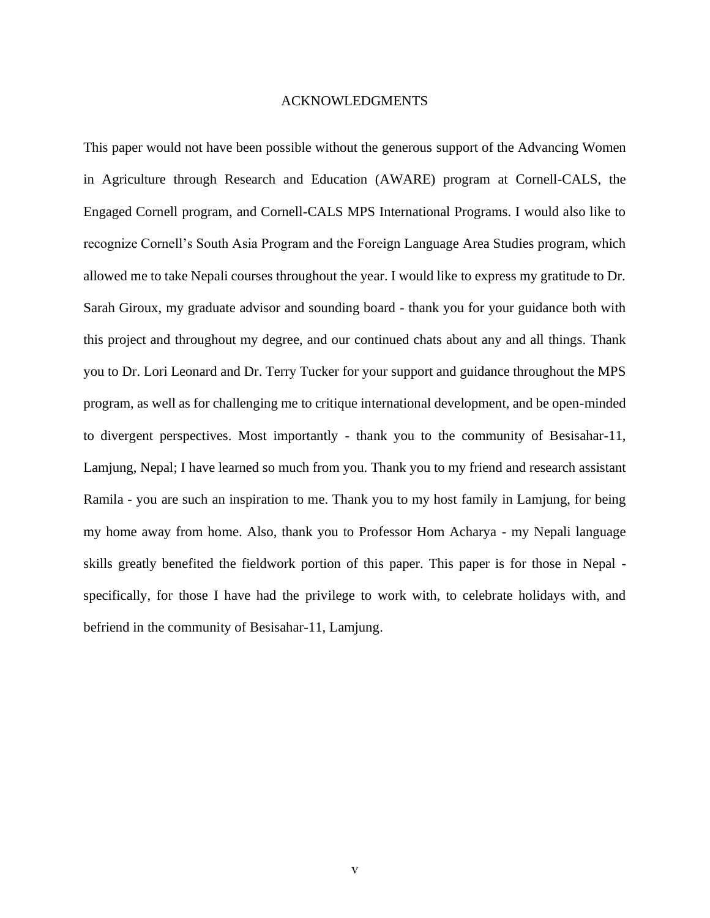# ACKNOWLEDGMENTS

This paper would not have been possible without the generous support of the Advancing Women in Agriculture through Research and Education (AWARE) program at Cornell-CALS, the Engaged Cornell program, and Cornell-CALS MPS International Programs. I would also like to recognize Cornell's South Asia Program and the Foreign Language Area Studies program, which allowed me to take Nepali courses throughout the year. I would like to express my gratitude to Dr. Sarah Giroux, my graduate advisor and sounding board - thank you for your guidance both with this project and throughout my degree, and our continued chats about any and all things. Thank you to Dr. Lori Leonard and Dr. Terry Tucker for your support and guidance throughout the MPS program, as well as for challenging me to critique international development, and be open-minded to divergent perspectives. Most importantly - thank you to the community of Besisahar-11, Lamjung, Nepal; I have learned so much from you. Thank you to my friend and research assistant Ramila - you are such an inspiration to me. Thank you to my host family in Lamjung, for being my home away from home. Also, thank you to Professor Hom Acharya - my Nepali language skills greatly benefited the fieldwork portion of this paper. This paper is for those in Nepal - specifically, for those I have had the privilege to work with, to celebrate holidays with, and befriend in the community of Besisahar-11, Lamjung.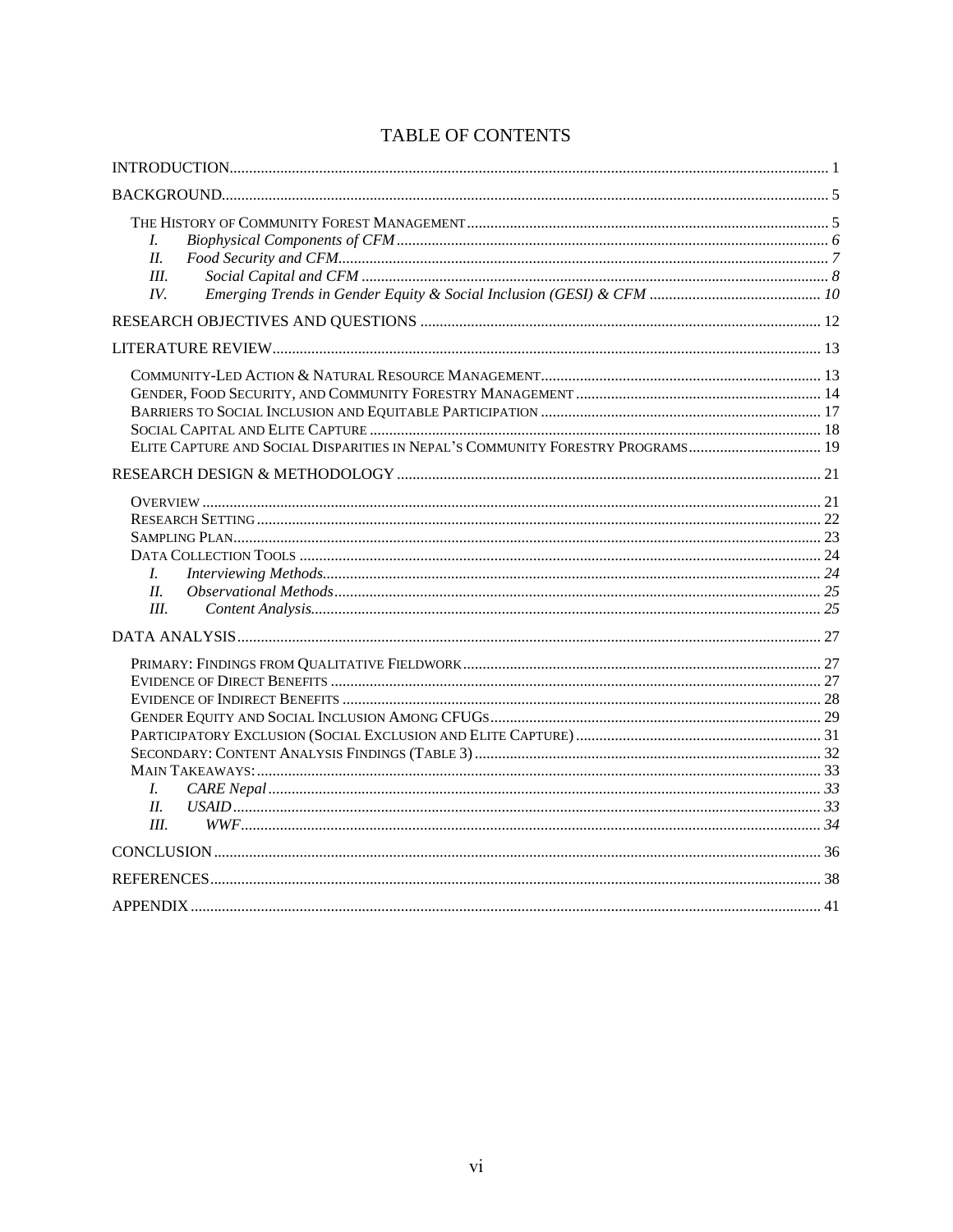# TABLE OF CONTENTS

INTRODUCTION........................................................................................................................................ 1

BACKGROUND......................................................................................................................................... 5

- THE HISTORY OF COMMUNITY FOREST MANAGEMENT ............................................................................ 5
  - *I. Biophysical Components of CFM* ........................................................................................ *6*
  - *II. Food Security and CFM*........................................................................................................ *7*
  - *III. Social Capital and CFM* ...................................................................................................... *8*
  - *IV. Emerging Trends in Gender Equity & Social Inclusion (GESI) & CFM* ................................... *10*

RESEARCH OBJECTIVES AND QUESTIONS ..................................................................................... 12

LITERATURE REVIEW........................................................................................................................... 13

- COMMUNITY-LED ACTION & NATURAL RESOURCE MANAGEMENT........................................................ 13
- GENDER, FOOD SECURITY, AND COMMUNITY FORESTRY MANAGEMENT .............................................. 14
- BARRIERS TO SOCIAL INCLUSION AND EQUITABLE PARTICIPATION ....................................................... 17
- SOCIAL CAPITAL AND ELITE CAPTURE ................................................................................................... 18
- ELITE CAPTURE AND SOCIAL DISPARITIES IN NEPAL'S COMMUNITY FORESTRY PROGRAMS.................................. 19

RESEARCH DESIGN & METHODOLOGY ........................................................................................... 21

- OVERVIEW ............................................................................................................................................. 21
- RESEARCH SETTING ............................................................................................................................... 22
- SAMPLING PLAN..................................................................................................................................... 23
- DATA COLLECTION TOOLS .................................................................................................................... 24
  - *I. Interviewing Methods*.............................................................................................................. *24*
  - *II. Observational Methods*........................................................................................................... *25*
  - *III. Content Analysis*................................................................................................................... *25*

DATA ANALYSIS.................................................................................................................................... 27

- PRIMARY: FINDINGS FROM QUALITATIVE FIELDWORK........................................................................... 27
- EVIDENCE OF DIRECT BENEFITS ............................................................................................................ 27
- EVIDENCE OF INDIRECT BENEFITS ......................................................................................................... 28
- GENDER EQUITY AND SOCIAL INCLUSION AMONG CFUGS.................................................................... 29
- PARTICIPATORY EXCLUSION (SOCIAL EXCLUSION AND ELITE CAPTURE) .............................................. 31
- SECONDARY: CONTENT ANALYSIS FINDINGS (TABLE 3) ........................................................................ 32
- MAIN TAKEAWAYS: ............................................................................................................................... 33
  - *I. CARE Nepal* ............................................................................................................................ *33*
  - *II. USAID*..................................................................................................................................... *33*
  - *III. WWF*...................................................................................................................................... *34*

CONCLUSION .......................................................................................................................................... 36

REFERENCES........................................................................................................................................... 38

APPENDIX ................................................................................................................................................ 41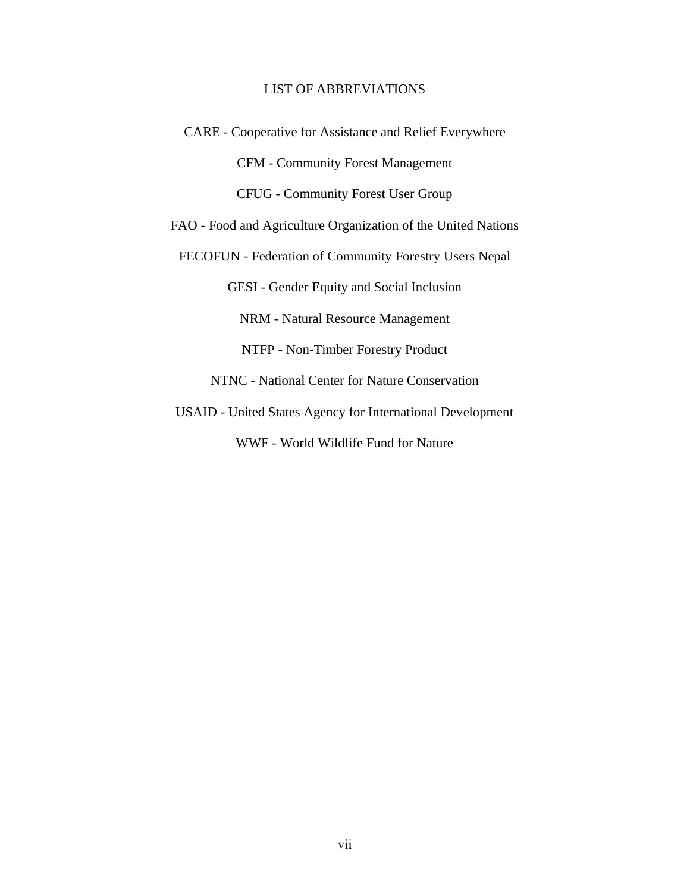# LIST OF ABBREVIATIONS

CARE - Cooperative for Assistance and Relief Everywhere

CFM - Community Forest Management

CFUG - Community Forest User Group

FAO - Food and Agriculture Organization of the United Nations

FECOFUN - Federation of Community Forestry Users Nepal

GESI - Gender Equity and Social Inclusion

NRM - Natural Resource Management

NTFP - Non-Timber Forestry Product

NTNC - National Center for Nature Conservation

USAID - United States Agency for International Development

WWF - World Wildlife Fund for Nature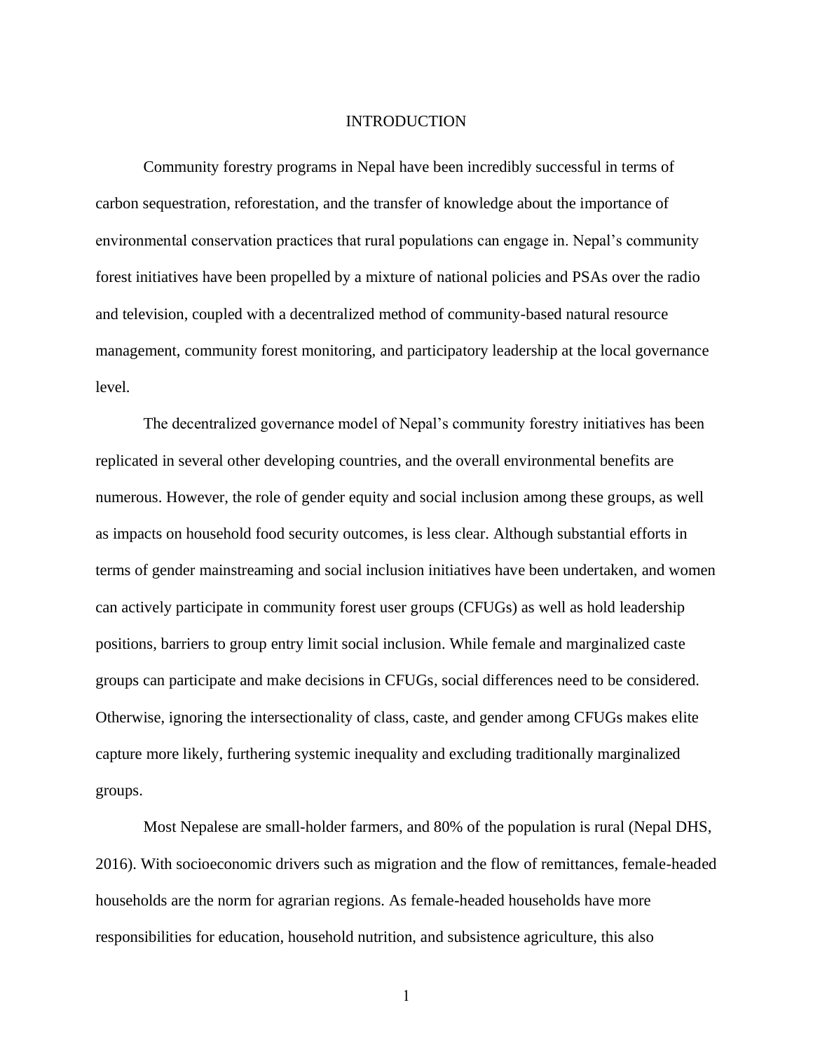# INTRODUCTION

Community forestry programs in Nepal have been incredibly successful in terms of carbon sequestration, reforestation, and the transfer of knowledge about the importance of environmental conservation practices that rural populations can engage in. Nepal's community forest initiatives have been propelled by a mixture of national policies and PSAs over the radio and television, coupled with a decentralized method of community-based natural resource management, community forest monitoring, and participatory leadership at the local governance level.

The decentralized governance model of Nepal's community forestry initiatives has been replicated in several other developing countries, and the overall environmental benefits are numerous. However, the role of gender equity and social inclusion among these groups, as well as impacts on household food security outcomes, is less clear. Although substantial efforts in terms of gender mainstreaming and social inclusion initiatives have been undertaken, and women can actively participate in community forest user groups (CFUGs) as well as hold leadership positions, barriers to group entry limit social inclusion. While female and marginalized caste groups can participate and make decisions in CFUGs, social differences need to be considered. Otherwise, ignoring the intersectionality of class, caste, and gender among CFUGs makes elite capture more likely, furthering systemic inequality and excluding traditionally marginalized groups.

Most Nepalese are small-holder farmers, and 80% of the population is rural (Nepal DHS, 2016). With socioeconomic drivers such as migration and the flow of remittances, female-headed households are the norm for agrarian regions. As female-headed households have more responsibilities for education, household nutrition, and subsistence agriculture, this also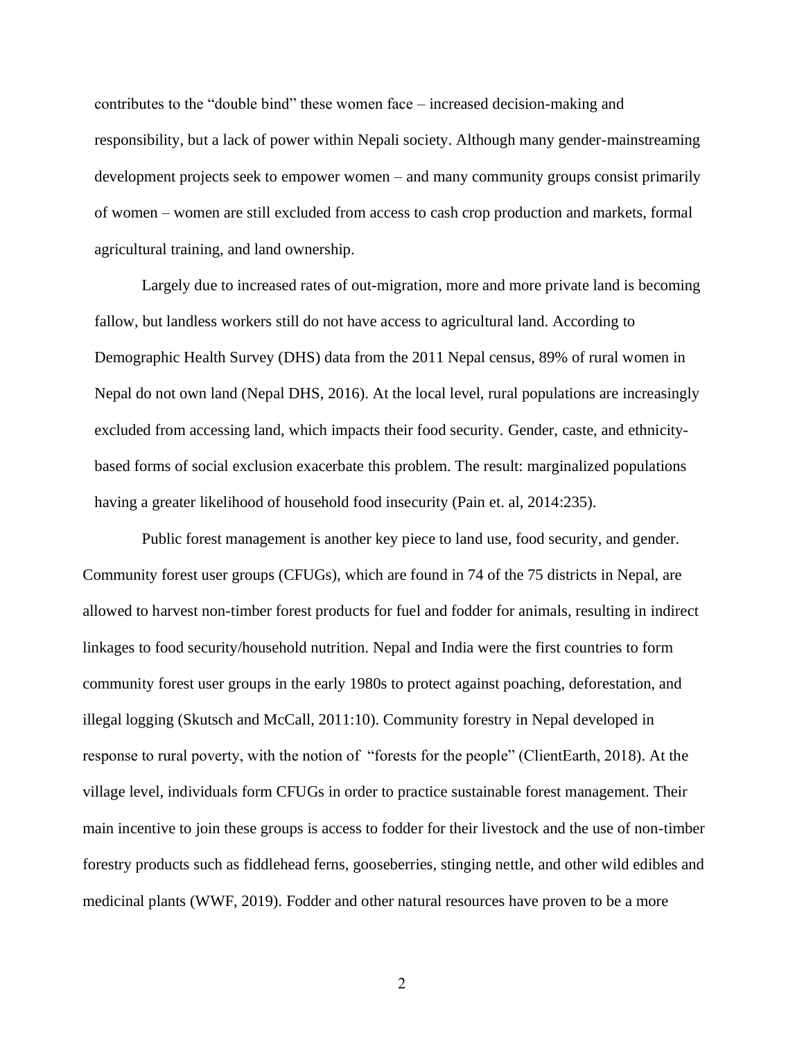contributes to the "double bind" these women face – increased decision-making and responsibility, but a lack of power within Nepali society. Although many gender-mainstreaming development projects seek to empower women – and many community groups consist primarily of women – women are still excluded from access to cash crop production and markets, formal agricultural training, and land ownership.

Largely due to increased rates of out-migration, more and more private land is becoming fallow, but landless workers still do not have access to agricultural land. According to Demographic Health Survey (DHS) data from the 2011 Nepal census, 89% of rural women in Nepal do not own land (Nepal DHS, 2016). At the local level, rural populations are increasingly excluded from accessing land, which impacts their food security. Gender, caste, and ethnicity-based forms of social exclusion exacerbate this problem. The result: marginalized populations having a greater likelihood of household food insecurity (Pain et. al, 2014:235).

Public forest management is another key piece to land use, food security, and gender. Community forest user groups (CFUGs), which are found in 74 of the 75 districts in Nepal, are allowed to harvest non-timber forest products for fuel and fodder for animals, resulting in indirect linkages to food security/household nutrition. Nepal and India were the first countries to form community forest user groups in the early 1980s to protect against poaching, deforestation, and illegal logging (Skutsch and McCall, 2011:10). Community forestry in Nepal developed in response to rural poverty, with the notion of "forests for the people" (ClientEarth, 2018). At the village level, individuals form CFUGs in order to practice sustainable forest management. Their main incentive to join these groups is access to fodder for their livestock and the use of non-timber forestry products such as fiddlehead ferns, gooseberries, stinging nettle, and other wild edibles and medicinal plants (WWF, 2019). Fodder and other natural resources have proven to be a more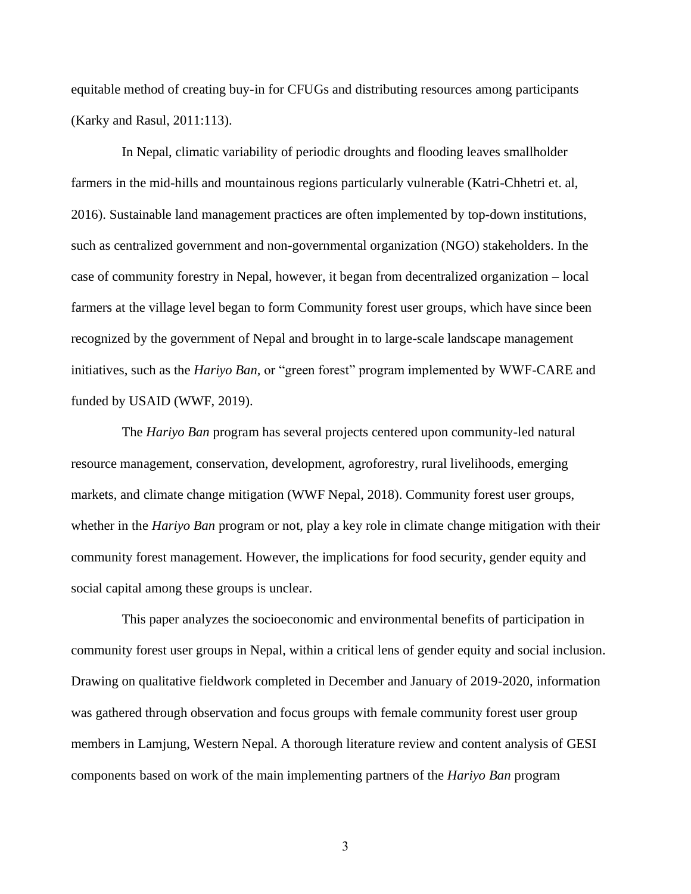equitable method of creating buy-in for CFUGs and distributing resources among participants (Karky and Rasul, 2011:113).

In Nepal, climatic variability of periodic droughts and flooding leaves smallholder farmers in the mid-hills and mountainous regions particularly vulnerable (Katri-Chhetri et. al, 2016). Sustainable land management practices are often implemented by top-down institutions, such as centralized government and non-governmental organization (NGO) stakeholders. In the case of community forestry in Nepal, however, it began from decentralized organization – local farmers at the village level began to form Community forest user groups, which have since been recognized by the government of Nepal and brought in to large-scale landscape management initiatives, such as the *Hariyo Ban,* or "green forest" program implemented by WWF-CARE and funded by USAID (WWF, 2019).

The *Hariyo Ban* program has several projects centered upon community-led natural resource management, conservation, development, agroforestry, rural livelihoods, emerging markets, and climate change mitigation (WWF Nepal, 2018). Community forest user groups, whether in the *Hariyo Ban* program or not, play a key role in climate change mitigation with their community forest management. However, the implications for food security, gender equity and social capital among these groups is unclear.

This paper analyzes the socioeconomic and environmental benefits of participation in community forest user groups in Nepal, within a critical lens of gender equity and social inclusion. Drawing on qualitative fieldwork completed in December and January of 2019-2020, information was gathered through observation and focus groups with female community forest user group members in Lamjung, Western Nepal. A thorough literature review and content analysis of GESI components based on work of the main implementing partners of the *Hariyo Ban* program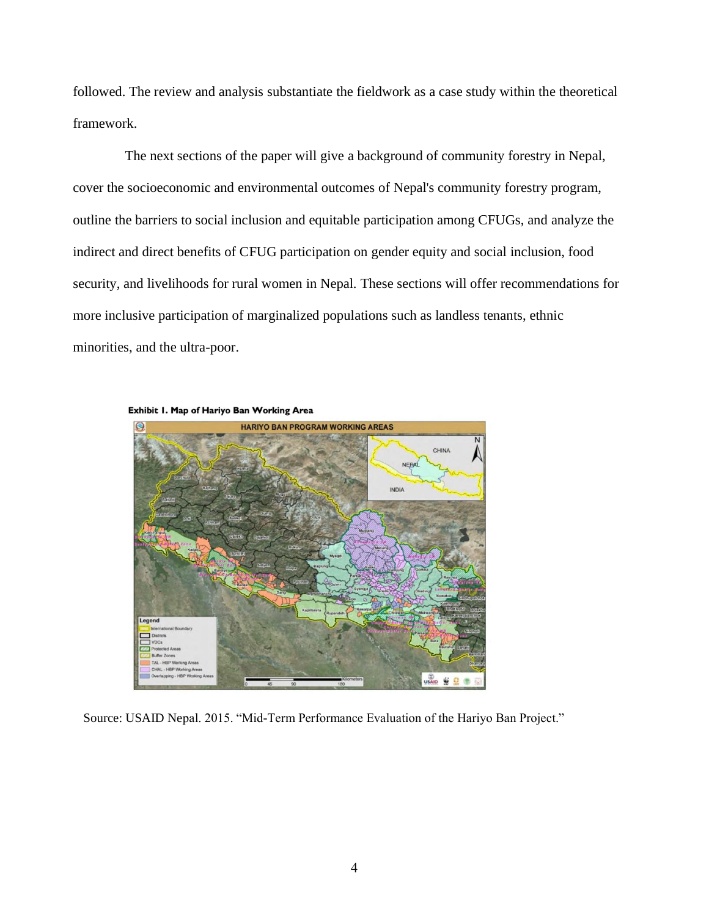followed. The review and analysis substantiate the fieldwork as a case study within the theoretical framework.

The next sections of the paper will give a background of community forestry in Nepal, cover the socioeconomic and environmental outcomes of Nepal's community forestry program, outline the barriers to social inclusion and equitable participation among CFUGs, and analyze the indirect and direct benefits of CFUG participation on gender equity and social inclusion, food security, and livelihoods for rural women in Nepal. These sections will offer recommendations for more inclusive participation of marginalized populations such as landless tenants, ethnic minorities, and the ultra-poor.

**Exhibit 1. Map of Hariyo Ban Working Area**

Source: USAID Nepal. 2015. "Mid-Term Performance Evaluation of the Hariyo Ban Project."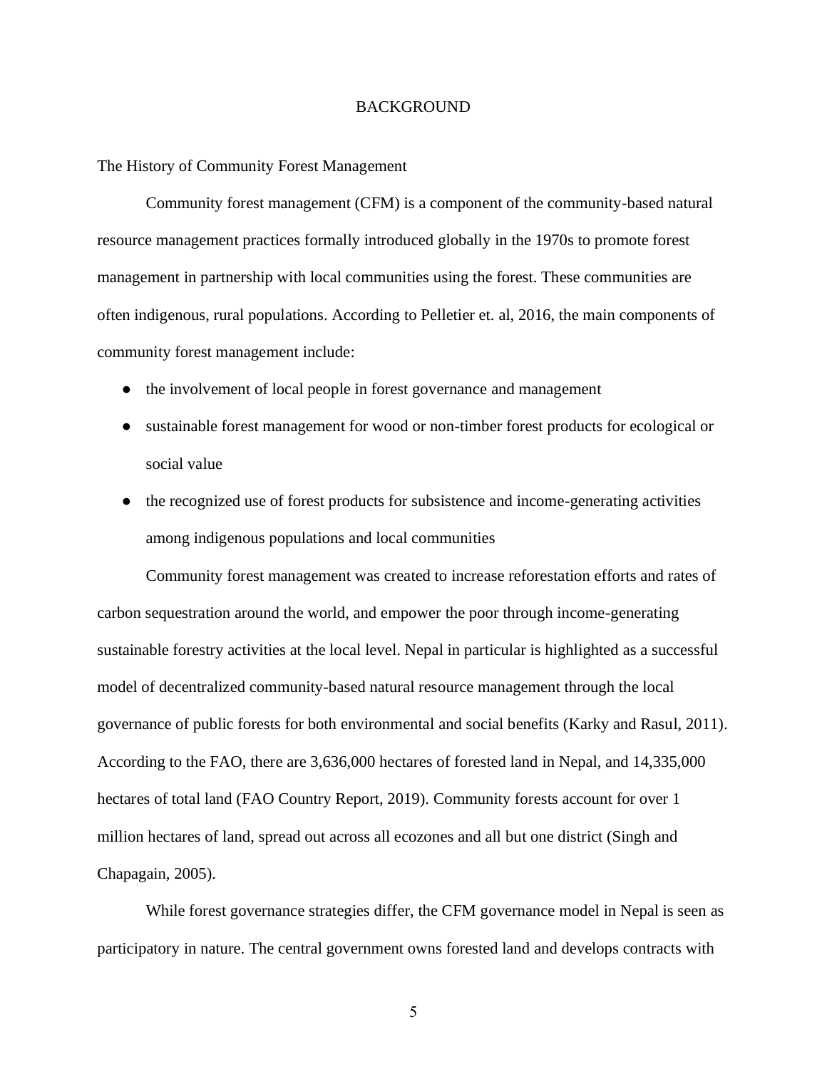# BACKGROUND

## The History of Community Forest Management

Community forest management (CFM) is a component of the community-based natural resource management practices formally introduced globally in the 1970s to promote forest management in partnership with local communities using the forest. These communities are often indigenous, rural populations. According to Pelletier et. al, 2016, the main components of community forest management include:

- the involvement of local people in forest governance and management
- sustainable forest management for wood or non-timber forest products for ecological or social value
- the recognized use of forest products for subsistence and income-generating activities among indigenous populations and local communities

Community forest management was created to increase reforestation efforts and rates of carbon sequestration around the world, and empower the poor through income-generating sustainable forestry activities at the local level. Nepal in particular is highlighted as a successful model of decentralized community-based natural resource management through the local governance of public forests for both environmental and social benefits (Karky and Rasul, 2011). According to the FAO, there are 3,636,000 hectares of forested land in Nepal, and 14,335,000 hectares of total land (FAO Country Report, 2019). Community forests account for over 1 million hectares of land, spread out across all ecozones and all but one district (Singh and Chapagain, 2005).

While forest governance strategies differ, the CFM governance model in Nepal is seen as participatory in nature. The central government owns forested land and develops contracts with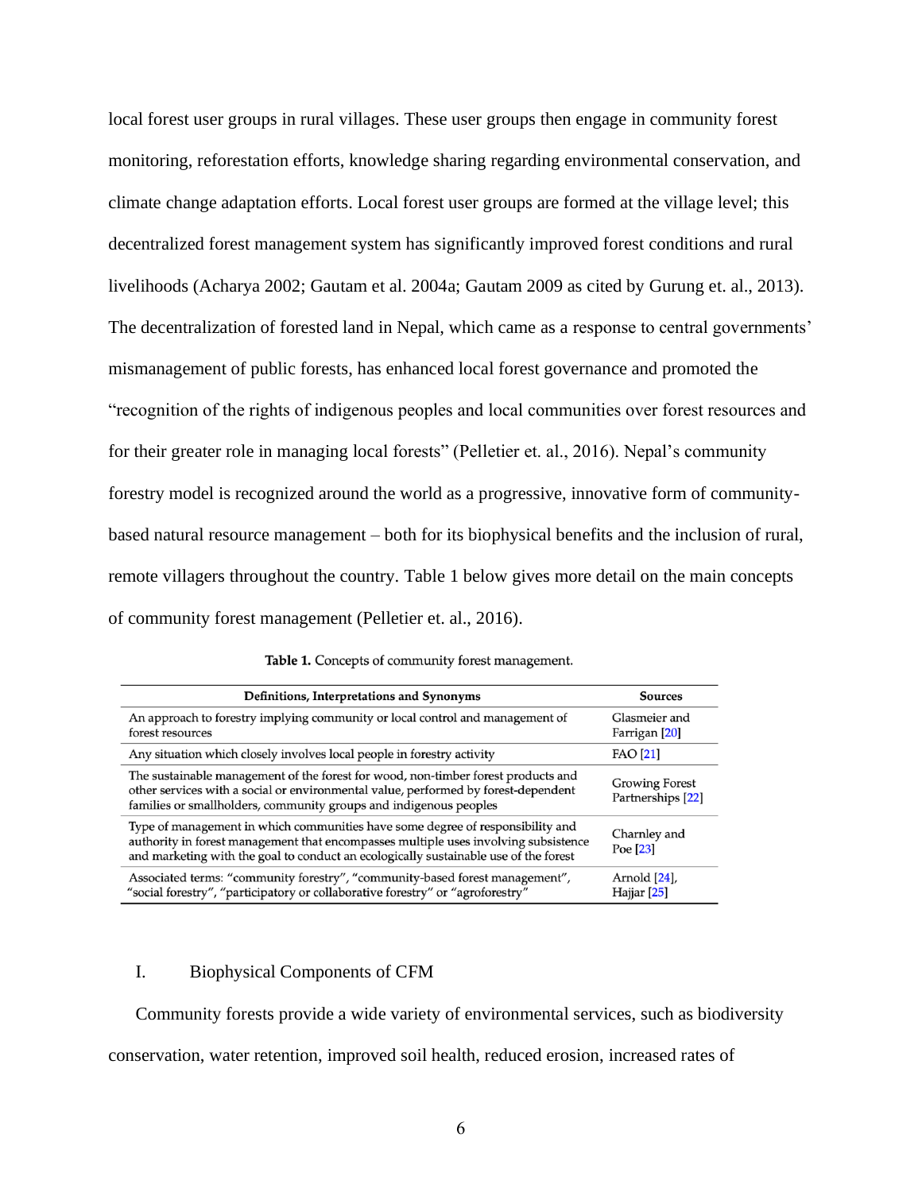local forest user groups in rural villages. These user groups then engage in community forest monitoring, reforestation efforts, knowledge sharing regarding environmental conservation, and climate change adaptation efforts. Local forest user groups are formed at the village level; this decentralized forest management system has significantly improved forest conditions and rural livelihoods (Acharya 2002; Gautam et al. 2004a; Gautam 2009 as cited by Gurung et. al., 2013). The decentralization of forested land in Nepal, which came as a response to central governments' mismanagement of public forests, has enhanced local forest governance and promoted the "recognition of the rights of indigenous peoples and local communities over forest resources and for their greater role in managing local forests" (Pelletier et. al., 2016). Nepal's community forestry model is recognized around the world as a progressive, innovative form of community-based natural resource management – both for its biophysical benefits and the inclusion of rural, remote villagers throughout the country. Table 1 below gives more detail on the main concepts of community forest management (Pelletier et. al., 2016).

**Table 1.** Concepts of community forest management.

| Definitions, Interpretations and Synonyms | Sources |
|---|---|
| An approach to forestry implying community or local control and management of forest resources | Glasmeier and Farrigan [20] |
| Any situation which closely involves local people in forestry activity | FAO [21] |
| The sustainable management of the forest for wood, non-timber forest products and other services with a social or environmental value, performed by forest-dependent families or smallholders, community groups and indigenous peoples | Growing Forest Partnerships [22] |
| Type of management in which communities have some degree of responsibility and authority in forest management that encompasses multiple uses involving subsistence and marketing with the goal to conduct an ecologically sustainable use of the forest | Charnley and Poe [23] |
| Associated terms: "community forestry", "community-based forest management", "social forestry", "participatory or collaborative forestry" or "agroforestry" | Arnold [24], Hajjar [25] |

## I. Biophysical Components of CFM

Community forests provide a wide variety of environmental services, such as biodiversity conservation, water retention, improved soil health, reduced erosion, increased rates of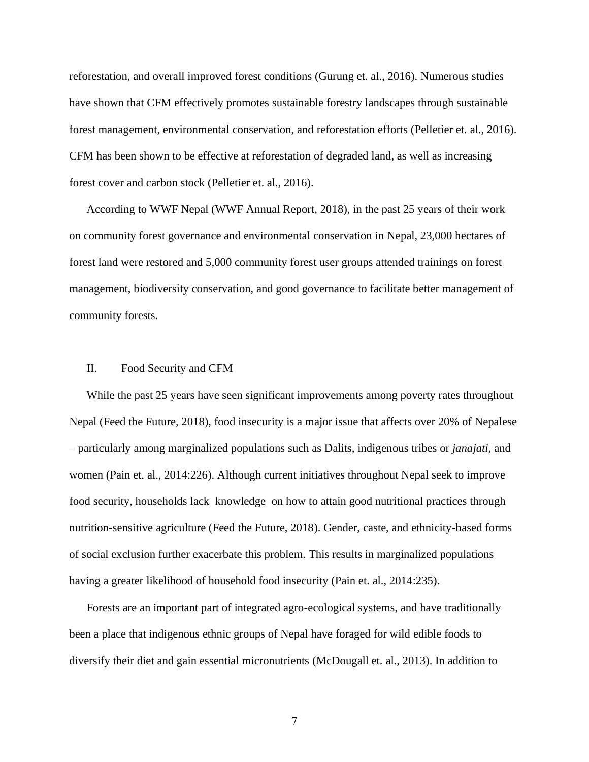reforestation, and overall improved forest conditions (Gurung et. al., 2016). Numerous studies have shown that CFM effectively promotes sustainable forestry landscapes through sustainable forest management, environmental conservation, and reforestation efforts (Pelletier et. al., 2016). CFM has been shown to be effective at reforestation of degraded land, as well as increasing forest cover and carbon stock (Pelletier et. al., 2016).

According to WWF Nepal (WWF Annual Report, 2018), in the past 25 years of their work on community forest governance and environmental conservation in Nepal, 23,000 hectares of forest land were restored and 5,000 community forest user groups attended trainings on forest management, biodiversity conservation, and good governance to facilitate better management of community forests.

## II. Food Security and CFM

While the past 25 years have seen significant improvements among poverty rates throughout Nepal (Feed the Future, 2018), food insecurity is a major issue that affects over 20% of Nepalese – particularly among marginalized populations such as Dalits, indigenous tribes or *janajati*, and women (Pain et. al., 2014:226). Although current initiatives throughout Nepal seek to improve food security, households lack knowledge on how to attain good nutritional practices through nutrition-sensitive agriculture (Feed the Future, 2018). Gender, caste, and ethnicity-based forms of social exclusion further exacerbate this problem. This results in marginalized populations having a greater likelihood of household food insecurity (Pain et. al., 2014:235).

Forests are an important part of integrated agro-ecological systems, and have traditionally been a place that indigenous ethnic groups of Nepal have foraged for wild edible foods to diversify their diet and gain essential micronutrients (McDougall et. al., 2013). In addition to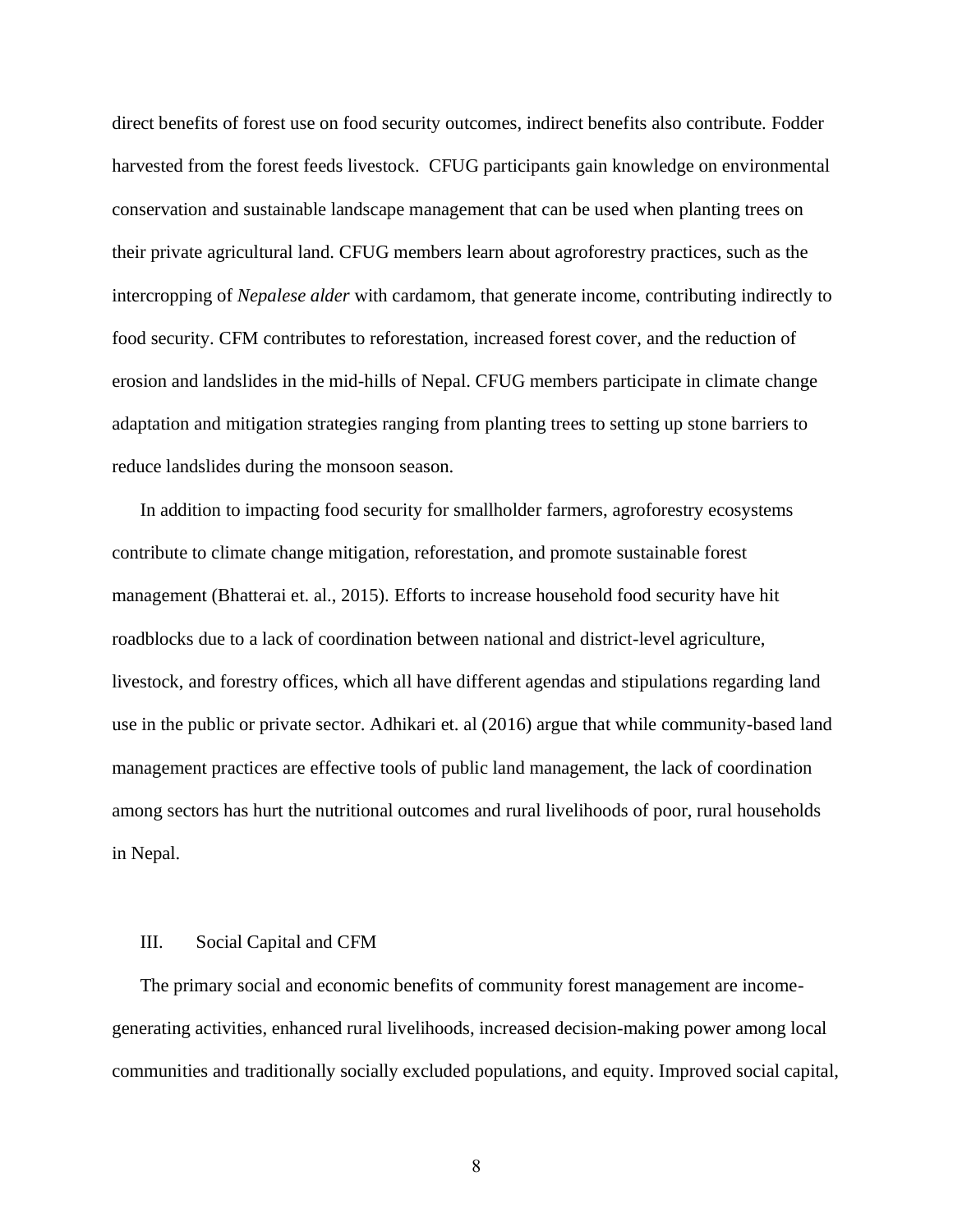direct benefits of forest use on food security outcomes, indirect benefits also contribute. Fodder harvested from the forest feeds livestock. CFUG participants gain knowledge on environmental conservation and sustainable landscape management that can be used when planting trees on their private agricultural land. CFUG members learn about agroforestry practices, such as the intercropping of *Nepalese alder* with cardamom, that generate income, contributing indirectly to food security. CFM contributes to reforestation, increased forest cover, and the reduction of erosion and landslides in the mid-hills of Nepal. CFUG members participate in climate change adaptation and mitigation strategies ranging from planting trees to setting up stone barriers to reduce landslides during the monsoon season.

In addition to impacting food security for smallholder farmers, agroforestry ecosystems contribute to climate change mitigation, reforestation, and promote sustainable forest management (Bhatterai et. al., 2015). Efforts to increase household food security have hit roadblocks due to a lack of coordination between national and district-level agriculture, livestock, and forestry offices, which all have different agendas and stipulations regarding land use in the public or private sector. Adhikari et. al (2016) argue that while community-based land management practices are effective tools of public land management, the lack of coordination among sectors has hurt the nutritional outcomes and rural livelihoods of poor, rural households in Nepal.

## III. Social Capital and CFM

The primary social and economic benefits of community forest management are income-generating activities, enhanced rural livelihoods, increased decision-making power among local communities and traditionally socially excluded populations, and equity. Improved social capital,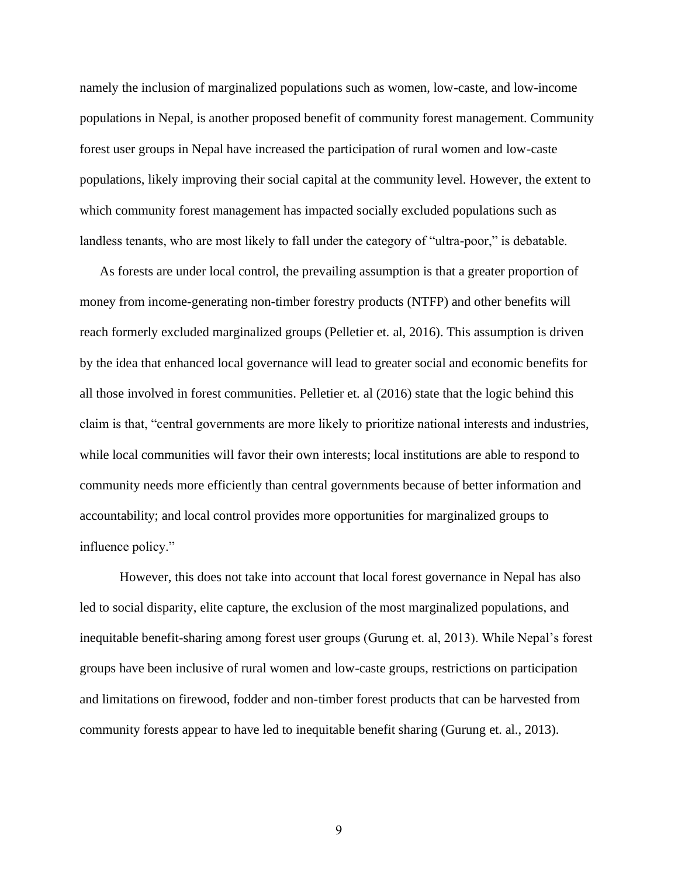namely the inclusion of marginalized populations such as women, low-caste, and low-income populations in Nepal, is another proposed benefit of community forest management. Community forest user groups in Nepal have increased the participation of rural women and low-caste populations, likely improving their social capital at the community level. However, the extent to which community forest management has impacted socially excluded populations such as landless tenants, who are most likely to fall under the category of "ultra-poor," is debatable.

As forests are under local control, the prevailing assumption is that a greater proportion of money from income-generating non-timber forestry products (NTFP) and other benefits will reach formerly excluded marginalized groups (Pelletier et. al, 2016). This assumption is driven by the idea that enhanced local governance will lead to greater social and economic benefits for all those involved in forest communities. Pelletier et. al (2016) state that the logic behind this claim is that, "central governments are more likely to prioritize national interests and industries, while local communities will favor their own interests; local institutions are able to respond to community needs more efficiently than central governments because of better information and accountability; and local control provides more opportunities for marginalized groups to influence policy."

However, this does not take into account that local forest governance in Nepal has also led to social disparity, elite capture, the exclusion of the most marginalized populations, and inequitable benefit-sharing among forest user groups (Gurung et. al, 2013). While Nepal's forest groups have been inclusive of rural women and low-caste groups, restrictions on participation and limitations on firewood, fodder and non-timber forest products that can be harvested from community forests appear to have led to inequitable benefit sharing (Gurung et. al., 2013).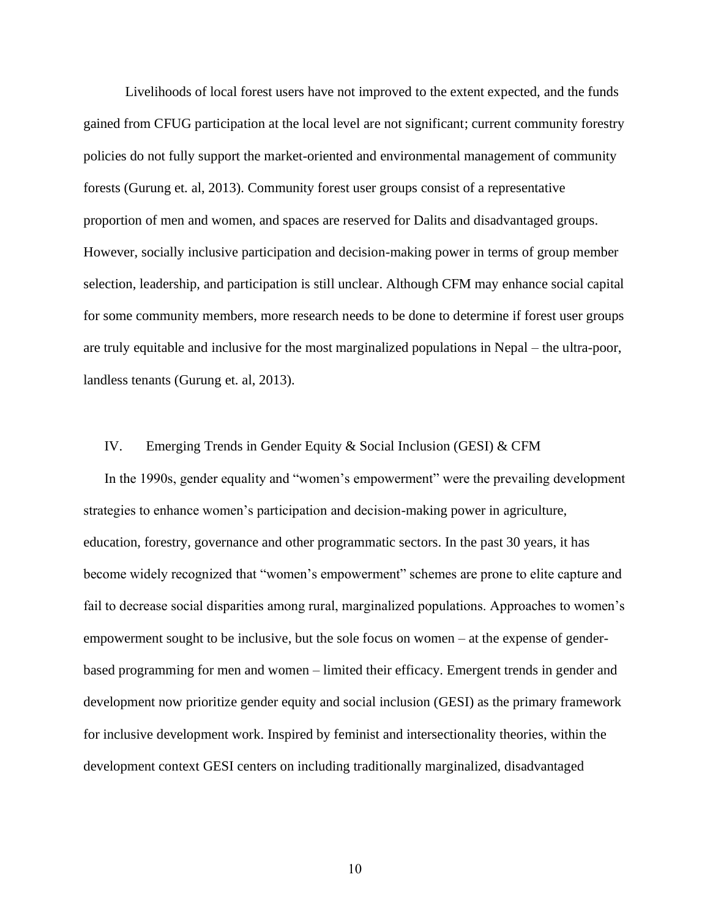Livelihoods of local forest users have not improved to the extent expected, and the funds gained from CFUG participation at the local level are not significant; current community forestry policies do not fully support the market-oriented and environmental management of community forests (Gurung et. al, 2013). Community forest user groups consist of a representative proportion of men and women, and spaces are reserved for Dalits and disadvantaged groups. However, socially inclusive participation and decision-making power in terms of group member selection, leadership, and participation is still unclear. Although CFM may enhance social capital for some community members, more research needs to be done to determine if forest user groups are truly equitable and inclusive for the most marginalized populations in Nepal – the ultra-poor, landless tenants (Gurung et. al, 2013).

## IV. Emerging Trends in Gender Equity & Social Inclusion (GESI) & CFM

In the 1990s, gender equality and "women's empowerment" were the prevailing development strategies to enhance women's participation and decision-making power in agriculture, education, forestry, governance and other programmatic sectors. In the past 30 years, it has become widely recognized that "women's empowerment" schemes are prone to elite capture and fail to decrease social disparities among rural, marginalized populations. Approaches to women's empowerment sought to be inclusive, but the sole focus on women – at the expense of gender-based programming for men and women – limited their efficacy. Emergent trends in gender and development now prioritize gender equity and social inclusion (GESI) as the primary framework for inclusive development work. Inspired by feminist and intersectionality theories, within the development context GESI centers on including traditionally marginalized, disadvantaged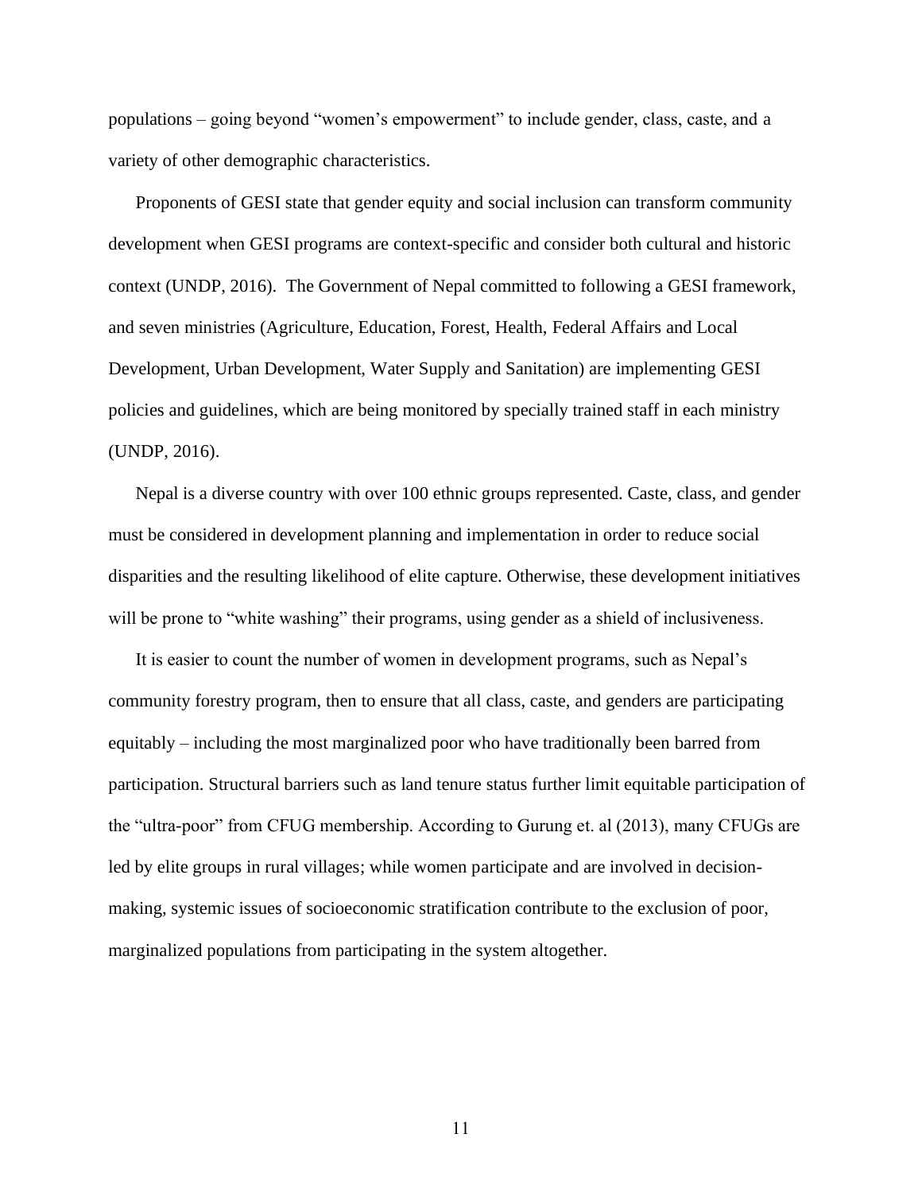populations – going beyond “women’s empowerment” to include gender, class, caste, and a variety of other demographic characteristics.

Proponents of GESI state that gender equity and social inclusion can transform community development when GESI programs are context-specific and consider both cultural and historic context (UNDP, 2016).  The Government of Nepal committed to following a GESI framework, and seven ministries (Agriculture, Education, Forest, Health, Federal Affairs and Local Development, Urban Development, Water Supply and Sanitation) are implementing GESI policies and guidelines, which are being monitored by specially trained staff in each ministry (UNDP, 2016).

Nepal is a diverse country with over 100 ethnic groups represented. Caste, class, and gender must be considered in development planning and implementation in order to reduce social disparities and the resulting likelihood of elite capture. Otherwise, these development initiatives will be prone to “white washing” their programs, using gender as a shield of inclusiveness.

It is easier to count the number of women in development programs, such as Nepal’s community forestry program, then to ensure that all class, caste, and genders are participating equitably – including the most marginalized poor who have traditionally been barred from participation. Structural barriers such as land tenure status further limit equitable participation of the “ultra-poor” from CFUG membership. According to Gurung et. al (2013), many CFUGs are led by elite groups in rural villages; while women participate and are involved in decision-making, systemic issues of socioeconomic stratification contribute to the exclusion of poor, marginalized populations from participating in the system altogether.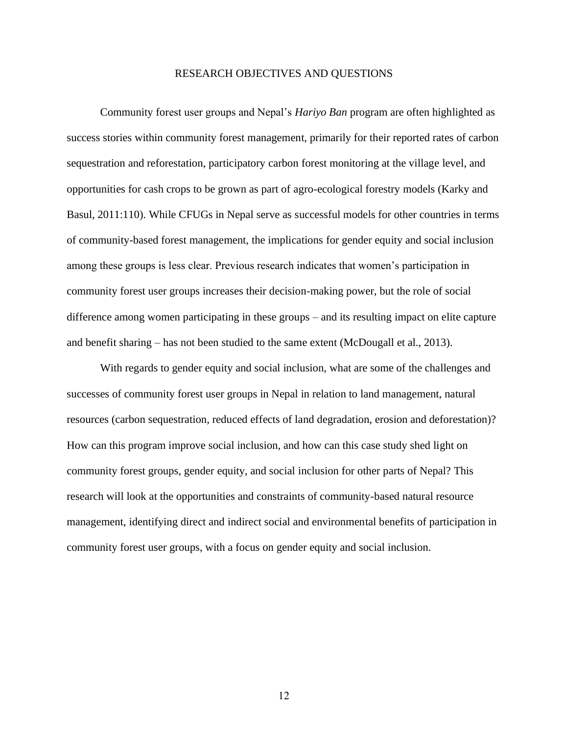# RESEARCH OBJECTIVES AND QUESTIONS

Community forest user groups and Nepal's *Hariyo Ban* program are often highlighted as success stories within community forest management, primarily for their reported rates of carbon sequestration and reforestation, participatory carbon forest monitoring at the village level, and opportunities for cash crops to be grown as part of agro-ecological forestry models (Karky and Basul, 2011:110). While CFUGs in Nepal serve as successful models for other countries in terms of community-based forest management, the implications for gender equity and social inclusion among these groups is less clear. Previous research indicates that women's participation in community forest user groups increases their decision-making power, but the role of social difference among women participating in these groups – and its resulting impact on elite capture and benefit sharing – has not been studied to the same extent (McDougall et al., 2013).

With regards to gender equity and social inclusion, what are some of the challenges and successes of community forest user groups in Nepal in relation to land management, natural resources (carbon sequestration, reduced effects of land degradation, erosion and deforestation)? How can this program improve social inclusion, and how can this case study shed light on community forest groups, gender equity, and social inclusion for other parts of Nepal? This research will look at the opportunities and constraints of community-based natural resource management, identifying direct and indirect social and environmental benefits of participation in community forest user groups, with a focus on gender equity and social inclusion.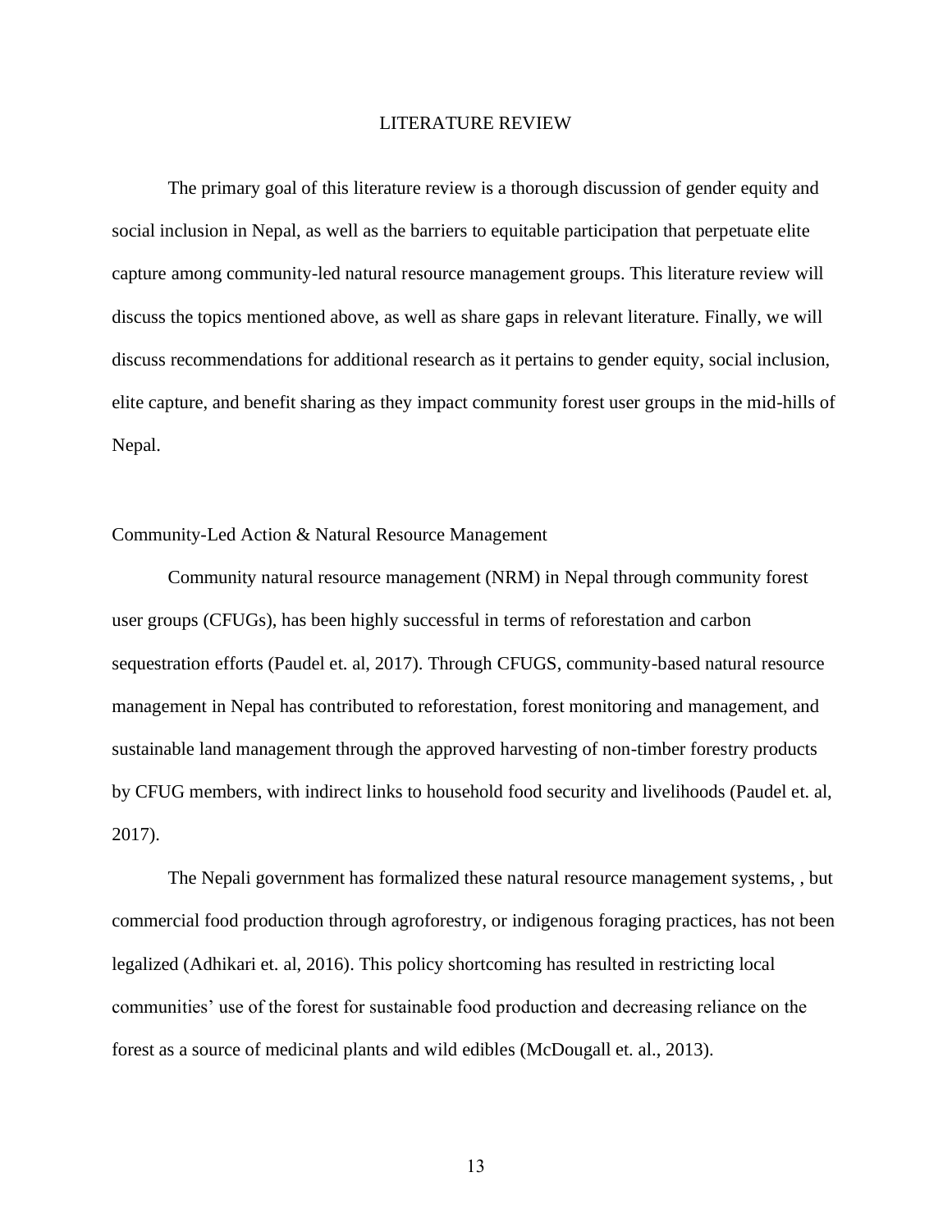# LITERATURE REVIEW

The primary goal of this literature review is a thorough discussion of gender equity and social inclusion in Nepal, as well as the barriers to equitable participation that perpetuate elite capture among community-led natural resource management groups. This literature review will discuss the topics mentioned above, as well as share gaps in relevant literature. Finally, we will discuss recommendations for additional research as it pertains to gender equity, social inclusion, elite capture, and benefit sharing as they impact community forest user groups in the mid-hills of Nepal.

## Community-Led Action & Natural Resource Management

Community natural resource management (NRM) in Nepal through community forest user groups (CFUGs), has been highly successful in terms of reforestation and carbon sequestration efforts (Paudel et. al, 2017). Through CFUGS, community-based natural resource management in Nepal has contributed to reforestation, forest monitoring and management, and sustainable land management through the approved harvesting of non-timber forestry products by CFUG members, with indirect links to household food security and livelihoods (Paudel et. al, 2017).

The Nepali government has formalized these natural resource management systems, , but commercial food production through agroforestry, or indigenous foraging practices, has not been legalized (Adhikari et. al, 2016). This policy shortcoming has resulted in restricting local communities' use of the forest for sustainable food production and decreasing reliance on the forest as a source of medicinal plants and wild edibles (McDougall et. al., 2013).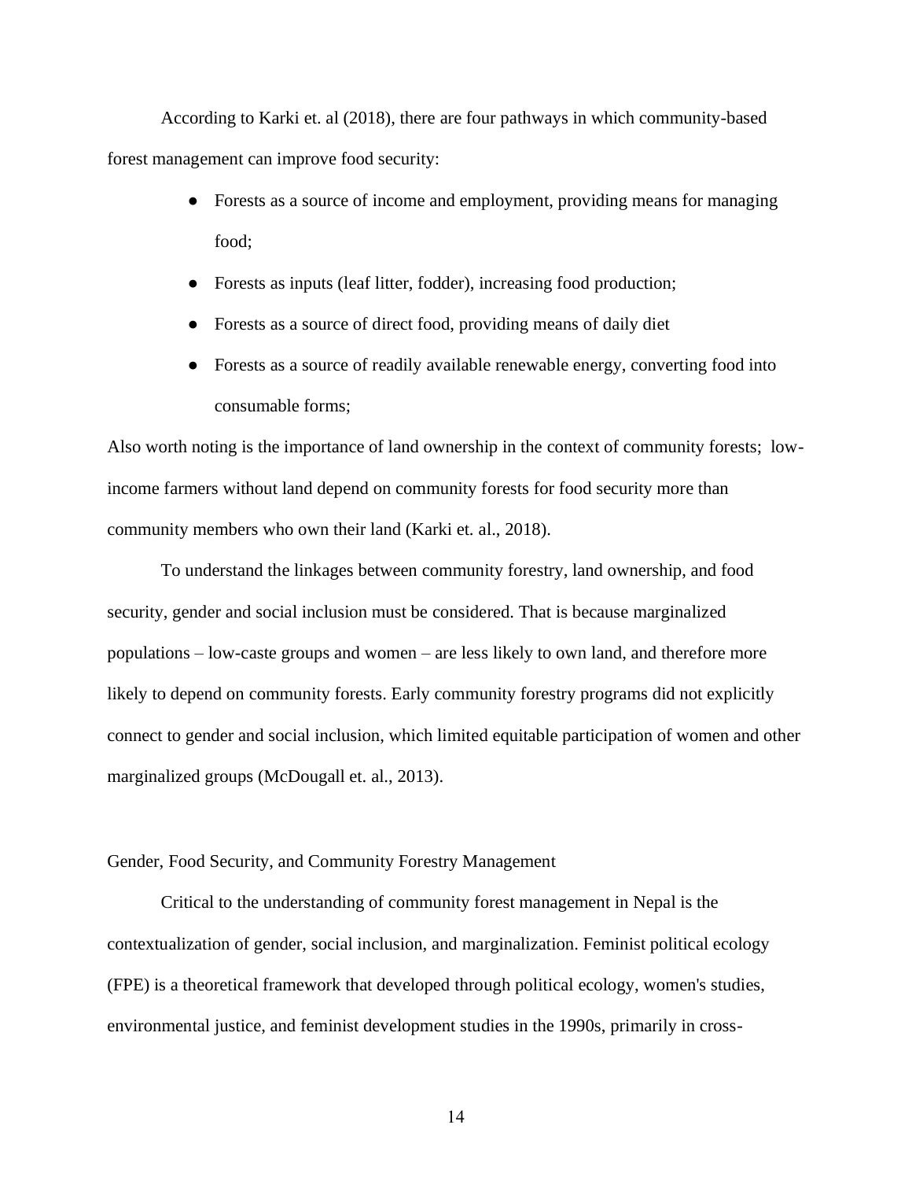According to Karki et. al (2018), there are four pathways in which community-based forest management can improve food security:

- Forests as a source of income and employment, providing means for managing food;
- Forests as inputs (leaf litter, fodder), increasing food production;
- Forests as a source of direct food, providing means of daily diet
- Forests as a source of readily available renewable energy, converting food into consumable forms;

Also worth noting is the importance of land ownership in the context of community forests; low-income farmers without land depend on community forests for food security more than community members who own their land (Karki et. al., 2018).

To understand the linkages between community forestry, land ownership, and food security, gender and social inclusion must be considered. That is because marginalized populations – low-caste groups and women – are less likely to own land, and therefore more likely to depend on community forests. Early community forestry programs did not explicitly connect to gender and social inclusion, which limited equitable participation of women and other marginalized groups (McDougall et. al., 2013).

## Gender, Food Security, and Community Forestry Management

Critical to the understanding of community forest management in Nepal is the contextualization of gender, social inclusion, and marginalization. Feminist political ecology (FPE) is a theoretical framework that developed through political ecology, women's studies, environmental justice, and feminist development studies in the 1990s, primarily in cross-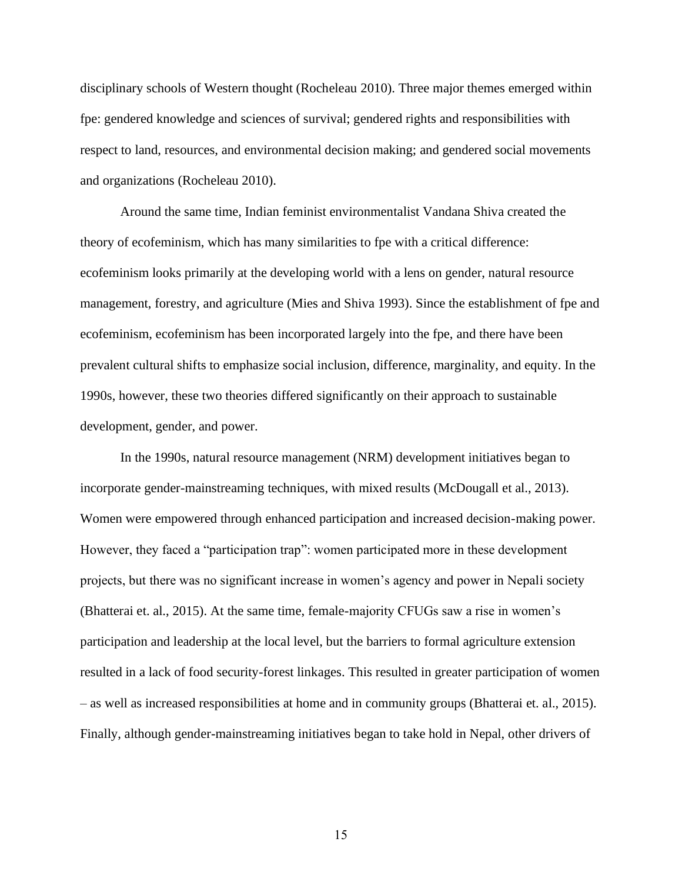disciplinary schools of Western thought (Rocheleau 2010). Three major themes emerged within fpe: gendered knowledge and sciences of survival; gendered rights and responsibilities with respect to land, resources, and environmental decision making; and gendered social movements and organizations (Rocheleau 2010).

Around the same time, Indian feminist environmentalist Vandana Shiva created the theory of ecofeminism, which has many similarities to fpe with a critical difference: ecofeminism looks primarily at the developing world with a lens on gender, natural resource management, forestry, and agriculture (Mies and Shiva 1993). Since the establishment of fpe and ecofeminism, ecofeminism has been incorporated largely into the fpe, and there have been prevalent cultural shifts to emphasize social inclusion, difference, marginality, and equity. In the 1990s, however, these two theories differed significantly on their approach to sustainable development, gender, and power.

In the 1990s, natural resource management (NRM) development initiatives began to incorporate gender-mainstreaming techniques, with mixed results (McDougall et al., 2013). Women were empowered through enhanced participation and increased decision-making power. However, they faced a "participation trap": women participated more in these development projects, but there was no significant increase in women's agency and power in Nepali society (Bhatterai et. al., 2015). At the same time, female-majority CFUGs saw a rise in women's participation and leadership at the local level, but the barriers to formal agriculture extension resulted in a lack of food security-forest linkages. This resulted in greater participation of women – as well as increased responsibilities at home and in community groups (Bhatterai et. al., 2015). Finally, although gender-mainstreaming initiatives began to take hold in Nepal, other drivers of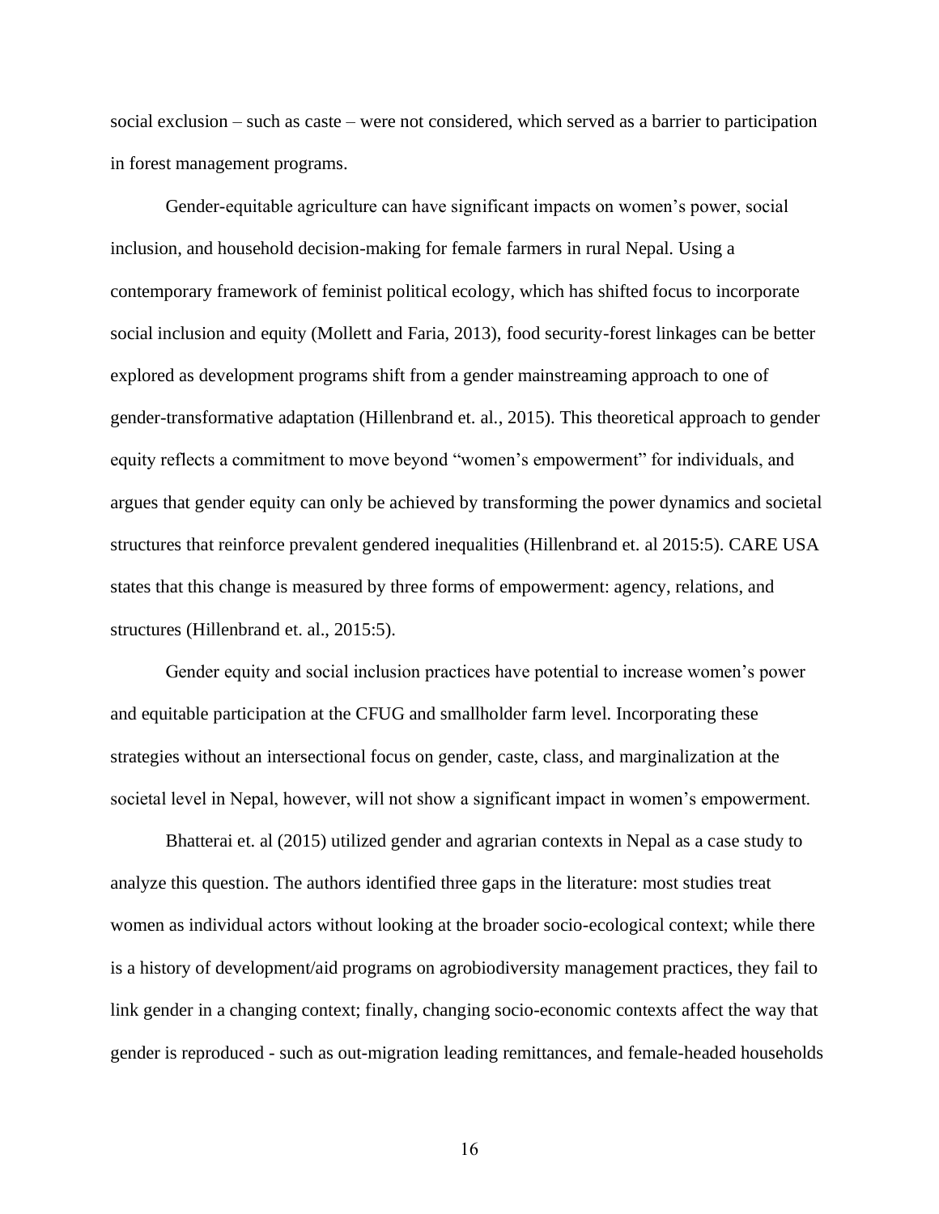social exclusion – such as caste – were not considered, which served as a barrier to participation in forest management programs.

Gender-equitable agriculture can have significant impacts on women's power, social inclusion, and household decision-making for female farmers in rural Nepal. Using a contemporary framework of feminist political ecology, which has shifted focus to incorporate social inclusion and equity (Mollett and Faria, 2013), food security-forest linkages can be better explored as development programs shift from a gender mainstreaming approach to one of gender-transformative adaptation (Hillenbrand et. al., 2015). This theoretical approach to gender equity reflects a commitment to move beyond "women's empowerment" for individuals, and argues that gender equity can only be achieved by transforming the power dynamics and societal structures that reinforce prevalent gendered inequalities (Hillenbrand et. al 2015:5). CARE USA states that this change is measured by three forms of empowerment: agency, relations, and structures (Hillenbrand et. al., 2015:5).

Gender equity and social inclusion practices have potential to increase women's power and equitable participation at the CFUG and smallholder farm level. Incorporating these strategies without an intersectional focus on gender, caste, class, and marginalization at the societal level in Nepal, however, will not show a significant impact in women's empowerment.

Bhatterai et. al (2015) utilized gender and agrarian contexts in Nepal as a case study to analyze this question. The authors identified three gaps in the literature: most studies treat women as individual actors without looking at the broader socio-ecological context; while there is a history of development/aid programs on agrobiodiversity management practices, they fail to link gender in a changing context; finally, changing socio-economic contexts affect the way that gender is reproduced - such as out-migration leading remittances, and female-headed households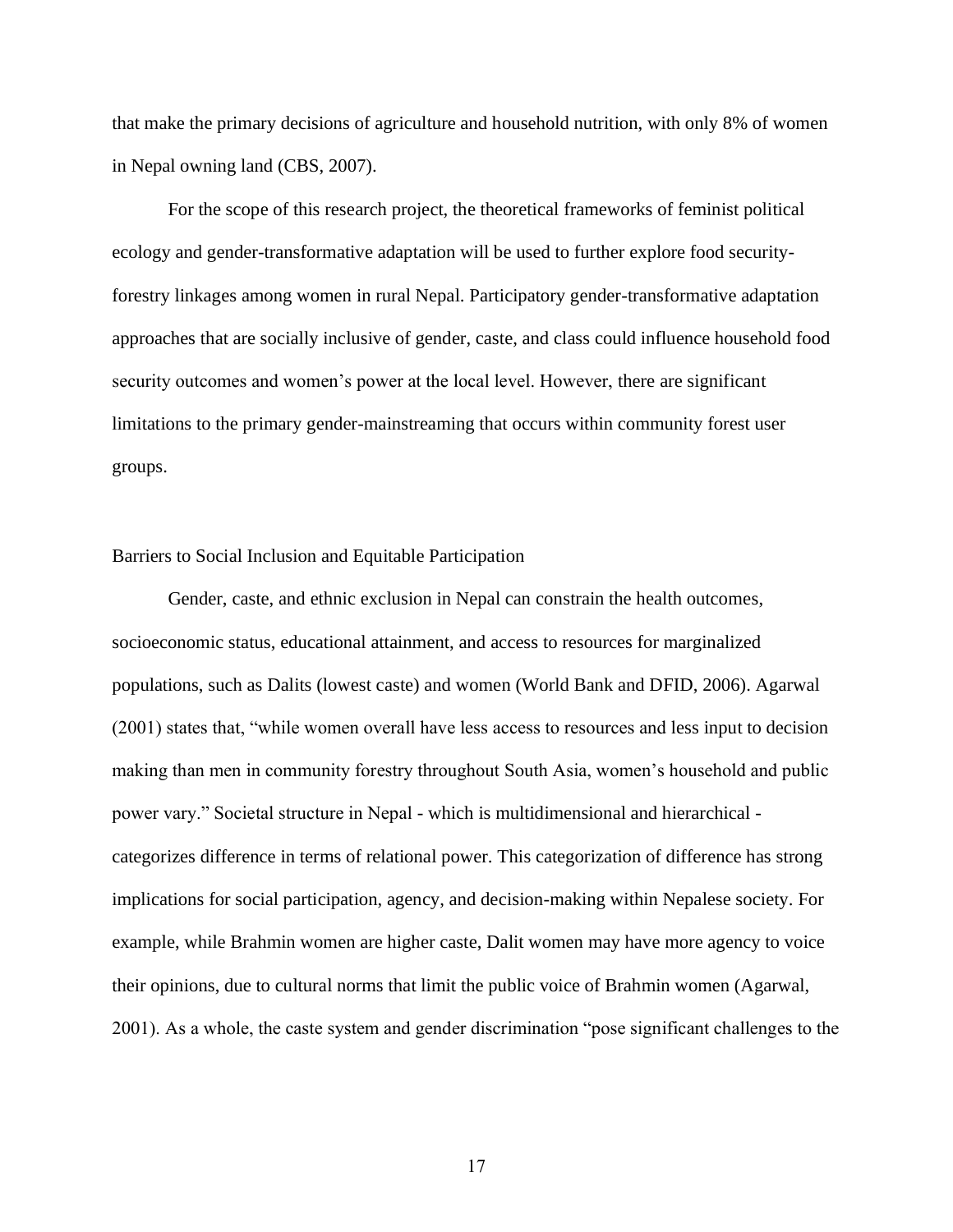that make the primary decisions of agriculture and household nutrition, with only 8% of women in Nepal owning land (CBS, 2007).

For the scope of this research project, the theoretical frameworks of feminist political ecology and gender-transformative adaptation will be used to further explore food security-forestry linkages among women in rural Nepal. Participatory gender-transformative adaptation approaches that are socially inclusive of gender, caste, and class could influence household food security outcomes and women's power at the local level. However, there are significant limitations to the primary gender-mainstreaming that occurs within community forest user groups.

## Barriers to Social Inclusion and Equitable Participation

Gender, caste, and ethnic exclusion in Nepal can constrain the health outcomes, socioeconomic status, educational attainment, and access to resources for marginalized populations, such as Dalits (lowest caste) and women (World Bank and DFID, 2006). Agarwal (2001) states that, "while women overall have less access to resources and less input to decision making than men in community forestry throughout South Asia, women's household and public power vary." Societal structure in Nepal - which is multidimensional and hierarchical - categorizes difference in terms of relational power. This categorization of difference has strong implications for social participation, agency, and decision-making within Nepalese society. For example, while Brahmin women are higher caste, Dalit women may have more agency to voice their opinions, due to cultural norms that limit the public voice of Brahmin women (Agarwal, 2001). As a whole, the caste system and gender discrimination "pose significant challenges to the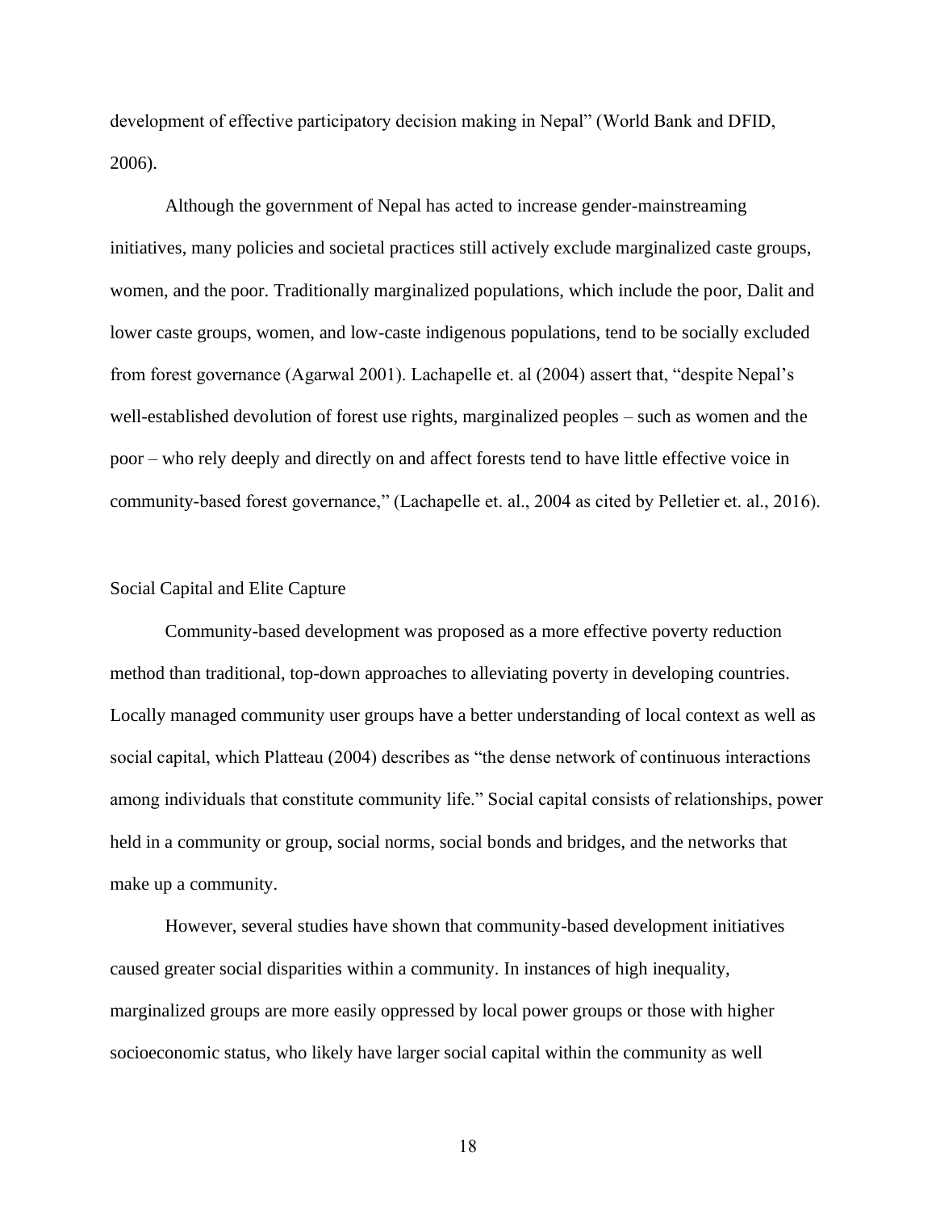development of effective participatory decision making in Nepal" (World Bank and DFID, 2006).

Although the government of Nepal has acted to increase gender-mainstreaming initiatives, many policies and societal practices still actively exclude marginalized caste groups, women, and the poor. Traditionally marginalized populations, which include the poor, Dalit and lower caste groups, women, and low-caste indigenous populations, tend to be socially excluded from forest governance (Agarwal 2001). Lachapelle et. al (2004) assert that, "despite Nepal's well-established devolution of forest use rights, marginalized peoples – such as women and the poor – who rely deeply and directly on and affect forests tend to have little effective voice in community-based forest governance," (Lachapelle et. al., 2004 as cited by Pelletier et. al., 2016).

## Social Capital and Elite Capture

Community-based development was proposed as a more effective poverty reduction method than traditional, top-down approaches to alleviating poverty in developing countries. Locally managed community user groups have a better understanding of local context as well as social capital, which Platteau (2004) describes as "the dense network of continuous interactions among individuals that constitute community life." Social capital consists of relationships, power held in a community or group, social norms, social bonds and bridges, and the networks that make up a community.

However, several studies have shown that community-based development initiatives caused greater social disparities within a community. In instances of high inequality, marginalized groups are more easily oppressed by local power groups or those with higher socioeconomic status, who likely have larger social capital within the community as well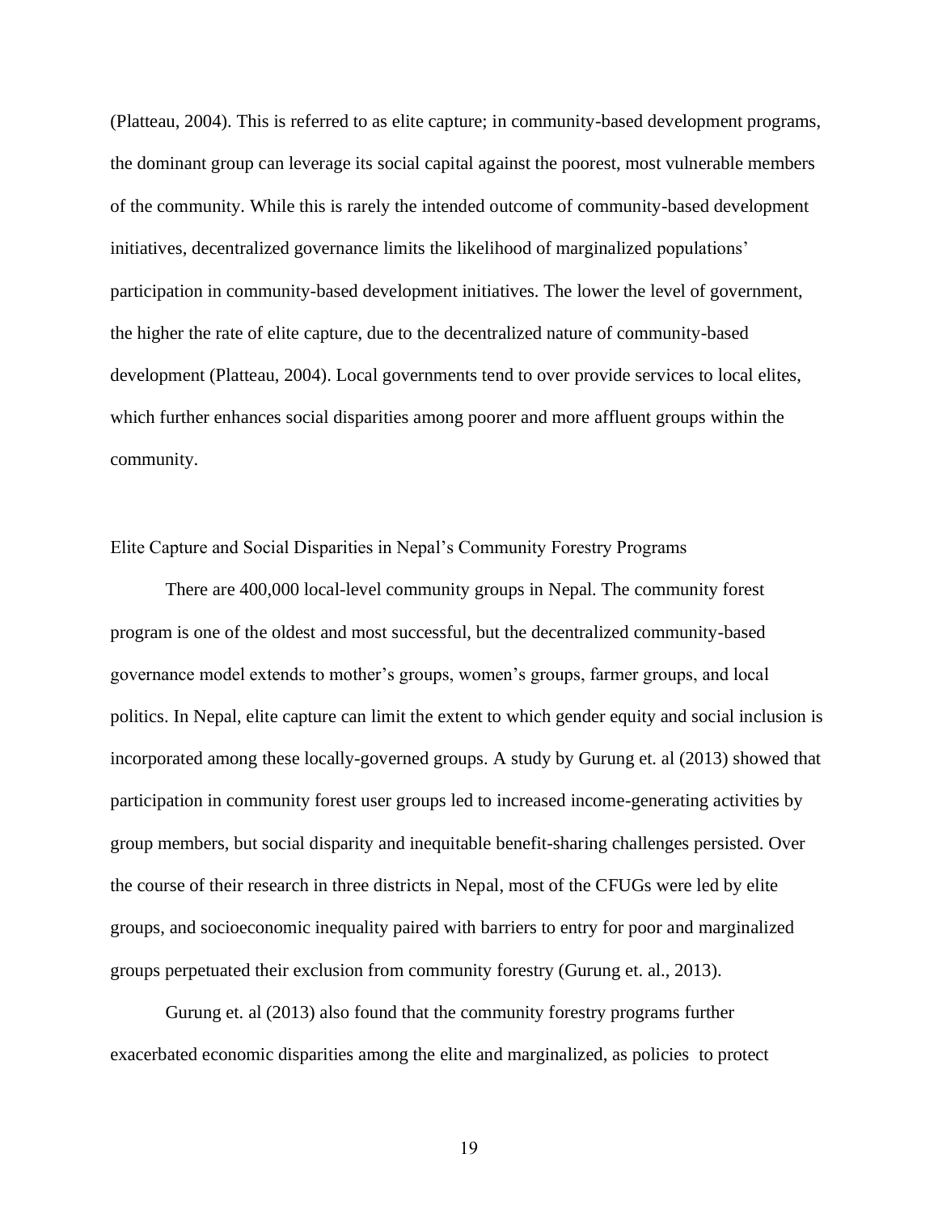(Platteau, 2004). This is referred to as elite capture; in community-based development programs, the dominant group can leverage its social capital against the poorest, most vulnerable members of the community. While this is rarely the intended outcome of community-based development initiatives, decentralized governance limits the likelihood of marginalized populations' participation in community-based development initiatives. The lower the level of government, the higher the rate of elite capture, due to the decentralized nature of community-based development (Platteau, 2004). Local governments tend to over provide services to local elites, which further enhances social disparities among poorer and more affluent groups within the community.

## Elite Capture and Social Disparities in Nepal's Community Forestry Programs

There are 400,000 local-level community groups in Nepal. The community forest program is one of the oldest and most successful, but the decentralized community-based governance model extends to mother's groups, women's groups, farmer groups, and local politics. In Nepal, elite capture can limit the extent to which gender equity and social inclusion is incorporated among these locally-governed groups. A study by Gurung et. al (2013) showed that participation in community forest user groups led to increased income-generating activities by group members, but social disparity and inequitable benefit-sharing challenges persisted. Over the course of their research in three districts in Nepal, most of the CFUGs were led by elite groups, and socioeconomic inequality paired with barriers to entry for poor and marginalized groups perpetuated their exclusion from community forestry (Gurung et. al., 2013).

Gurung et. al (2013) also found that the community forestry programs further exacerbated economic disparities among the elite and marginalized, as policies to protect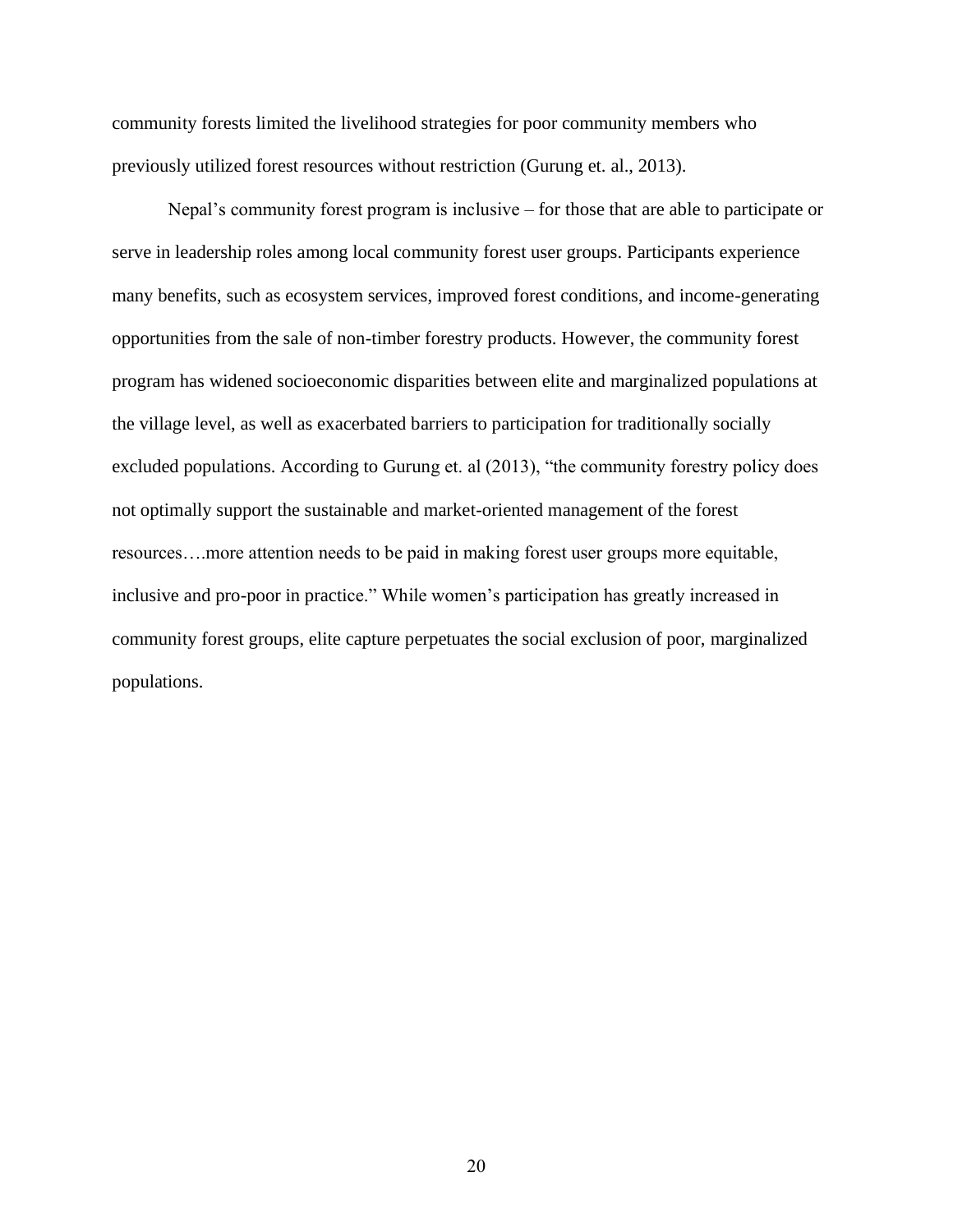community forests limited the livelihood strategies for poor community members who previously utilized forest resources without restriction (Gurung et. al., 2013).

Nepal's community forest program is inclusive – for those that are able to participate or serve in leadership roles among local community forest user groups. Participants experience many benefits, such as ecosystem services, improved forest conditions, and income-generating opportunities from the sale of non-timber forestry products. However, the community forest program has widened socioeconomic disparities between elite and marginalized populations at the village level, as well as exacerbated barriers to participation for traditionally socially excluded populations. According to Gurung et. al (2013), "the community forestry policy does not optimally support the sustainable and market-oriented management of the forest resources….more attention needs to be paid in making forest user groups more equitable, inclusive and pro-poor in practice." While women's participation has greatly increased in community forest groups, elite capture perpetuates the social exclusion of poor, marginalized populations.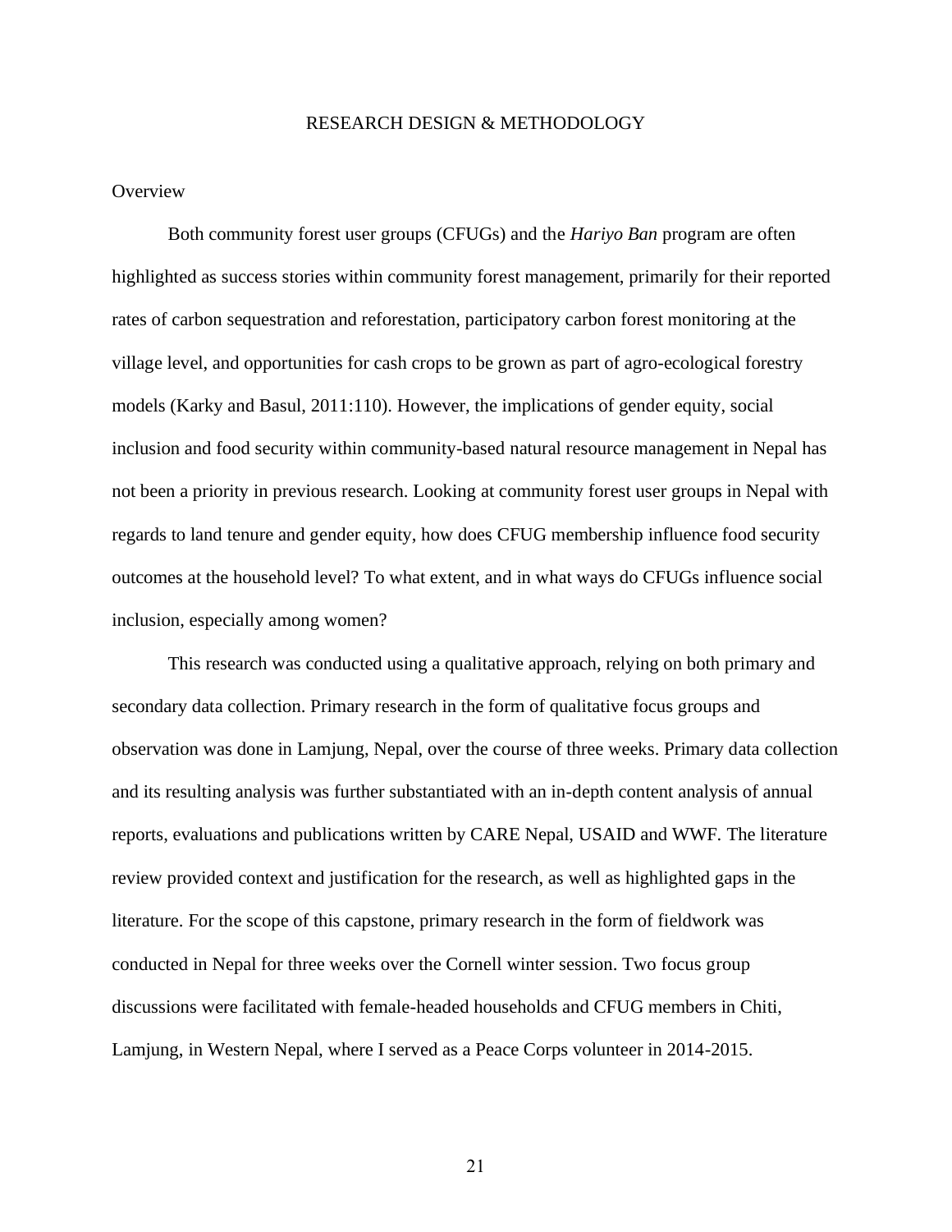# RESEARCH DESIGN & METHODOLOGY

## Overview

Both community forest user groups (CFUGs) and the *Hariyo Ban* program are often highlighted as success stories within community forest management, primarily for their reported rates of carbon sequestration and reforestation, participatory carbon forest monitoring at the village level, and opportunities for cash crops to be grown as part of agro-ecological forestry models (Karky and Basul, 2011:110). However, the implications of gender equity, social inclusion and food security within community-based natural resource management in Nepal has not been a priority in previous research. Looking at community forest user groups in Nepal with regards to land tenure and gender equity, how does CFUG membership influence food security outcomes at the household level? To what extent, and in what ways do CFUGs influence social inclusion, especially among women?

This research was conducted using a qualitative approach, relying on both primary and secondary data collection. Primary research in the form of qualitative focus groups and observation was done in Lamjung, Nepal, over the course of three weeks. Primary data collection and its resulting analysis was further substantiated with an in-depth content analysis of annual reports, evaluations and publications written by CARE Nepal, USAID and WWF. The literature review provided context and justification for the research, as well as highlighted gaps in the literature. For the scope of this capstone, primary research in the form of fieldwork was conducted in Nepal for three weeks over the Cornell winter session. Two focus group discussions were facilitated with female-headed households and CFUG members in Chiti, Lamjung, in Western Nepal, where I served as a Peace Corps volunteer in 2014-2015.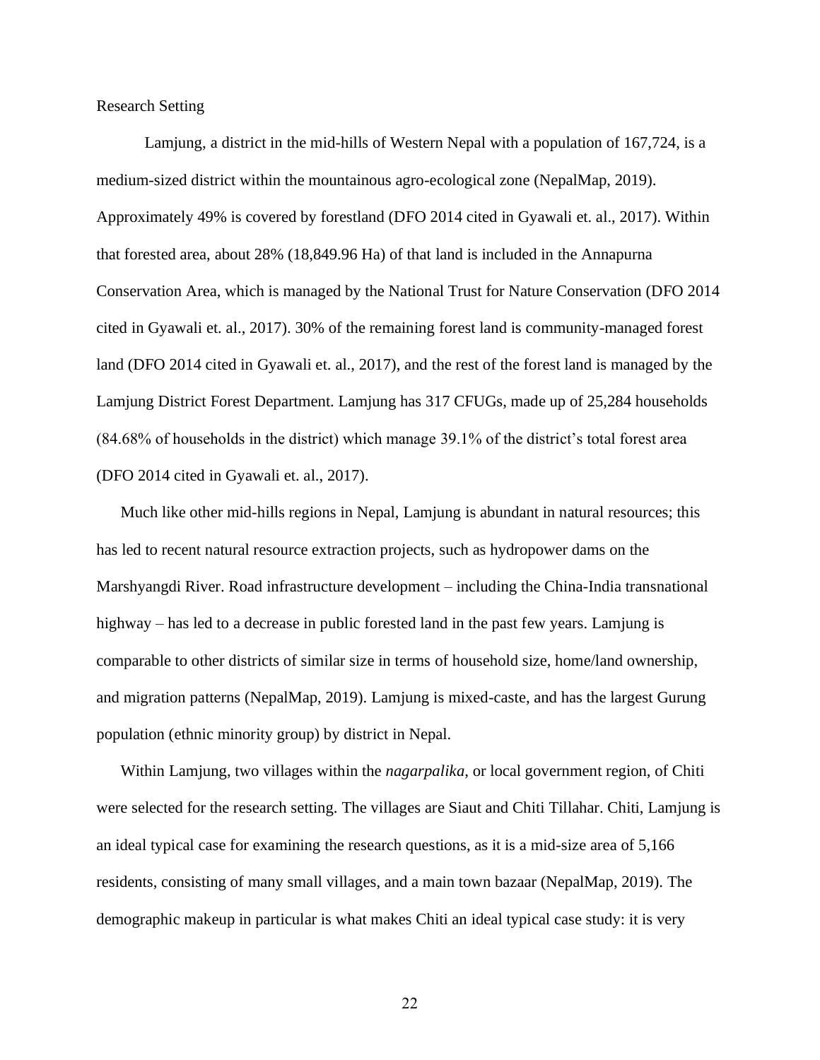## Research Setting

Lamjung, a district in the mid-hills of Western Nepal with a population of 167,724, is a medium-sized district within the mountainous agro-ecological zone (NepalMap, 2019). Approximately 49% is covered by forestland (DFO 2014 cited in Gyawali et. al., 2017). Within that forested area, about 28% (18,849.96 Ha) of that land is included in the Annapurna Conservation Area, which is managed by the National Trust for Nature Conservation (DFO 2014 cited in Gyawali et. al., 2017). 30% of the remaining forest land is community-managed forest land (DFO 2014 cited in Gyawali et. al., 2017), and the rest of the forest land is managed by the Lamjung District Forest Department. Lamjung has 317 CFUGs, made up of 25,284 households (84.68% of households in the district) which manage 39.1% of the district's total forest area (DFO 2014 cited in Gyawali et. al., 2017).

Much like other mid-hills regions in Nepal, Lamjung is abundant in natural resources; this has led to recent natural resource extraction projects, such as hydropower dams on the Marshyangdi River. Road infrastructure development – including the China-India transnational highway – has led to a decrease in public forested land in the past few years. Lamjung is comparable to other districts of similar size in terms of household size, home/land ownership, and migration patterns (NepalMap, 2019). Lamjung is mixed-caste, and has the largest Gurung population (ethnic minority group) by district in Nepal.

Within Lamjung, two villages within the *nagarpalika*, or local government region, of Chiti were selected for the research setting. The villages are Siaut and Chiti Tillahar. Chiti, Lamjung is an ideal typical case for examining the research questions, as it is a mid-size area of 5,166 residents, consisting of many small villages, and a main town bazaar (NepalMap, 2019). The demographic makeup in particular is what makes Chiti an ideal typical case study: it is very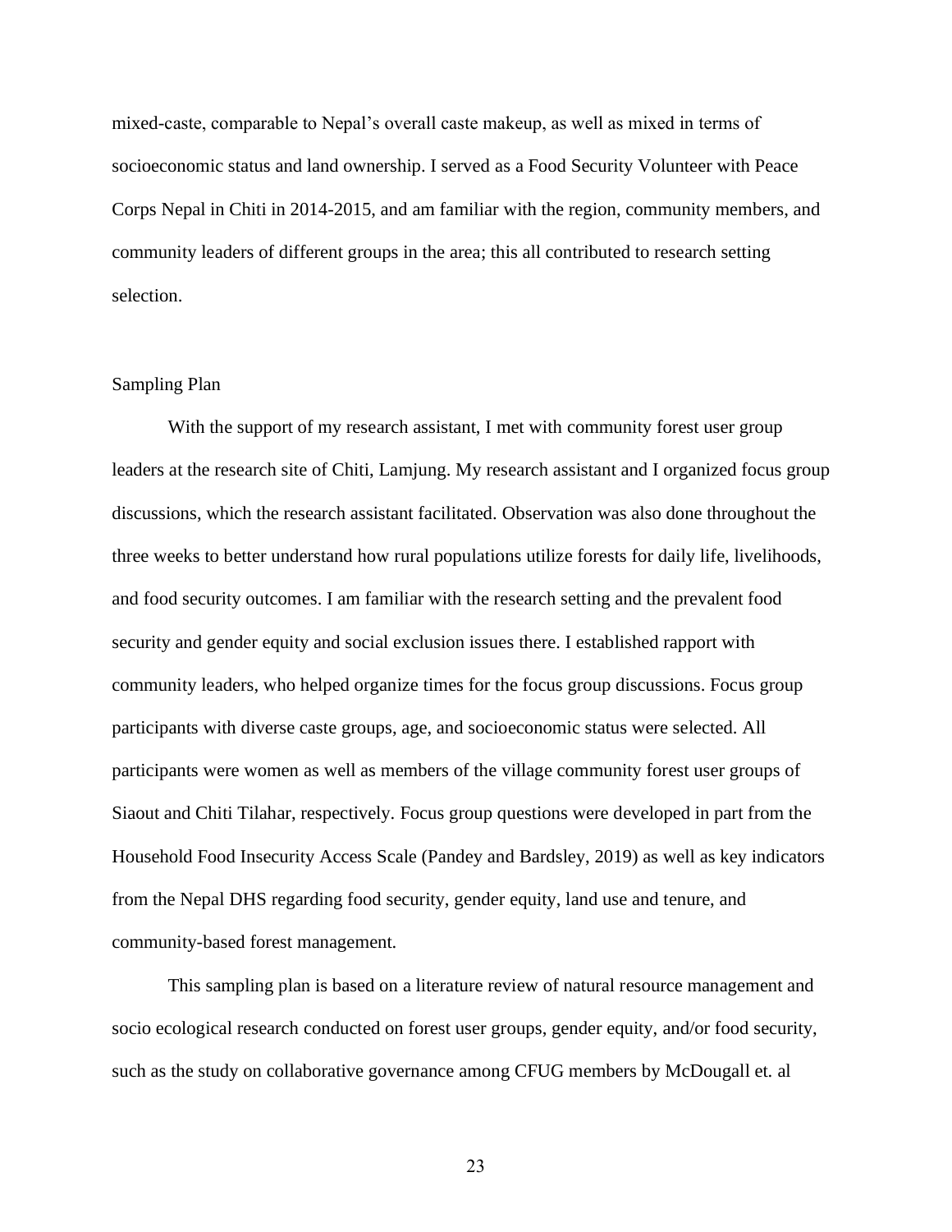mixed-caste, comparable to Nepal's overall caste makeup, as well as mixed in terms of socioeconomic status and land ownership. I served as a Food Security Volunteer with Peace Corps Nepal in Chiti in 2014-2015, and am familiar with the region, community members, and community leaders of different groups in the area; this all contributed to research setting selection.

## Sampling Plan

With the support of my research assistant, I met with community forest user group leaders at the research site of Chiti, Lamjung. My research assistant and I organized focus group discussions, which the research assistant facilitated. Observation was also done throughout the three weeks to better understand how rural populations utilize forests for daily life, livelihoods, and food security outcomes. I am familiar with the research setting and the prevalent food security and gender equity and social exclusion issues there. I established rapport with community leaders, who helped organize times for the focus group discussions. Focus group participants with diverse caste groups, age, and socioeconomic status were selected. All participants were women as well as members of the village community forest user groups of Siaout and Chiti Tilahar, respectively. Focus group questions were developed in part from the Household Food Insecurity Access Scale (Pandey and Bardsley, 2019) as well as key indicators from the Nepal DHS regarding food security, gender equity, land use and tenure, and community-based forest management.

This sampling plan is based on a literature review of natural resource management and socio ecological research conducted on forest user groups, gender equity, and/or food security, such as the study on collaborative governance among CFUG members by McDougall et. al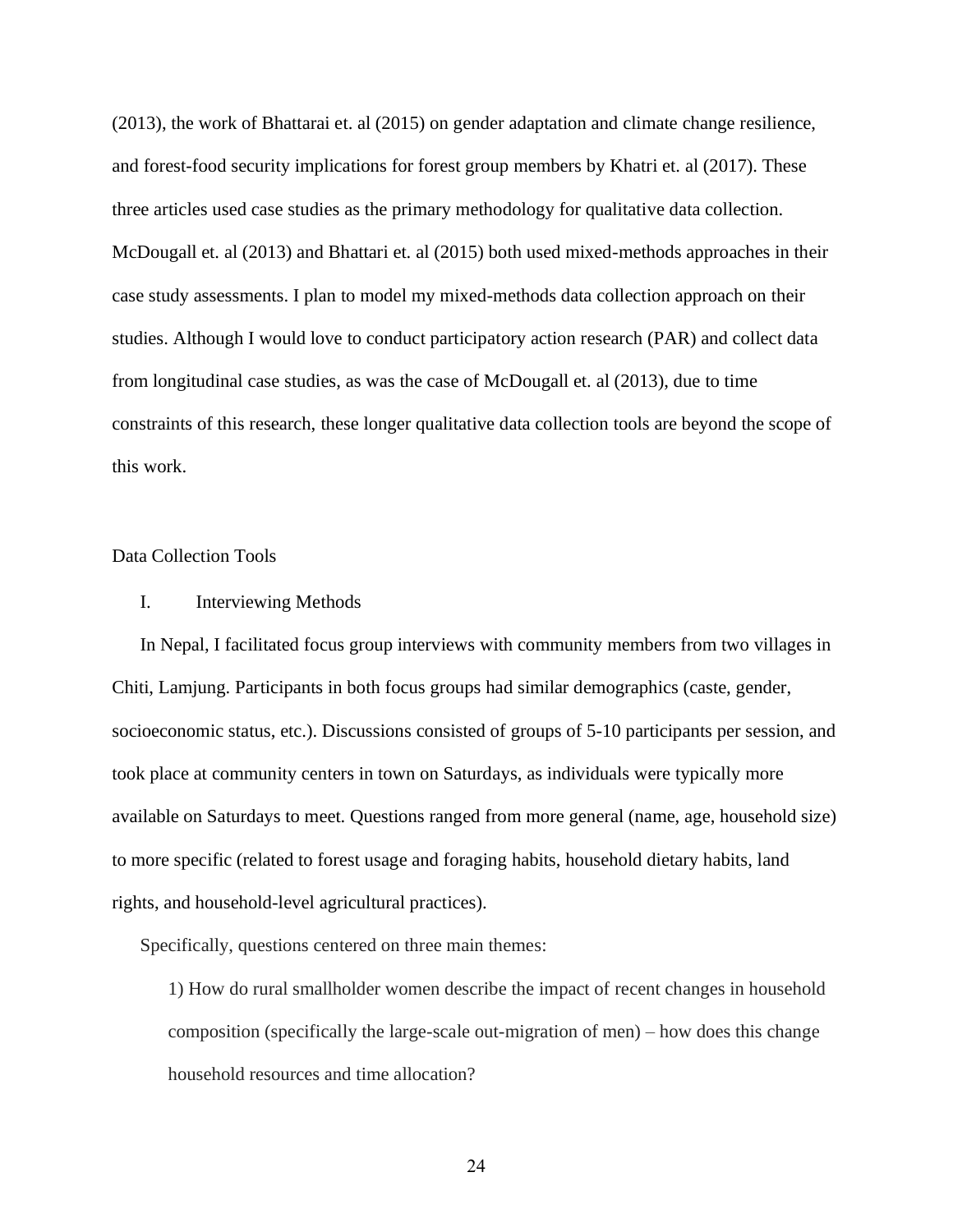(2013), the work of Bhattarai et. al (2015) on gender adaptation and climate change resilience, and forest-food security implications for forest group members by Khatri et. al (2017). These three articles used case studies as the primary methodology for qualitative data collection. McDougall et. al (2013) and Bhattari et. al (2015) both used mixed-methods approaches in their case study assessments. I plan to model my mixed-methods data collection approach on their studies. Although I would love to conduct participatory action research (PAR) and collect data from longitudinal case studies, as was the case of McDougall et. al (2013), due to time constraints of this research, these longer qualitative data collection tools are beyond the scope of this work.

## Data Collection Tools

### I. Interviewing Methods

In Nepal, I facilitated focus group interviews with community members from two villages in Chiti, Lamjung. Participants in both focus groups had similar demographics (caste, gender, socioeconomic status, etc.). Discussions consisted of groups of 5-10 participants per session, and took place at community centers in town on Saturdays, as individuals were typically more available on Saturdays to meet. Questions ranged from more general (name, age, household size) to more specific (related to forest usage and foraging habits, household dietary habits, land rights, and household-level agricultural practices).

Specifically, questions centered on three main themes:

1) How do rural smallholder women describe the impact of recent changes in household composition (specifically the large-scale out-migration of men) – how does this change household resources and time allocation?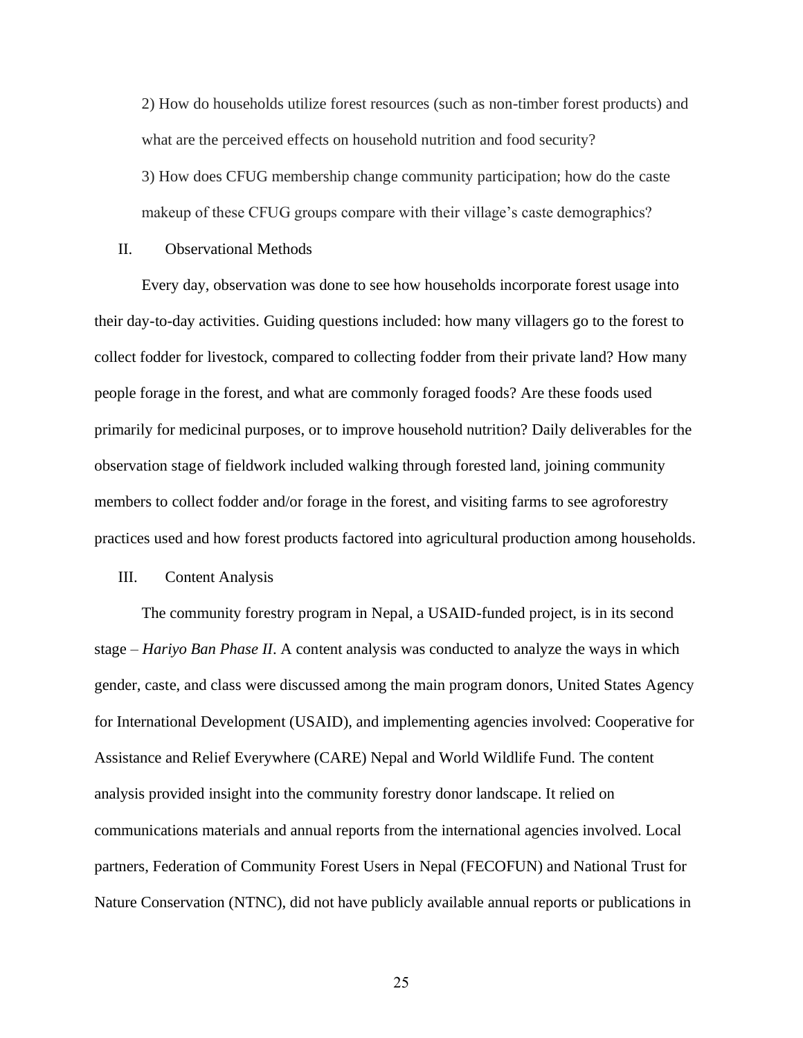2) How do households utilize forest resources (such as non-timber forest products) and what are the perceived effects on household nutrition and food security?

3) How does CFUG membership change community participation; how do the caste makeup of these CFUG groups compare with their village's caste demographics?

## II. Observational Methods

Every day, observation was done to see how households incorporate forest usage into their day-to-day activities. Guiding questions included: how many villagers go to the forest to collect fodder for livestock, compared to collecting fodder from their private land? How many people forage in the forest, and what are commonly foraged foods? Are these foods used primarily for medicinal purposes, or to improve household nutrition? Daily deliverables for the observation stage of fieldwork included walking through forested land, joining community members to collect fodder and/or forage in the forest, and visiting farms to see agroforestry practices used and how forest products factored into agricultural production among households.

## III. Content Analysis

The community forestry program in Nepal, a USAID-funded project, is in its second stage – *Hariyo Ban Phase II*. A content analysis was conducted to analyze the ways in which gender, caste, and class were discussed among the main program donors, United States Agency for International Development (USAID), and implementing agencies involved: Cooperative for Assistance and Relief Everywhere (CARE) Nepal and World Wildlife Fund. The content analysis provided insight into the community forestry donor landscape. It relied on communications materials and annual reports from the international agencies involved. Local partners, Federation of Community Forest Users in Nepal (FECOFUN) and National Trust for Nature Conservation (NTNC), did not have publicly available annual reports or publications in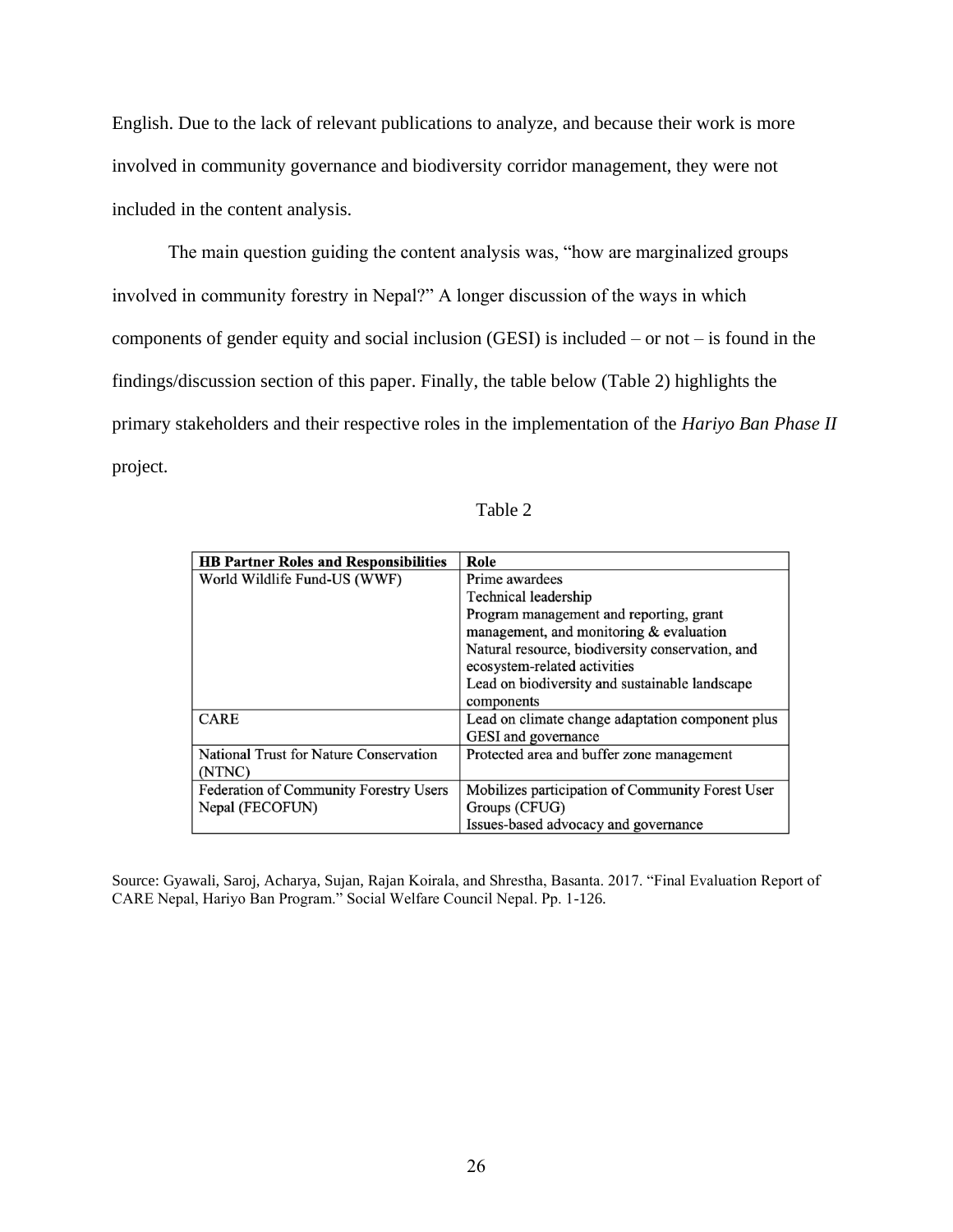English. Due to the lack of relevant publications to analyze, and because their work is more involved in community governance and biodiversity corridor management, they were not included in the content analysis.

The main question guiding the content analysis was, "how are marginalized groups involved in community forestry in Nepal?" A longer discussion of the ways in which components of gender equity and social inclusion (GESI) is included – or not – is found in the findings/discussion section of this paper. Finally, the table below (Table 2) highlights the primary stakeholders and their respective roles in the implementation of the *Hariyo Ban Phase II* project.

Table 2

| **HB Partner Roles and Responsibilities** | **Role** |
|---|---|
| World Wildlife Fund-US (WWF) | Prime awardees<br>Technical leadership<br>Program management and reporting, grant management, and monitoring & evaluation<br>Natural resource, biodiversity conservation, and ecosystem-related activities<br>Lead on biodiversity and sustainable landscape components |
| CARE | Lead on climate change adaptation component plus GESI and governance |
| National Trust for Nature Conservation (NTNC) | Protected area and buffer zone management |
| Federation of Community Forestry Users Nepal (FECOFUN) | Mobilizes participation of Community Forest User Groups (CFUG)<br>Issues-based advocacy and governance |

Source: Gyawali, Saroj, Acharya, Sujan, Rajan Koirala, and Shrestha, Basanta. 2017. "Final Evaluation Report of CARE Nepal, Hariyo Ban Program." Social Welfare Council Nepal. Pp. 1-126.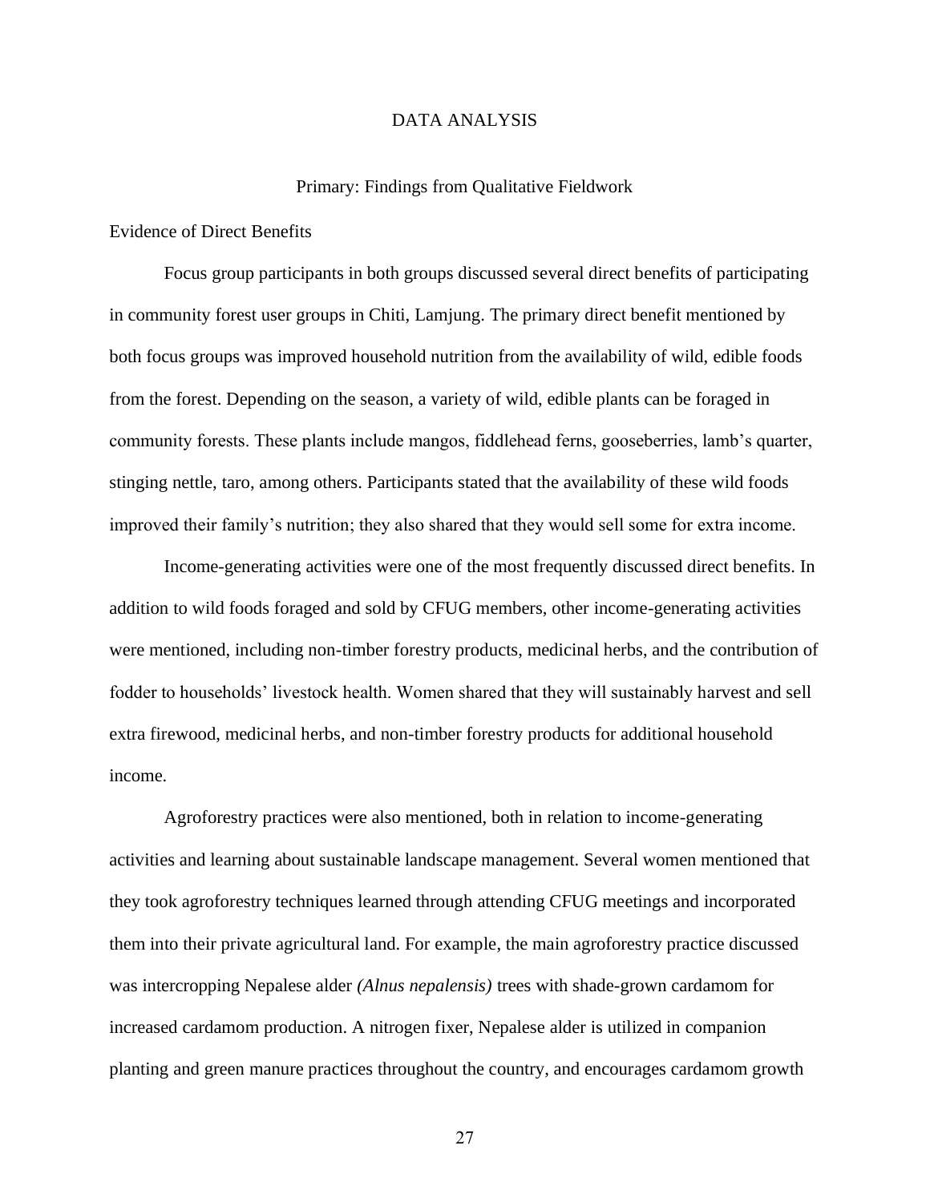# DATA ANALYSIS

## Primary: Findings from Qualitative Fieldwork

### Evidence of Direct Benefits

Focus group participants in both groups discussed several direct benefits of participating in community forest user groups in Chiti, Lamjung. The primary direct benefit mentioned by both focus groups was improved household nutrition from the availability of wild, edible foods from the forest. Depending on the season, a variety of wild, edible plants can be foraged in community forests. These plants include mangos, fiddlehead ferns, gooseberries, lamb's quarter, stinging nettle, taro, among others. Participants stated that the availability of these wild foods improved their family's nutrition; they also shared that they would sell some for extra income.

Income-generating activities were one of the most frequently discussed direct benefits. In addition to wild foods foraged and sold by CFUG members, other income-generating activities were mentioned, including non-timber forestry products, medicinal herbs, and the contribution of fodder to households' livestock health. Women shared that they will sustainably harvest and sell extra firewood, medicinal herbs, and non-timber forestry products for additional household income.

Agroforestry practices were also mentioned, both in relation to income-generating activities and learning about sustainable landscape management. Several women mentioned that they took agroforestry techniques learned through attending CFUG meetings and incorporated them into their private agricultural land. For example, the main agroforestry practice discussed was intercropping Nepalese alder *(Alnus nepalensis)* trees with shade-grown cardamom for increased cardamom production. A nitrogen fixer, Nepalese alder is utilized in companion planting and green manure practices throughout the country, and encourages cardamom growth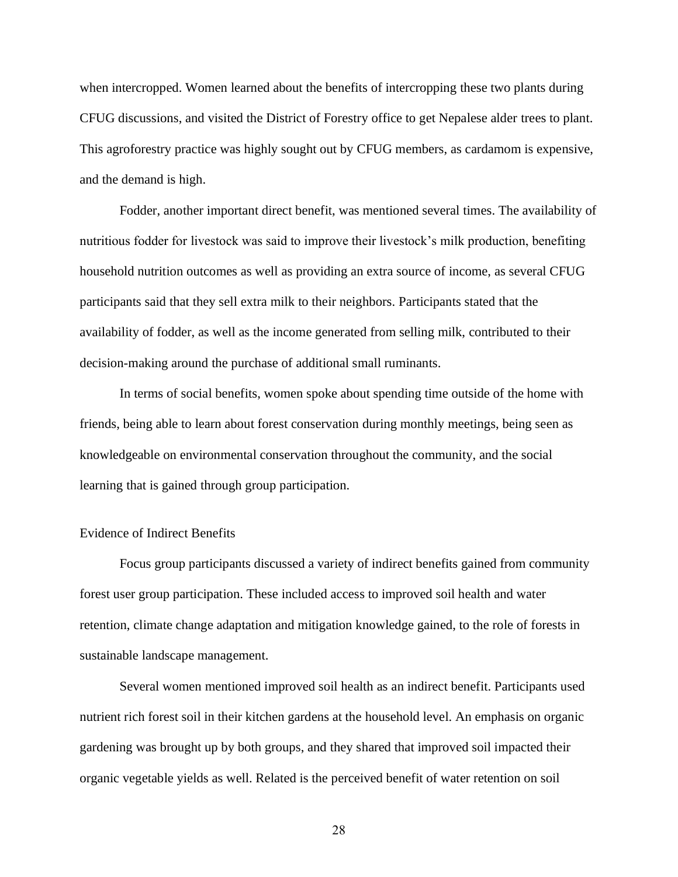when intercropped. Women learned about the benefits of intercropping these two plants during CFUG discussions, and visited the District of Forestry office to get Nepalese alder trees to plant. This agroforestry practice was highly sought out by CFUG members, as cardamom is expensive, and the demand is high.

Fodder, another important direct benefit, was mentioned several times. The availability of nutritious fodder for livestock was said to improve their livestock's milk production, benefiting household nutrition outcomes as well as providing an extra source of income, as several CFUG participants said that they sell extra milk to their neighbors. Participants stated that the availability of fodder, as well as the income generated from selling milk, contributed to their decision-making around the purchase of additional small ruminants.

In terms of social benefits, women spoke about spending time outside of the home with friends, being able to learn about forest conservation during monthly meetings, being seen as knowledgeable on environmental conservation throughout the community, and the social learning that is gained through group participation.

### Evidence of Indirect Benefits

Focus group participants discussed a variety of indirect benefits gained from community forest user group participation. These included access to improved soil health and water retention, climate change adaptation and mitigation knowledge gained, to the role of forests in sustainable landscape management.

Several women mentioned improved soil health as an indirect benefit. Participants used nutrient rich forest soil in their kitchen gardens at the household level. An emphasis on organic gardening was brought up by both groups, and they shared that improved soil impacted their organic vegetable yields as well. Related is the perceived benefit of water retention on soil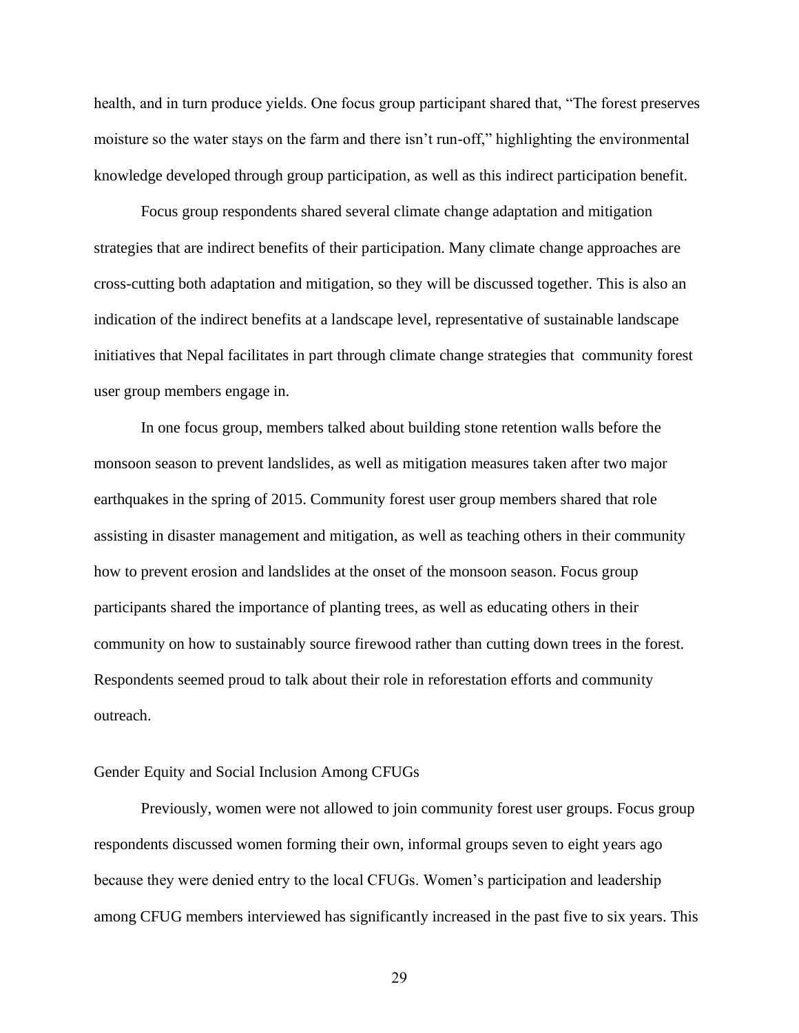health, and in turn produce yields. One focus group participant shared that, "The forest preserves moisture so the water stays on the farm and there isn't run-off," highlighting the environmental knowledge developed through group participation, as well as this indirect participation benefit.

Focus group respondents shared several climate change adaptation and mitigation strategies that are indirect benefits of their participation. Many climate change approaches are cross-cutting both adaptation and mitigation, so they will be discussed together. This is also an indication of the indirect benefits at a landscape level, representative of sustainable landscape initiatives that Nepal facilitates in part through climate change strategies that community forest user group members engage in.

In one focus group, members talked about building stone retention walls before the monsoon season to prevent landslides, as well as mitigation measures taken after two major earthquakes in the spring of 2015. Community forest user group members shared that role assisting in disaster management and mitigation, as well as teaching others in their community how to prevent erosion and landslides at the onset of the monsoon season. Focus group participants shared the importance of planting trees, as well as educating others in their community on how to sustainably source firewood rather than cutting down trees in the forest. Respondents seemed proud to talk about their role in reforestation efforts and community outreach.

### Gender Equity and Social Inclusion Among CFUGs

Previously, women were not allowed to join community forest user groups. Focus group respondents discussed women forming their own, informal groups seven to eight years ago because they were denied entry to the local CFUGs. Women's participation and leadership among CFUG members interviewed has significantly increased in the past five to six years. This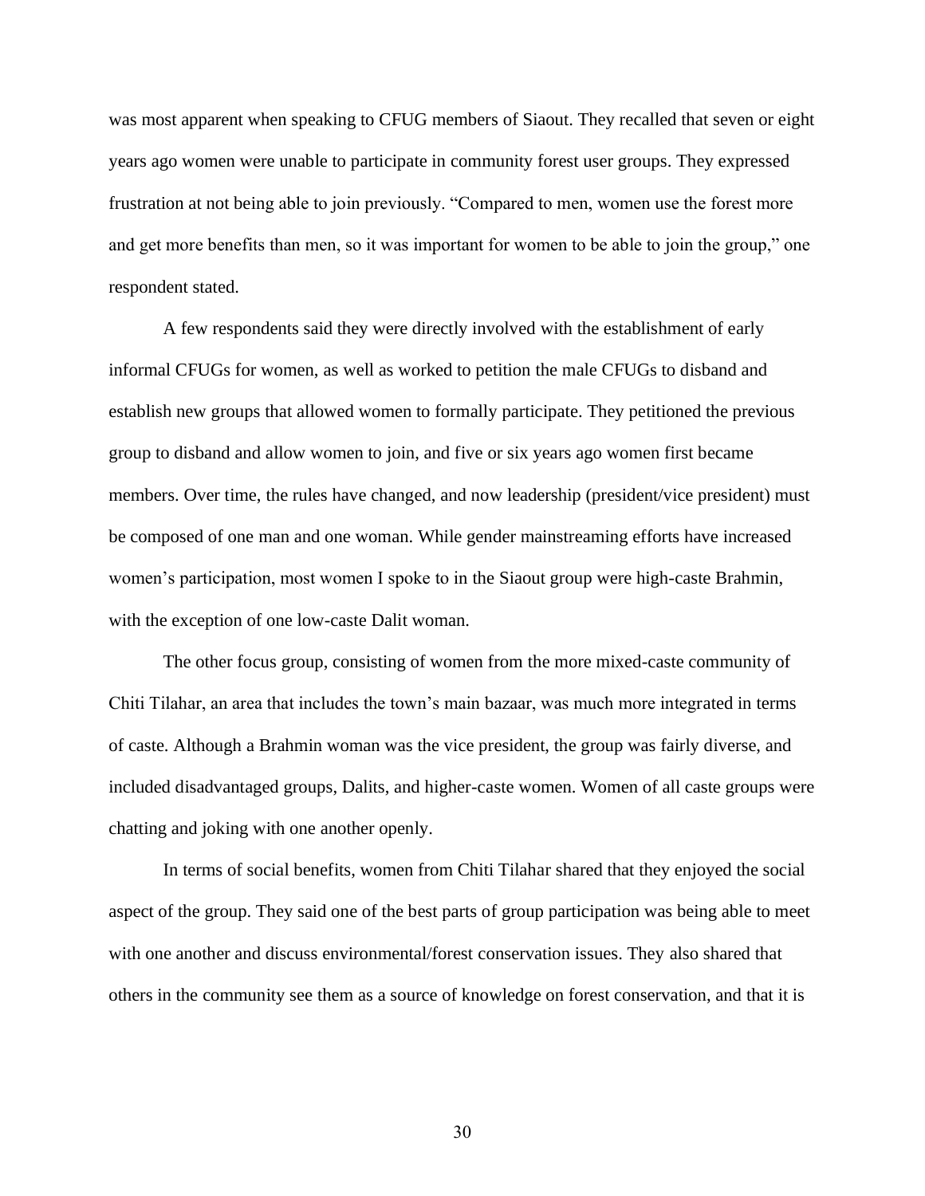was most apparent when speaking to CFUG members of Siaout. They recalled that seven or eight years ago women were unable to participate in community forest user groups. They expressed frustration at not being able to join previously. "Compared to men, women use the forest more and get more benefits than men, so it was important for women to be able to join the group," one respondent stated.

A few respondents said they were directly involved with the establishment of early informal CFUGs for women, as well as worked to petition the male CFUGs to disband and establish new groups that allowed women to formally participate. They petitioned the previous group to disband and allow women to join, and five or six years ago women first became members. Over time, the rules have changed, and now leadership (president/vice president) must be composed of one man and one woman. While gender mainstreaming efforts have increased women's participation, most women I spoke to in the Siaout group were high-caste Brahmin, with the exception of one low-caste Dalit woman.

The other focus group, consisting of women from the more mixed-caste community of Chiti Tilahar, an area that includes the town's main bazaar, was much more integrated in terms of caste. Although a Brahmin woman was the vice president, the group was fairly diverse, and included disadvantaged groups, Dalits, and higher-caste women. Women of all caste groups were chatting and joking with one another openly.

In terms of social benefits, women from Chiti Tilahar shared that they enjoyed the social aspect of the group. They said one of the best parts of group participation was being able to meet with one another and discuss environmental/forest conservation issues. They also shared that others in the community see them as a source of knowledge on forest conservation, and that it is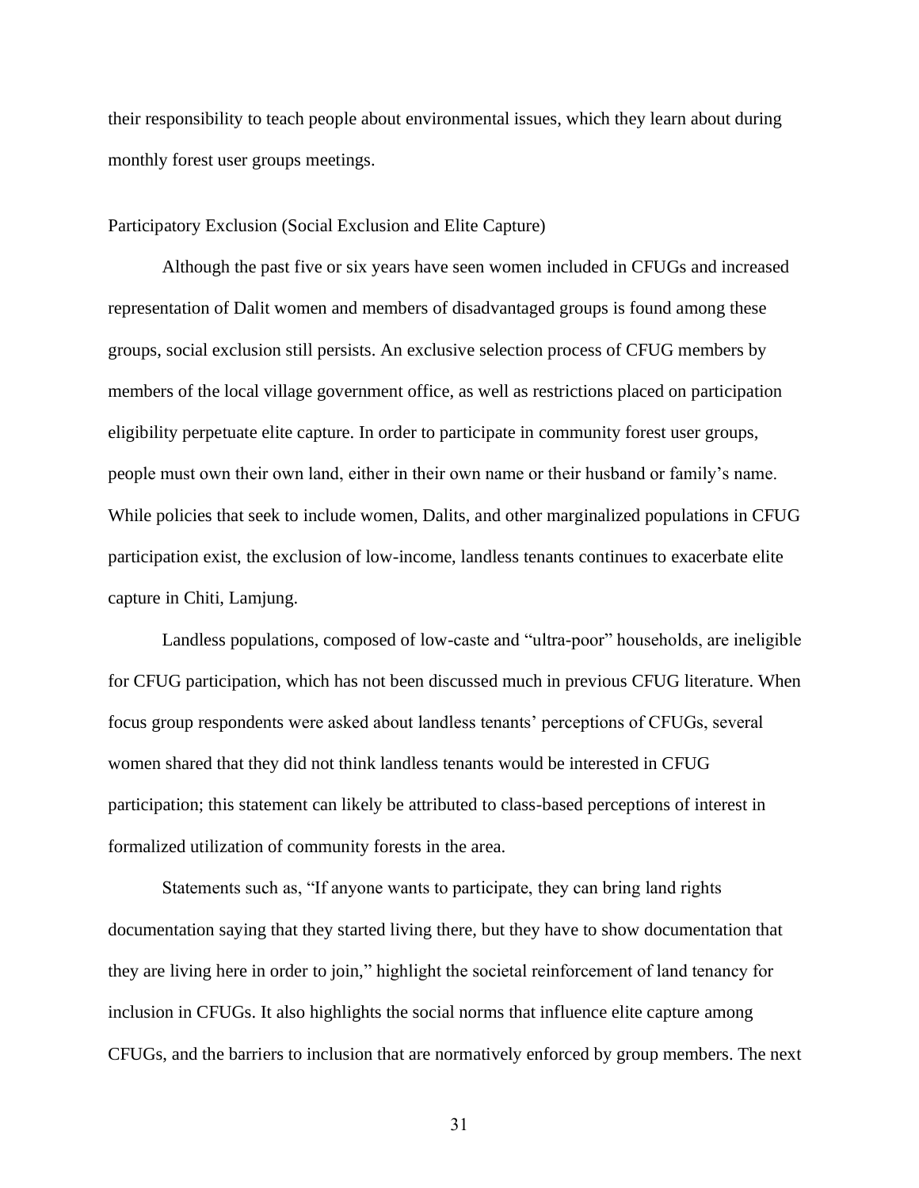their responsibility to teach people about environmental issues, which they learn about during monthly forest user groups meetings.

### Participatory Exclusion (Social Exclusion and Elite Capture)

Although the past five or six years have seen women included in CFUGs and increased representation of Dalit women and members of disadvantaged groups is found among these groups, social exclusion still persists. An exclusive selection process of CFUG members by members of the local village government office, as well as restrictions placed on participation eligibility perpetuate elite capture. In order to participate in community forest user groups, people must own their own land, either in their own name or their husband or family's name. While policies that seek to include women, Dalits, and other marginalized populations in CFUG participation exist, the exclusion of low-income, landless tenants continues to exacerbate elite capture in Chiti, Lamjung.

Landless populations, composed of low-caste and "ultra-poor" households, are ineligible for CFUG participation, which has not been discussed much in previous CFUG literature. When focus group respondents were asked about landless tenants' perceptions of CFUGs, several women shared that they did not think landless tenants would be interested in CFUG participation; this statement can likely be attributed to class-based perceptions of interest in formalized utilization of community forests in the area.

Statements such as, "If anyone wants to participate, they can bring land rights documentation saying that they started living there, but they have to show documentation that they are living here in order to join," highlight the societal reinforcement of land tenancy for inclusion in CFUGs. It also highlights the social norms that influence elite capture among CFUGs, and the barriers to inclusion that are normatively enforced by group members. The next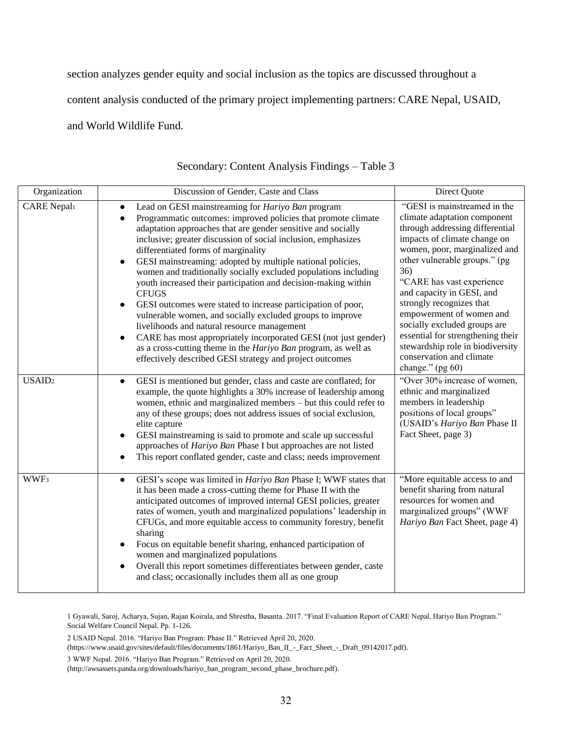section analyzes gender equity and social inclusion as the topics are discussed throughout a content analysis conducted of the primary project implementing partners: CARE Nepal, USAID, and World Wildlife Fund.

Secondary: Content Analysis Findings – Table 3

| Organization | Discussion of Gender, Caste and Class | Direct Quote |
|---|---|---|
| CARE Nepal[1] | • Lead on GESI mainstreaming for *Hariyo Ban* program<br>• Programmatic outcomes: improved policies that promote climate adaptation approaches that are gender sensitive and socially inclusive; greater discussion of social inclusion, emphasizes differentiated forms of marginality<br>• GESI mainstreaming: adopted by multiple national policies, women and traditionally socially excluded populations including youth increased their participation and decision-making within CFUGS<br>• GESI outcomes were stated to increase participation of poor, vulnerable women, and socially excluded groups to improve livelihoods and natural resource management<br>• CARE has most appropriately incorporated GESI (not just gender) as a cross-cutting theme in the *Hariyo Ban* program, as well as effectively described GESI strategy and project outcomes | "GESI is mainstreamed in the climate adaptation component through addressing differential impacts of climate change on women, poor, marginalized and other vulnerable groups." (pg 36)<br>"CARE has vast experience and capacity in GESI, and strongly recognizes that empowerment of women and socially excluded groups are essential for strengthening their stewardship role in biodiversity conservation and climate change." (pg 60) |
| USAID[2] | • GESI is mentioned but gender, class and caste are conflated; for example, the quote highlights a 30% increase of leadership among women, ethnic and marginalized members – but this could refer to any of these groups; does not address issues of social exclusion, elite capture<br>• GESI mainstreaming is said to promote and scale up successful approaches of *Hariyo Ban* Phase I but approaches are not listed<br>• This report conflated gender, caste and class; needs improvement | "Over 30% increase of women, ethnic and marginalized members in leadership positions of local groups" (USAID's *Hariyo Ban* Phase II Fact Sheet, page 3) |
| WWF[3] | • GESI's scope was limited in *Hariyo Ban* Phase I; WWF states that it has been made a cross-cutting theme for Phase II with the anticipated outcomes of improved internal GESI policies, greater rates of women, youth and marginalized populations' leadership in CFUGs, and more equitable access to community forestry, benefit sharing<br>• Focus on equitable benefit sharing, enhanced participation of women and marginalized populations<br>• Overall this report sometimes differentiates between gender, caste and class; occasionally includes them all as one group | "More equitable access to and benefit sharing from natural resources for women and marginalized groups" (WWF *Hariyo Ban* Fact Sheet, page 4) |

1 Gyawali, Saroj, Acharya, Sujan, Rajan Koirala, and Shrestha, Basanta. 2017. "Final Evaluation Report of CARE Nepal, Hariyo Ban Program." Social Welfare Council Nepal. Pp. 1-126.

2 USAID Nepal. 2016. "Hariyo Ban Program: Phase II." Retrieved April 20, 2020. (https://www.usaid.gov/sites/default/files/documents/1861/Hariyo_Ban_II_-_Fact_Sheet_-_Draft_09142017.pdf).

3 WWF Nepal. 2016. "Hariyo Ban Program." Retrieved on April 20, 2020. (http://awsassets.panda.org/downloads/hariyo_ban_program_second_phase_brochure.pdf).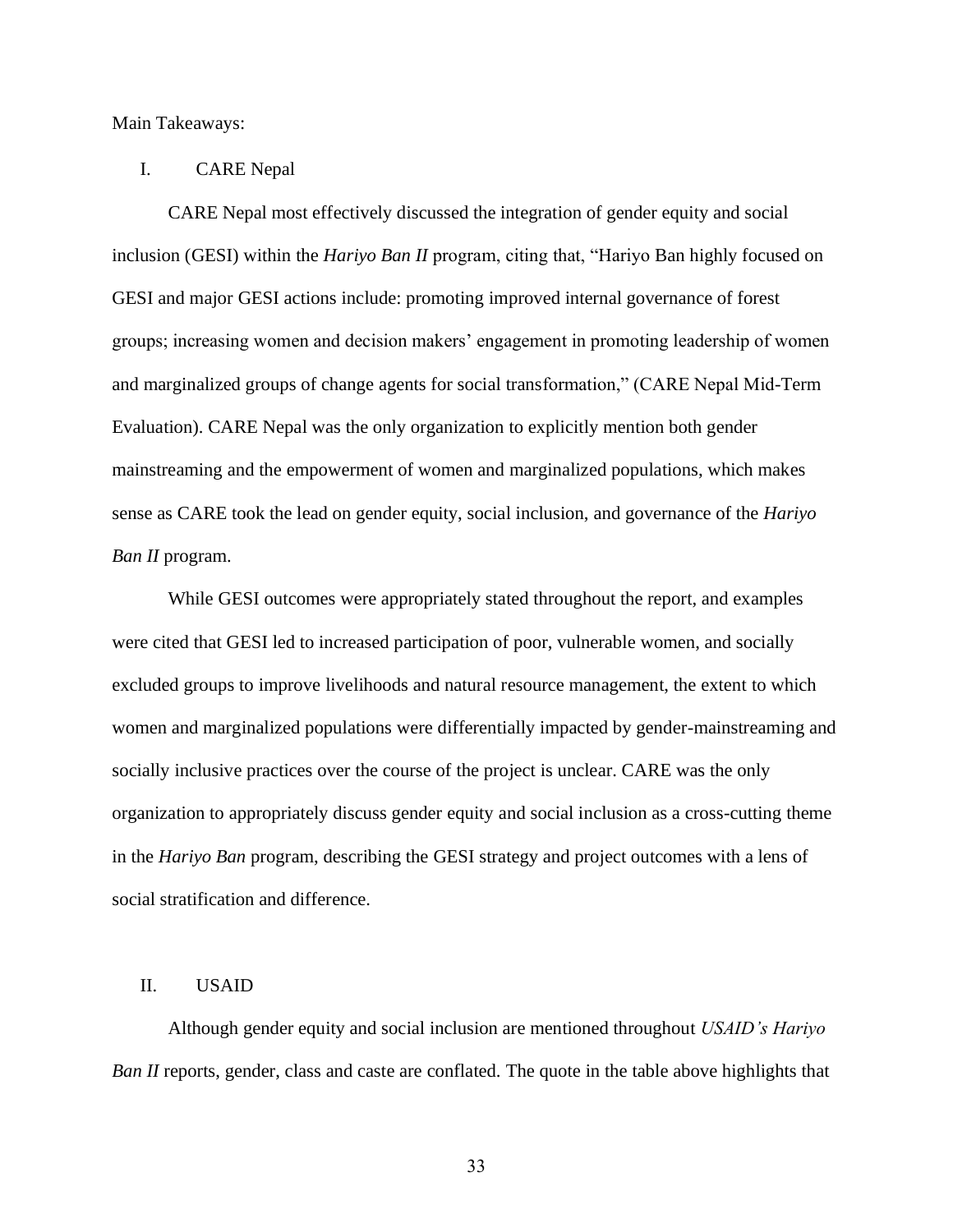Main Takeaways:

I. CARE Nepal

CARE Nepal most effectively discussed the integration of gender equity and social inclusion (GESI) within the *Hariyo Ban II* program, citing that, "Hariyo Ban highly focused on GESI and major GESI actions include: promoting improved internal governance of forest groups; increasing women and decision makers' engagement in promoting leadership of women and marginalized groups of change agents for social transformation," (CARE Nepal Mid-Term Evaluation). CARE Nepal was the only organization to explicitly mention both gender mainstreaming and the empowerment of women and marginalized populations, which makes sense as CARE took the lead on gender equity, social inclusion, and governance of the *Hariyo Ban II* program.

While GESI outcomes were appropriately stated throughout the report, and examples were cited that GESI led to increased participation of poor, vulnerable women, and socially excluded groups to improve livelihoods and natural resource management, the extent to which women and marginalized populations were differentially impacted by gender-mainstreaming and socially inclusive practices over the course of the project is unclear. CARE was the only organization to appropriately discuss gender equity and social inclusion as a cross-cutting theme in the *Hariyo Ban* program, describing the GESI strategy and project outcomes with a lens of social stratification and difference.

II. USAID

Although gender equity and social inclusion are mentioned throughout *USAID's Hariyo Ban II* reports, gender, class and caste are conflated. The quote in the table above highlights that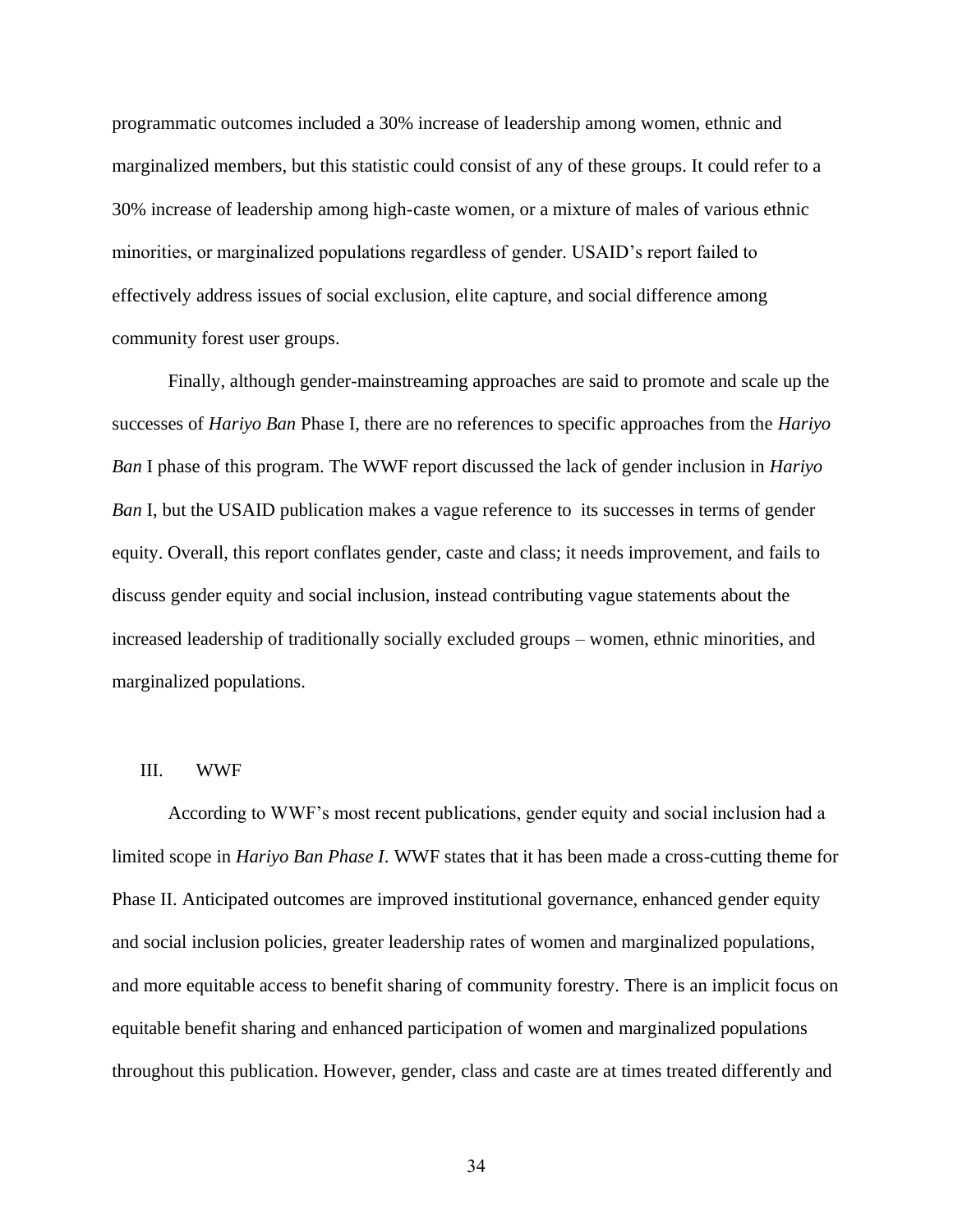programmatic outcomes included a 30% increase of leadership among women, ethnic and marginalized members, but this statistic could consist of any of these groups. It could refer to a 30% increase of leadership among high-caste women, or a mixture of males of various ethnic minorities, or marginalized populations regardless of gender. USAID's report failed to effectively address issues of social exclusion, elite capture, and social difference among community forest user groups.

Finally, although gender-mainstreaming approaches are said to promote and scale up the successes of *Hariyo Ban* Phase I, there are no references to specific approaches from the *Hariyo Ban* I phase of this program. The WWF report discussed the lack of gender inclusion in *Hariyo Ban* I, but the USAID publication makes a vague reference to its successes in terms of gender equity. Overall, this report conflates gender, caste and class; it needs improvement, and fails to discuss gender equity and social inclusion, instead contributing vague statements about the increased leadership of traditionally socially excluded groups – women, ethnic minorities, and marginalized populations.

## III. WWF

According to WWF's most recent publications, gender equity and social inclusion had a limited scope in *Hariyo Ban Phase I*. WWF states that it has been made a cross-cutting theme for Phase II. Anticipated outcomes are improved institutional governance, enhanced gender equity and social inclusion policies, greater leadership rates of women and marginalized populations, and more equitable access to benefit sharing of community forestry. There is an implicit focus on equitable benefit sharing and enhanced participation of women and marginalized populations throughout this publication. However, gender, class and caste are at times treated differently and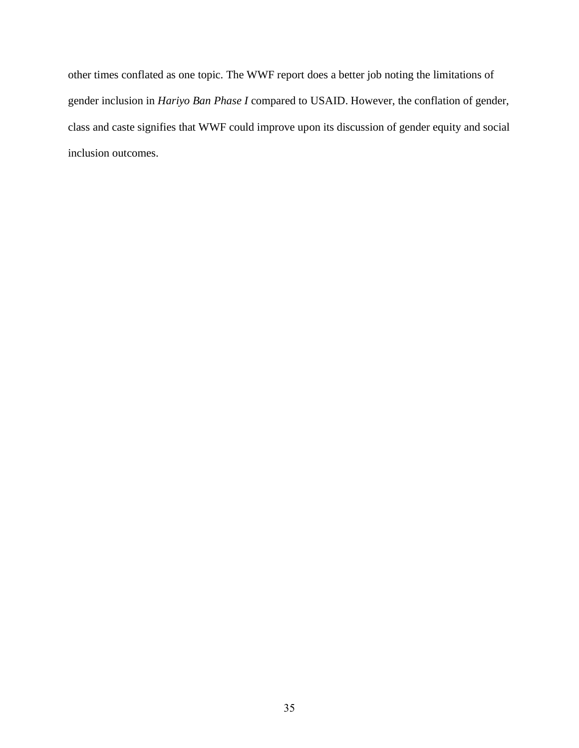other times conflated as one topic. The WWF report does a better job noting the limitations of gender inclusion in *Hariyo Ban Phase I* compared to USAID. However, the conflation of gender, class and caste signifies that WWF could improve upon its discussion of gender equity and social inclusion outcomes.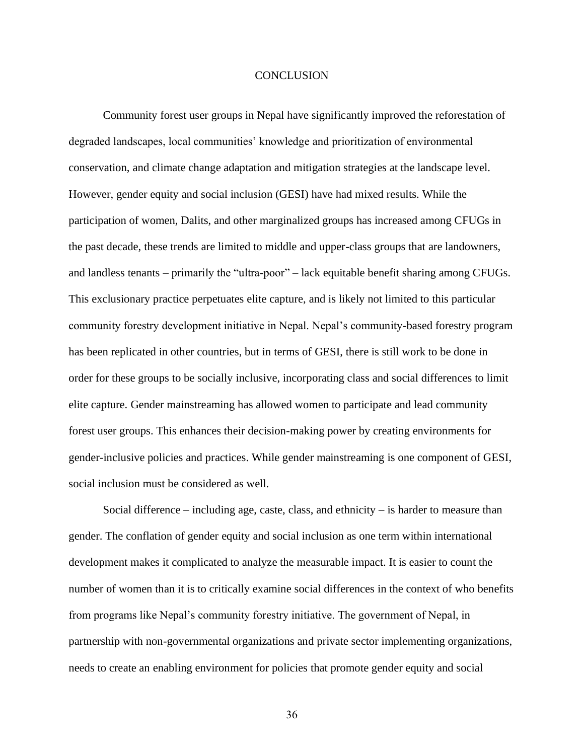# CONCLUSION

Community forest user groups in Nepal have significantly improved the reforestation of degraded landscapes, local communities' knowledge and prioritization of environmental conservation, and climate change adaptation and mitigation strategies at the landscape level. However, gender equity and social inclusion (GESI) have had mixed results. While the participation of women, Dalits, and other marginalized groups has increased among CFUGs in the past decade, these trends are limited to middle and upper-class groups that are landowners, and landless tenants – primarily the "ultra-poor" – lack equitable benefit sharing among CFUGs. This exclusionary practice perpetuates elite capture, and is likely not limited to this particular community forestry development initiative in Nepal. Nepal's community-based forestry program has been replicated in other countries, but in terms of GESI, there is still work to be done in order for these groups to be socially inclusive, incorporating class and social differences to limit elite capture. Gender mainstreaming has allowed women to participate and lead community forest user groups. This enhances their decision-making power by creating environments for gender-inclusive policies and practices. While gender mainstreaming is one component of GESI, social inclusion must be considered as well.

Social difference – including age, caste, class, and ethnicity – is harder to measure than gender. The conflation of gender equity and social inclusion as one term within international development makes it complicated to analyze the measurable impact. It is easier to count the number of women than it is to critically examine social differences in the context of who benefits from programs like Nepal's community forestry initiative. The government of Nepal, in partnership with non-governmental organizations and private sector implementing organizations, needs to create an enabling environment for policies that promote gender equity and social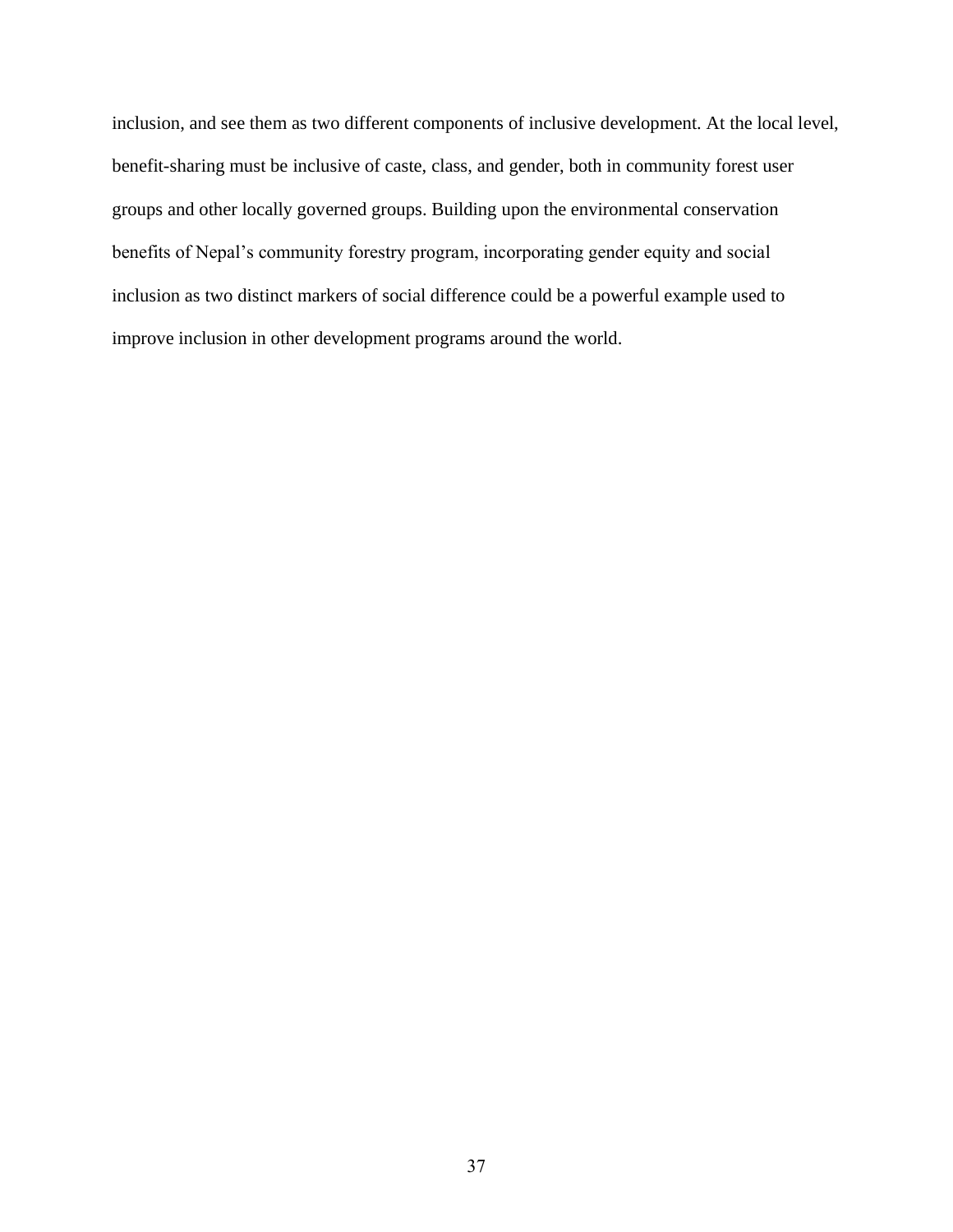inclusion, and see them as two different components of inclusive development. At the local level, benefit-sharing must be inclusive of caste, class, and gender, both in community forest user groups and other locally governed groups. Building upon the environmental conservation benefits of Nepal's community forestry program, incorporating gender equity and social inclusion as two distinct markers of social difference could be a powerful example used to improve inclusion in other development programs around the world.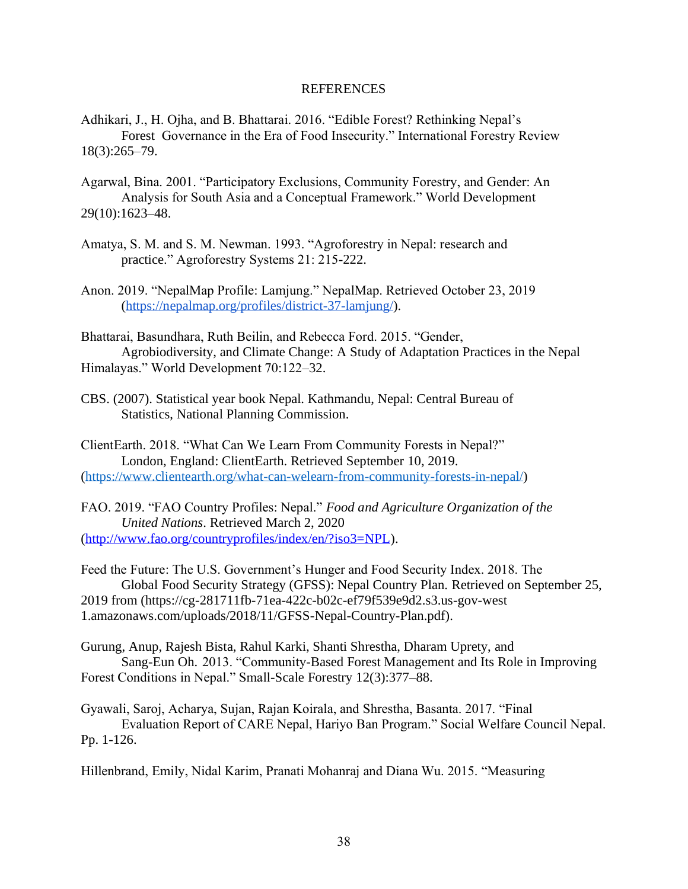# REFERENCES

Adhikari, J., H. Ojha, and B. Bhattarai. 2016. "Edible Forest? Rethinking Nepal's Forest Governance in the Era of Food Insecurity." International Forestry Review 18(3):265–79.

Agarwal, Bina. 2001. "Participatory Exclusions, Community Forestry, and Gender: An Analysis for South Asia and a Conceptual Framework." World Development 29(10):1623–48.

Amatya, S. M. and S. M. Newman. 1993. "Agroforestry in Nepal: research and practice." Agroforestry Systems 21: 215-222.

Anon. 2019. "NepalMap Profile: Lamjung." NepalMap. Retrieved October 23, 2019 (https://nepalmap.org/profiles/district-37-lamjung/).

Bhattarai, Basundhara, Ruth Beilin, and Rebecca Ford. 2015. "Gender, Agrobiodiversity, and Climate Change: A Study of Adaptation Practices in the Nepal Himalayas." World Development 70:122–32.

CBS. (2007). Statistical year book Nepal. Kathmandu, Nepal: Central Bureau of Statistics, National Planning Commission.

ClientEarth. 2018. "What Can We Learn From Community Forests in Nepal?" London, England: ClientEarth. Retrieved September 10, 2019. (https://www.clientearth.org/what-can-welearn-from-community-forests-in-nepal/)

FAO. 2019. "FAO Country Profiles: Nepal." *Food and Agriculture Organization of the United Nations*. Retrieved March 2, 2020 (http://www.fao.org/countryprofiles/index/en/?iso3=NPL).

Feed the Future: The U.S. Government's Hunger and Food Security Index. 2018. The Global Food Security Strategy (GFSS): Nepal Country Plan. Retrieved on September 25, 2019 from (https://cg-281711fb-71ea-422c-b02c-ef79f539e9d2.s3.us-gov-west 1.amazonaws.com/uploads/2018/11/GFSS-Nepal-Country-Plan.pdf).

Gurung, Anup, Rajesh Bista, Rahul Karki, Shanti Shrestha, Dharam Uprety, and Sang-Eun Oh. 2013. "Community-Based Forest Management and Its Role in Improving Forest Conditions in Nepal." Small-Scale Forestry 12(3):377–88.

Gyawali, Saroj, Acharya, Sujan, Rajan Koirala, and Shrestha, Basanta. 2017. "Final Evaluation Report of CARE Nepal, Hariyo Ban Program." Social Welfare Council Nepal. Pp. 1-126.

Hillenbrand, Emily, Nidal Karim, Pranati Mohanraj and Diana Wu. 2015. "Measuring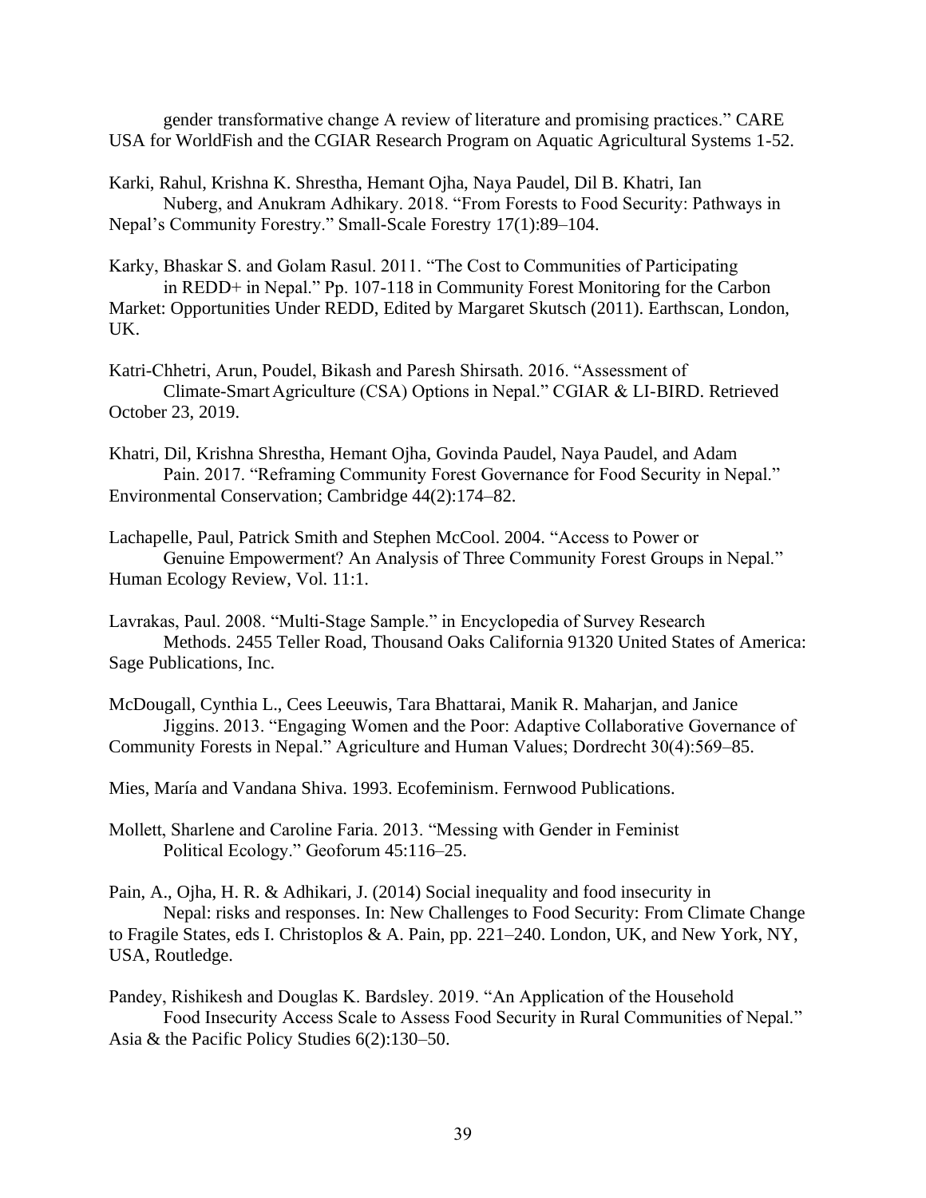gender transformative change A review of literature and promising practices." CARE USA for WorldFish and the CGIAR Research Program on Aquatic Agricultural Systems 1-52.

Karki, Rahul, Krishna K. Shrestha, Hemant Ojha, Naya Paudel, Dil B. Khatri, Ian Nuberg, and Anukram Adhikary. 2018. "From Forests to Food Security: Pathways in Nepal's Community Forestry." Small-Scale Forestry 17(1):89–104.

Karky, Bhaskar S. and Golam Rasul. 2011. "The Cost to Communities of Participating in REDD+ in Nepal." Pp. 107-118 in Community Forest Monitoring for the Carbon Market: Opportunities Under REDD, Edited by Margaret Skutsch (2011). Earthscan, London, UK.

Katri-Chhetri, Arun, Poudel, Bikash and Paresh Shirsath. 2016. "Assessment of Climate-Smart Agriculture (CSA) Options in Nepal." CGIAR & LI-BIRD. Retrieved October 23, 2019.

Khatri, Dil, Krishna Shrestha, Hemant Ojha, Govinda Paudel, Naya Paudel, and Adam Pain. 2017. "Reframing Community Forest Governance for Food Security in Nepal." Environmental Conservation; Cambridge 44(2):174–82.

Lachapelle, Paul, Patrick Smith and Stephen McCool. 2004. "Access to Power or Genuine Empowerment? An Analysis of Three Community Forest Groups in Nepal." Human Ecology Review, Vol. 11:1.

Lavrakas, Paul. 2008. "Multi-Stage Sample." in Encyclopedia of Survey Research Methods. 2455 Teller Road, Thousand Oaks California 91320 United States of America: Sage Publications, Inc.

McDougall, Cynthia L., Cees Leeuwis, Tara Bhattarai, Manik R. Maharjan, and Janice Jiggins. 2013. "Engaging Women and the Poor: Adaptive Collaborative Governance of Community Forests in Nepal." Agriculture and Human Values; Dordrecht 30(4):569–85.

Mies, María and Vandana Shiva. 1993. Ecofeminism. Fernwood Publications.

Mollett, Sharlene and Caroline Faria. 2013. "Messing with Gender in Feminist Political Ecology." Geoforum 45:116–25.

Pain, A., Ojha, H. R. & Adhikari, J. (2014) Social inequality and food insecurity in Nepal: risks and responses. In: New Challenges to Food Security: From Climate Change to Fragile States, eds I. Christoplos & A. Pain, pp. 221–240. London, UK, and New York, NY, USA, Routledge.

Pandey, Rishikesh and Douglas K. Bardsley. 2019. "An Application of the Household Food Insecurity Access Scale to Assess Food Security in Rural Communities of Nepal." Asia & the Pacific Policy Studies 6(2):130–50.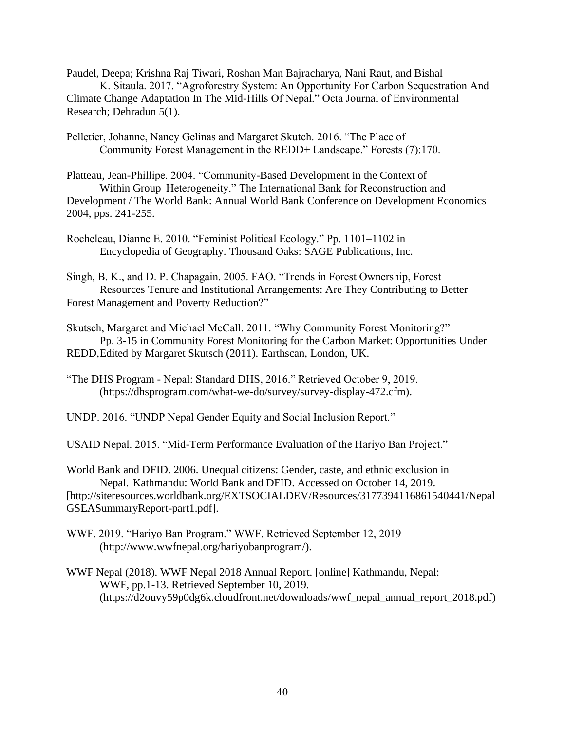Paudel, Deepa; Krishna Raj Tiwari, Roshan Man Bajracharya, Nani Raut, and Bishal K. Sitaula. 2017. "Agroforestry System: An Opportunity For Carbon Sequestration And Climate Change Adaptation In The Mid-Hills Of Nepal." Octa Journal of Environmental Research; Dehradun 5(1).

Pelletier, Johanne, Nancy Gelinas and Margaret Skutch. 2016. "The Place of Community Forest Management in the REDD+ Landscape." Forests (7):170.

Platteau, Jean-Phillipe. 2004. "Community-Based Development in the Context of Within Group Heterogeneity." The International Bank for Reconstruction and Development / The World Bank: Annual World Bank Conference on Development Economics 2004, pps. 241-255.

Rocheleau, Dianne E. 2010. "Feminist Political Ecology." Pp. 1101–1102 in Encyclopedia of Geography. Thousand Oaks: SAGE Publications, Inc.

Singh, B. K., and D. P. Chapagain. 2005. FAO. "Trends in Forest Ownership, Forest Resources Tenure and Institutional Arrangements: Are They Contributing to Better Forest Management and Poverty Reduction?"

Skutsch, Margaret and Michael McCall. 2011. "Why Community Forest Monitoring?" Pp. 3-15 in Community Forest Monitoring for the Carbon Market: Opportunities Under REDD,Edited by Margaret Skutsch (2011). Earthscan, London, UK.

"The DHS Program - Nepal: Standard DHS, 2016." Retrieved October 9, 2019. (https://dhsprogram.com/what-we-do/survey/survey-display-472.cfm).

UNDP. 2016. "UNDP Nepal Gender Equity and Social Inclusion Report."

USAID Nepal. 2015. "Mid-Term Performance Evaluation of the Hariyo Ban Project."

World Bank and DFID. 2006. Unequal citizens: Gender, caste, and ethnic exclusion in Nepal. Kathmandu: World Bank and DFID. Accessed on October 14, 2019. [http://siteresources.worldbank.org/EXTSOCIALDEV/Resources/3177394116861540441/NepalGSEASummaryReport-part1.pdf].

WWF. 2019. "Hariyo Ban Program." WWF. Retrieved September 12, 2019 (http://www.wwfnepal.org/hariyobanprogram/).

WWF Nepal (2018). WWF Nepal 2018 Annual Report. [online] Kathmandu, Nepal: WWF, pp.1-13. Retrieved September 10, 2019. (https://d2ouvy59p0dg6k.cloudfront.net/downloads/wwf_nepal_annual_report_2018.pdf)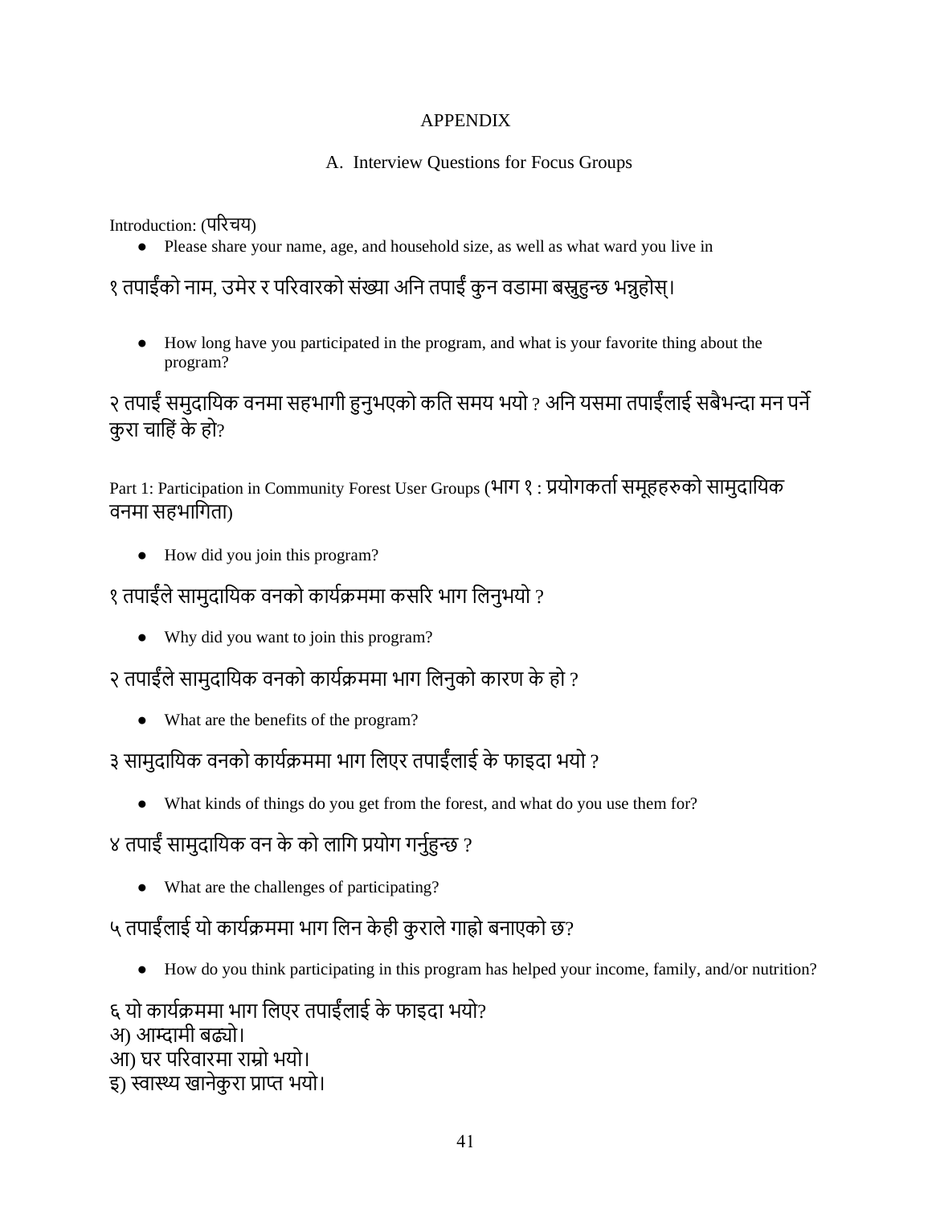# APPENDIX

## A. Interview Questions for Focus Groups

Introduction: (परिचय)

- Please share your name, age, and household size, as well as what ward you live in

१ तपाईंको नाम, उमेर र परिवारको संख्या अनि तपाईं कुन वडामा बस्नुहुन्छ भन्नुहोस्।

- How long have you participated in the program, and what is your favorite thing about the program?

२ तपाईं समुदायिक वनमा सहभागी हुनुभएको कति समय भयो ? अनि यसमा तपाईंलाई सबैभन्दा मन पर्ने कुरा चाहिं के हो?

Part 1: Participation in Community Forest User Groups (भाग १ : प्रयोगकर्ता समूहहरुको सामुदायिक वनमा सहभागिता)

- How did you join this program?

१ तपाईंले सामुदायिक वनको कार्यक्रममा कसरि भाग लिनुभयो ?

- Why did you want to join this program?

२ तपाईंले सामुदायिक वनको कार्यक्रममा भाग लिनुको कारण के हो ?

- What are the benefits of the program?

३ सामुदायिक वनको कार्यक्रममा भाग लिएर तपाईंलाई के फाइदा भयो ?

- What kinds of things do you get from the forest, and what do you use them for?

४ तपाईं सामुदायिक वन के को लागि प्रयोग गर्नुहुन्छ ?

- What are the challenges of participating?

५ तपाईंलाई यो कार्यक्रममा भाग लिन केही कुराले गाह्रो बनाएको छ?

- How do you think participating in this program has helped your income, family, and/or nutrition?

६ यो कार्यक्रममा भाग लिएर तपाईंलाई के फाइदा भयो?
अ) आम्दामी बढ्यो।
आ) घर परिवारमा राम्रो भयो।
इ) स्वास्थ्य खानेकुरा प्राप्त भयो।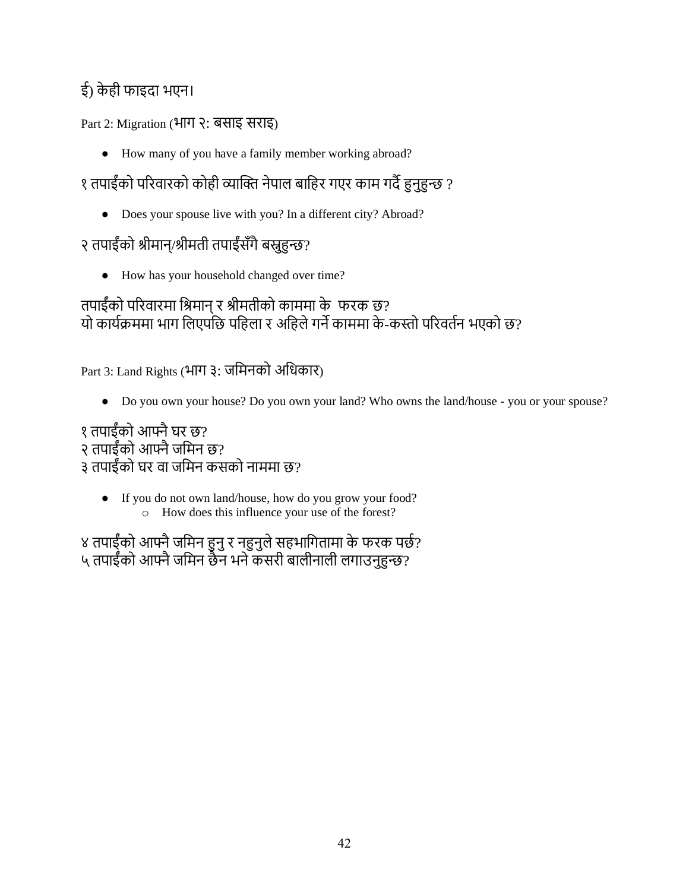ई) केही फाइदा भएन।

Part 2: Migration (भाग २: बसाइ सराइ)

- How many of you have a family member working abroad?

१ तपाईंको परिवारको कोही व्याक्ति नेपाल बाहिर गएर काम गर्दै हुनुहुन्छ ?

- Does your spouse live with you? In a different city? Abroad?

२ तपाईंको श्रीमान्/श्रीमती तपाईंसँगै बस्नुहुन्छ?

- How has your household changed over time?

तपाईंको परिवारमा श्रिमान् र श्रीमतीको काममा के फरक छ?
यो कार्यक्रममा भाग लिएपछि पहिला र अहिले गर्ने काममा के-कस्तो परिवर्तन भएको छ?

Part 3: Land Rights (भाग ३: जमिनको अधिकार)

- Do you own your house? Do you own your land? Who owns the land/house - you or your spouse?

१ तपाईंको आफ्नै घर छ?
२ तपाईंको आफ्नै जमिन छ?
३ तपाईंको घर वा जमिन कसको नाममा छ?

- If you do not own land/house, how do you grow your food?
  - How does this influence your use of the forest?

४ तपाईंको आफ्नै जमिन हुनु र नहुनुले सहभागितामा के फरक पर्छ?
५ तपाईंको आफ्नै जमिन छैन भने कसरी बालीनाली लगाउनुहुन्छ?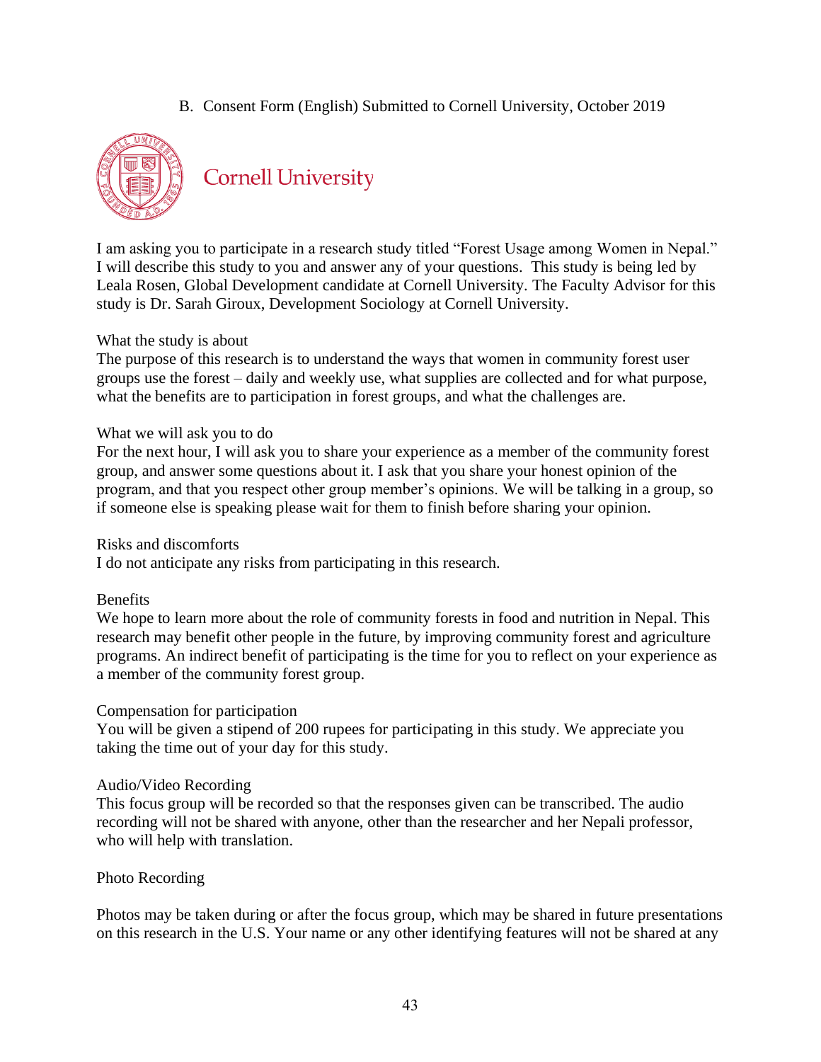B. Consent Form (English) Submitted to Cornell University, October 2019

Cornell University

I am asking you to participate in a research study titled "Forest Usage among Women in Nepal." I will describe this study to you and answer any of your questions. This study is being led by Leala Rosen, Global Development candidate at Cornell University. The Faculty Advisor for this study is Dr. Sarah Giroux, Development Sociology at Cornell University.

What the study is about

The purpose of this research is to understand the ways that women in community forest user groups use the forest – daily and weekly use, what supplies are collected and for what purpose, what the benefits are to participation in forest groups, and what the challenges are.

What we will ask you to do

For the next hour, I will ask you to share your experience as a member of the community forest group, and answer some questions about it. I ask that you share your honest opinion of the program, and that you respect other group member's opinions. We will be talking in a group, so if someone else is speaking please wait for them to finish before sharing your opinion.

Risks and discomforts

I do not anticipate any risks from participating in this research.

Benefits

We hope to learn more about the role of community forests in food and nutrition in Nepal. This research may benefit other people in the future, by improving community forest and agriculture programs. An indirect benefit of participating is the time for you to reflect on your experience as a member of the community forest group.

Compensation for participation

You will be given a stipend of 200 rupees for participating in this study. We appreciate you taking the time out of your day for this study.

Audio/Video Recording

This focus group will be recorded so that the responses given can be transcribed. The audio recording will not be shared with anyone, other than the researcher and her Nepali professor, who will help with translation.

Photo Recording

Photos may be taken during or after the focus group, which may be shared in future presentations on this research in the U.S. Your name or any other identifying features will not be shared at any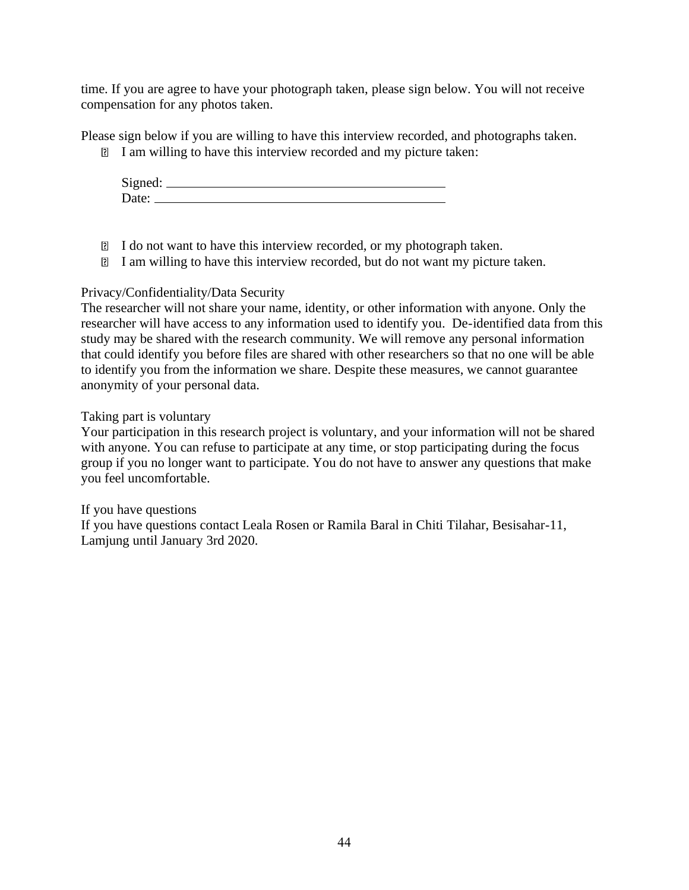time. If you are agree to have your photograph taken, please sign below. You will not receive compensation for any photos taken.

Please sign below if you are willing to have this interview recorded, and photographs taken.

- I am willing to have this interview recorded and my picture taken:

  Signed: \_\_\_\_\_\_\_\_\_\_\_\_\_\_\_\_\_\_\_\_\_\_\_\_\_\_\_\_\_\_\_\_\_\_\_\_\_\_\_\_
  Date: \_\_\_\_\_\_\_\_\_\_\_\_\_\_\_\_\_\_\_\_\_\_\_\_\_\_\_\_\_\_\_\_\_\_\_\_\_\_\_\_\_\_

- I do not want to have this interview recorded, or my photograph taken.
- I am willing to have this interview recorded, but do not want my picture taken.

Privacy/Confidentiality/Data Security

The researcher will not share your name, identity, or other information with anyone. Only the researcher will have access to any information used to identify you. De-identified data from this study may be shared with the research community. We will remove any personal information that could identify you before files are shared with other researchers so that no one will be able to identify you from the information we share. Despite these measures, we cannot guarantee anonymity of your personal data.

Taking part is voluntary

Your participation in this research project is voluntary, and your information will not be shared with anyone. You can refuse to participate at any time, or stop participating during the focus group if you no longer want to participate. You do not have to answer any questions that make you feel uncomfortable.

If you have questions

If you have questions contact Leala Rosen or Ramila Baral in Chiti Tilahar, Besisahar-11, Lamjung until January 3rd 2020.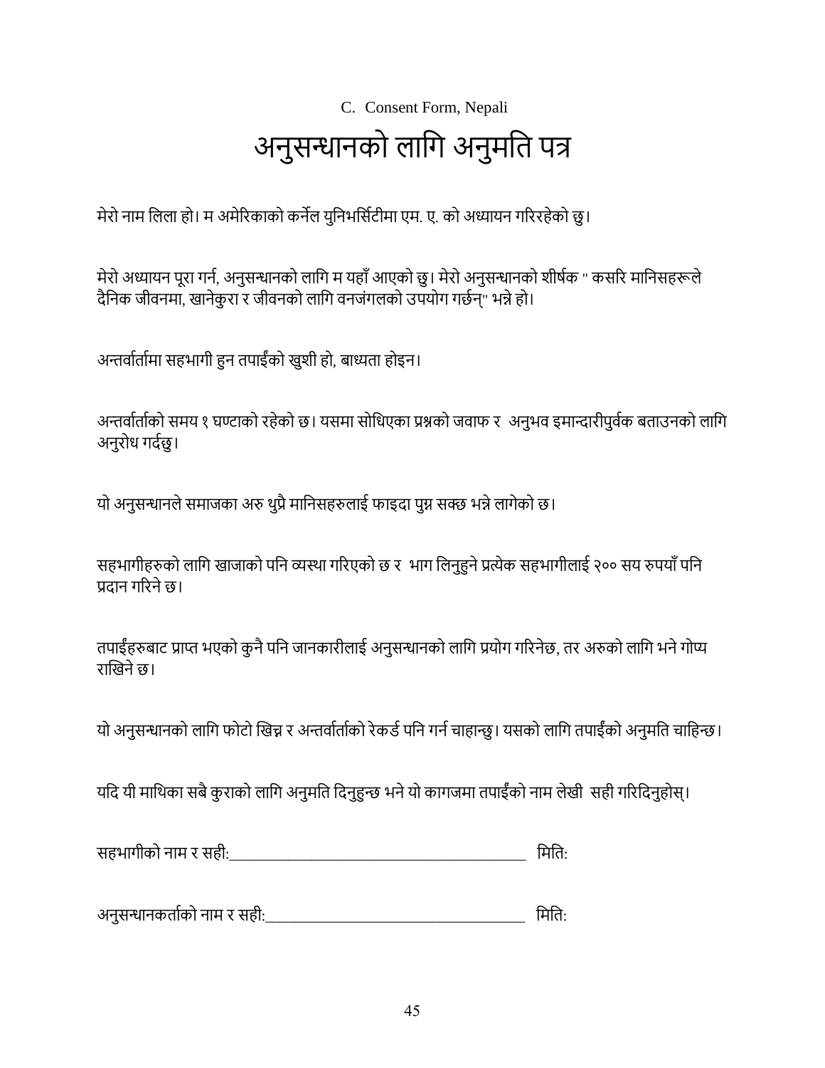C. Consent Form, Nepali

# अनुसन्धानको लागि अनुमति पत्र

मेरो नाम लिला हो। म अमेरिकाको कर्नेल युनिभर्सिटीमा एम. ए. को अध्ययन गरिरहेको छु।

मेरो अध्ययन पूरा गर्न, अनुसन्धानको लागि म यहाँ आएको छु। मेरो अनुसन्धानको शीर्षक " कसरि मानिसहरूले दैनिक जीवनमा, खानेकुरा र जीवनको लागि वनजंगलको उपयोग गर्छन्" भन्ने हो।

अन्तर्वार्तामा सहभागी हुन तपाईंको खुशी हो, बाध्यता होइन।

अन्तर्वार्ताको समय १ घण्टाको रहेको छ। यसमा सोधिएका प्रश्नको जवाफ र अनुभव इमान्दारीपुर्वक बताउनको लागि अनुरोध गर्दछु।

यो अनुसन्धानले समाजका अरु थुप्रै मानिसहरुलाई फाइदा पुग्न सक्छ भन्ने लागेको छ।

सहभागीहरुको लागि खाजाको पनि व्यस्था गरिएको छ र भाग लिनुहुने प्रत्येक सहभागीलाई २०० सय रुपयाँ पनि प्रदान गरिने छ।

तपाईंहरुबाट प्राप्त भएको कुनै पनि जानकारीलाई अनुसन्धानको लागि प्रयोग गरिनेछ, तर अरुको लागि भने गोप्य राखिने छ।

यो अनुसन्धानको लागि फोटो खिच्न र अन्तर्वार्ताको रेकर्ड पनि गर्न चाहान्छु। यसको लागि तपाईंको अनुमति चाहिन्छ।

यदि यी माथिका सबै कुराको लागि अनुमति दिनुहुन्छ भने यो कागजमा तपाईंको नाम लेखी सही गरिदिनुहोस्।

सहभागीको नाम र सही:_______________________________________ मिति:

अनुसन्धानकर्ताको नाम र सही:_________________________________ मिति: